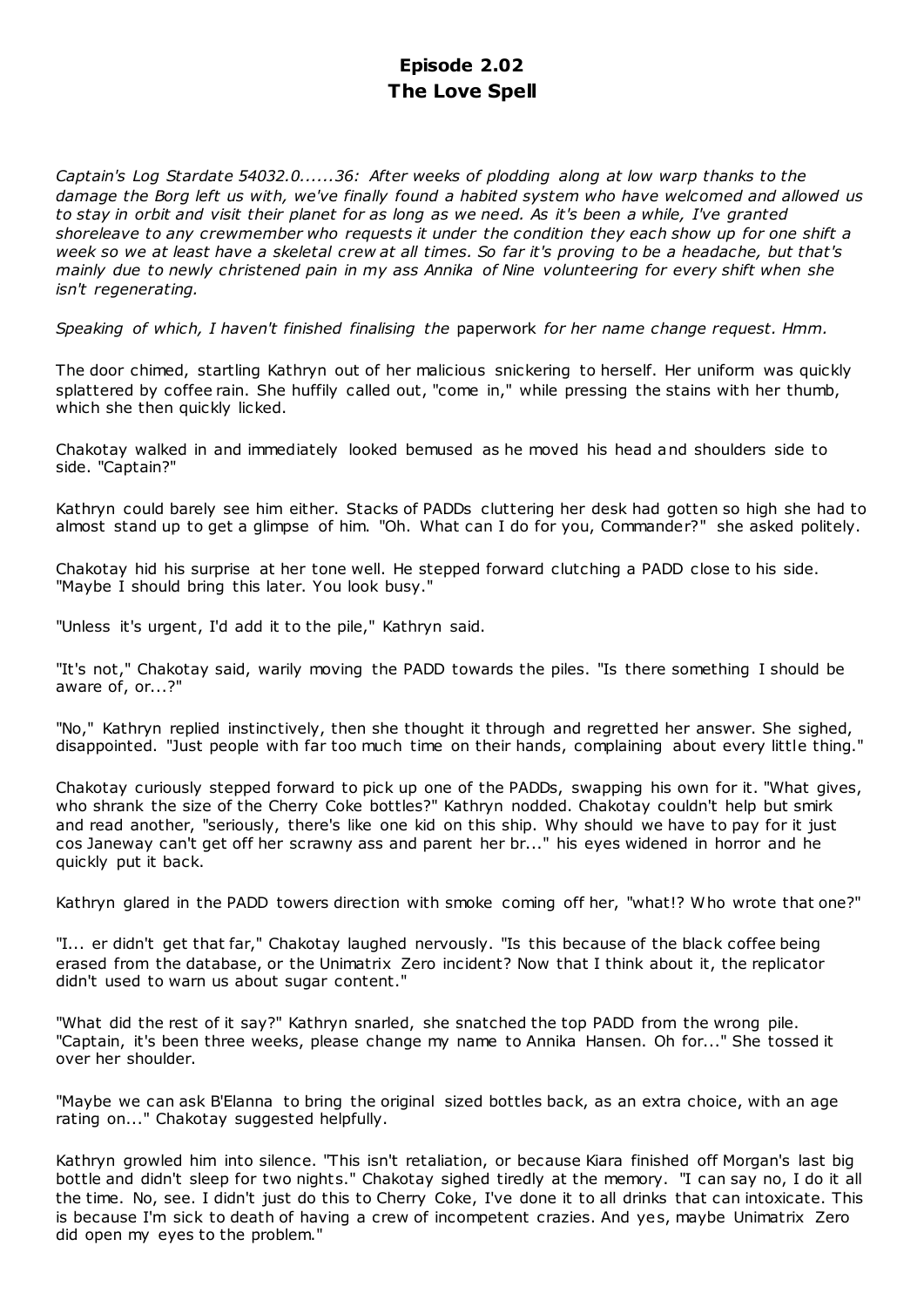# Episode 2.02
# The Love Spell

*Captain's Log Stardate 54032.0......36: After weeks of plodding along at low warp thanks to the damage the Borg left us with, we've finally found a habited system who have welcomed and allowed us to stay in orbit and visit their planet for as long as we need. As it's been a while, I've granted shoreleave to any crewmember who requests it under the condition they each show up for one shift a week so we at least have a skeletal crew at all times. So far it's proving to be a headache, but that's mainly due to newly christened pain in my ass Annika of Nine volunteering for every shift when she isn't regenerating.*

*Speaking of which, I haven't finished finalising the* paperwork *for her name change request. Hmm.*

The door chimed, startling Kathryn out of her malicious snickering to herself. Her uniform was quickly splattered by coffee rain. She huffily called out, "come in," while pressing the stains with her thumb, which she then quickly licked.

Chakotay walked in and immediately looked bemused as he moved his head and shoulders side to side. "Captain?"

Kathryn could barely see him either. Stacks of PADDs cluttering her desk had gotten so high she had to almost stand up to get a glimpse of him. "Oh. What can I do for you, Commander?" she asked politely.

Chakotay hid his surprise at her tone well. He stepped forward clutching a PADD close to his side. "Maybe I should bring this later. You look busy."

"Unless it's urgent, I'd add it to the pile," Kathryn said.

"It's not," Chakotay said, warily moving the PADD towards the piles. "Is there something I should be aware of, or...?"

"No," Kathryn replied instinctively, then she thought it through and regretted her answer. She sighed, disappointed. "Just people with far too much time on their hands, complaining about every little thing."

Chakotay curiously stepped forward to pick up one of the PADDs, swapping his own for it. "What gives, who shrank the size of the Cherry Coke bottles?" Kathryn nodded. Chakotay couldn't help but smirk and read another, "seriously, there's like one kid on this ship. Why should we have to pay for it just cos Janeway can't get off her scrawny ass and parent her br..." his eyes widened in horror and he quickly put it back.

Kathryn glared in the PADD towers direction with smoke coming off her, "what!? Who wrote that one?"

"I... er didn't get that far," Chakotay laughed nervously. "Is this because of the black coffee being erased from the database, or the Unimatrix Zero incident? Now that I think about it, the replicator didn't used to warn us about sugar content."

"What did the rest of it say?" Kathryn snarled, she snatched the top PADD from the wrong pile. "Captain, it's been three weeks, please change my name to Annika Hansen. Oh for..." She tossed it over her shoulder.

"Maybe we can ask B'Elanna to bring the original sized bottles back, as an extra choice, with an age rating on..." Chakotay suggested helpfully.

Kathryn growled him into silence. "This isn't retaliation, or because Kiara finished off Morgan's last big bottle and didn't sleep for two nights." Chakotay sighed tiredly at the memory. "I can say no, I do it all the time. No, see. I didn't just do this to Cherry Coke, I've done it to all drinks that can intoxicate. This is because I'm sick to death of having a crew of incompetent crazies. And yes, maybe Unimatrix Zero did open my eyes to the problem."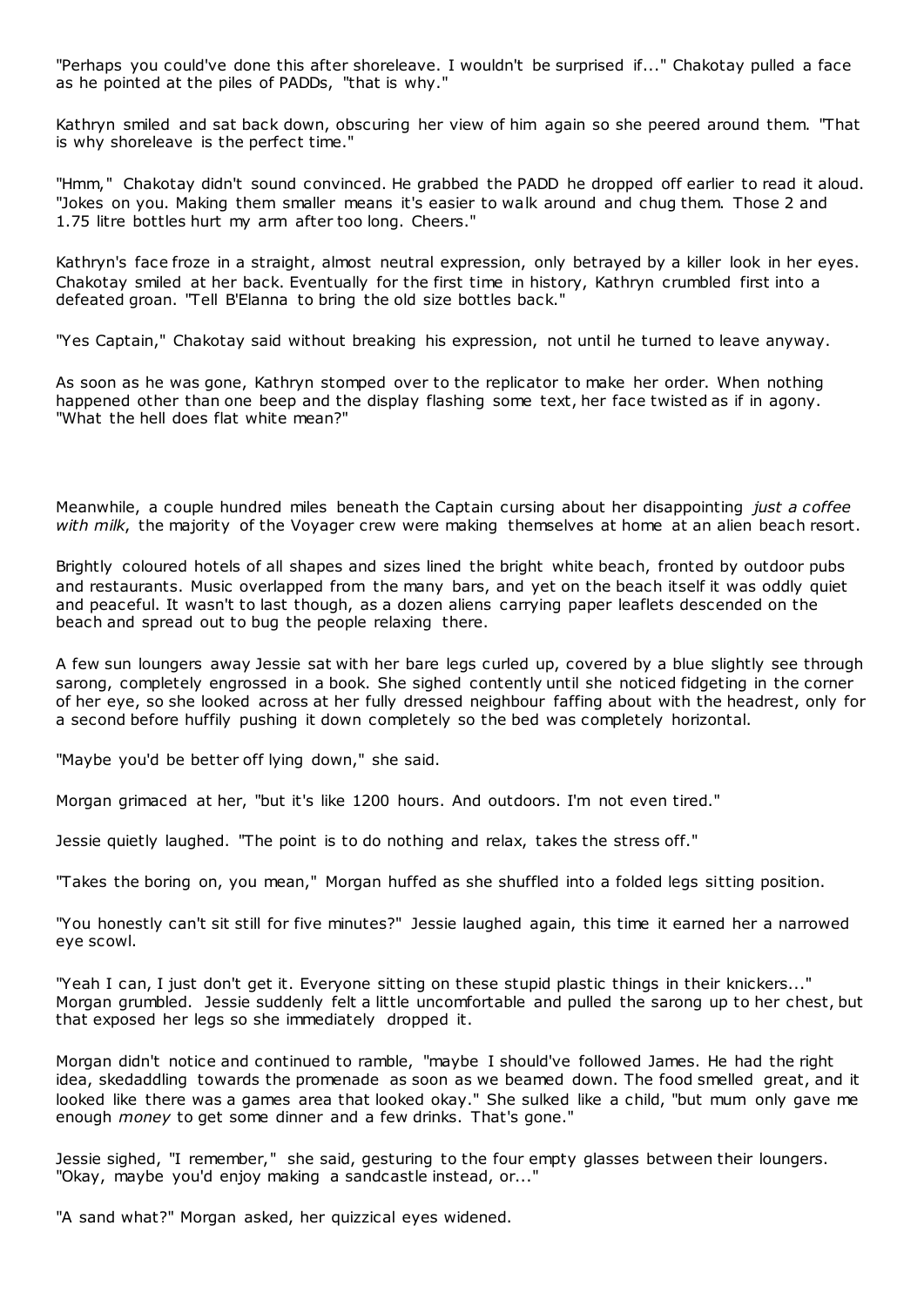"Perhaps you could've done this after shoreleave. I wouldn't be surprised if..." Chakotay pulled a face as he pointed at the piles of PADDs, "that is why."

Kathryn smiled and sat back down, obscuring her view of him again so she peered around them. "That is why shoreleave is the perfect time."

"Hmm," Chakotay didn't sound convinced. He grabbed the PADD he dropped off earlier to read it aloud. "Jokes on you. Making them smaller means it's easier to walk around and chug them. Those 2 and 1.75 litre bottles hurt my arm after too long. Cheers."

Kathryn's face froze in a straight, almost neutral expression, only betrayed by a killer look in her eyes. Chakotay smiled at her back. Eventually for the first time in history, Kathryn crumbled first into a defeated groan. "Tell B'Elanna to bring the old size bottles back."

"Yes Captain," Chakotay said without breaking his expression, not until he turned to leave anyway.

As soon as he was gone, Kathryn stomped over to the replicator to make her order. When nothing happened other than one beep and the display flashing some text, her face twisted as if in agony. "What the hell does flat white mean?"

Meanwhile, a couple hundred miles beneath the Captain cursing about her disappointing *just a coffee with milk*, the majority of the Voyager crew were making themselves at home at an alien beach resort.

Brightly coloured hotels of all shapes and sizes lined the bright white beach, fronted by outdoor pubs and restaurants. Music overlapped from the many bars, and yet on the beach itself it was oddly quiet and peaceful. It wasn't to last though, as a dozen aliens carrying paper leaflets descended on the beach and spread out to bug the people relaxing there.

A few sun loungers away Jessie sat with her bare legs curled up, covered by a blue slightly see through sarong, completely engrossed in a book. She sighed contently until she noticed fidgeting in the corner of her eye, so she looked across at her fully dressed neighbour faffing about with the headrest, only for a second before huffily pushing it down completely so the bed was completely horizontal.

"Maybe you'd be better off lying down," she said.

Morgan grimaced at her, "but it's like 1200 hours. And outdoors. I'm not even tired."

Jessie quietly laughed. "The point is to do nothing and relax, takes the stress off."

"Takes the boring on, you mean," Morgan huffed as she shuffled into a folded legs sitting position.

"You honestly can't sit still for five minutes?" Jessie laughed again, this time it earned her a narrowed eye scowl.

"Yeah I can, I just don't get it. Everyone sitting on these stupid plastic things in their knickers..." Morgan grumbled. Jessie suddenly felt a little uncomfortable and pulled the sarong up to her chest, but that exposed her legs so she immediately dropped it.

Morgan didn't notice and continued to ramble, "maybe I should've followed James. He had the right idea, skedaddling towards the promenade as soon as we beamed down. The food smelled great, and it looked like there was a games area that looked okay." She sulked like a child, "but mum only gave me enough *money* to get some dinner and a few drinks. That's gone."

Jessie sighed, "I remember," she said, gesturing to the four empty glasses between their loungers. "Okay, maybe you'd enjoy making a sandcastle instead, or..."

"A sand what?" Morgan asked, her quizzical eyes widened.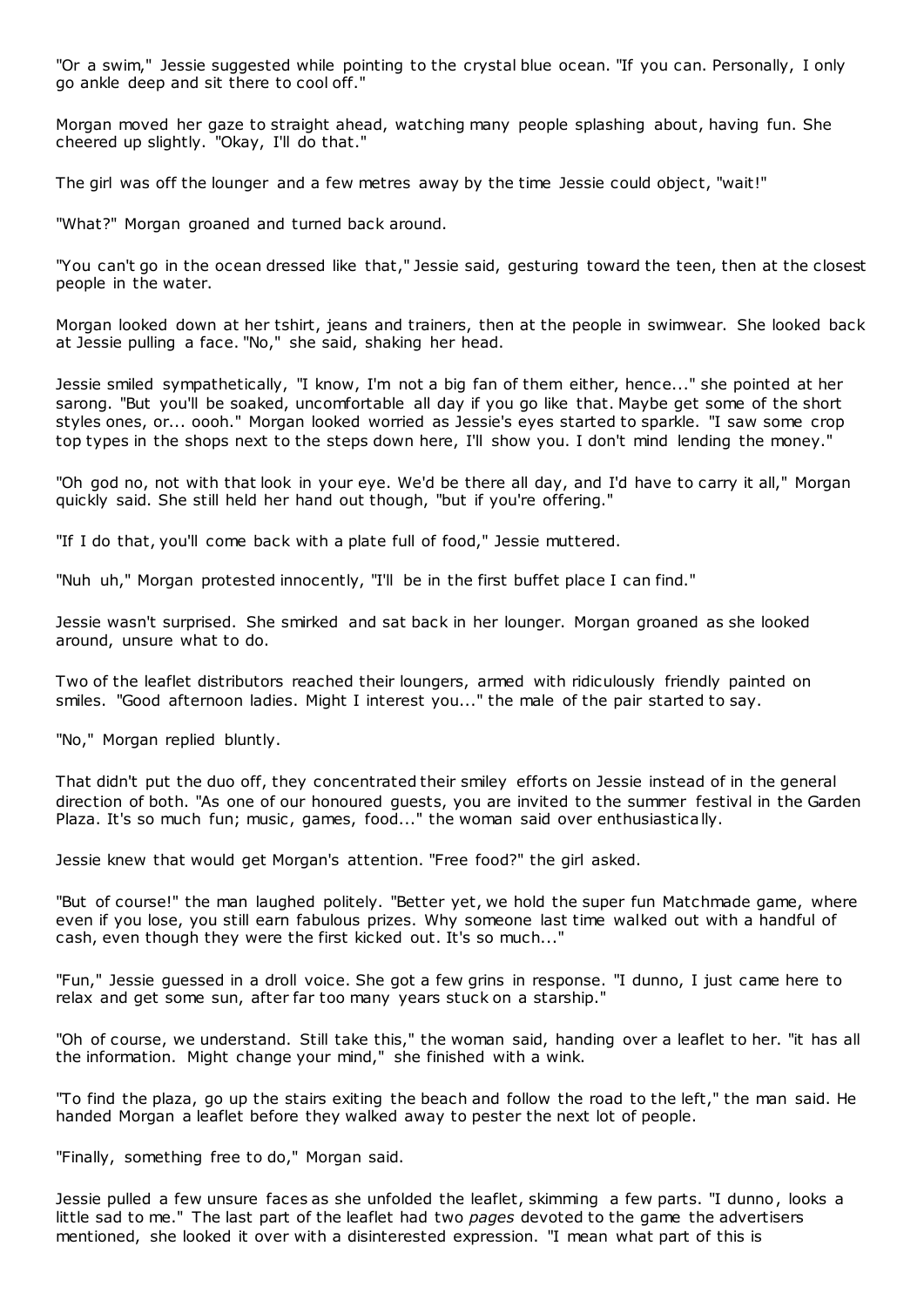"Or a swim," Jessie suggested while pointing to the crystal blue ocean. "If you can. Personally, I only go ankle deep and sit there to cool off."

Morgan moved her gaze to straight ahead, watching many people splashing about, having fun. She cheered up slightly. "Okay, I'll do that."

The girl was off the lounger and a few metres away by the time Jessie could object, "wait!"

"What?" Morgan groaned and turned back around.

"You can't go in the ocean dressed like that," Jessie said, gesturing toward the teen, then at the closest people in the water.

Morgan looked down at her tshirt, jeans and trainers, then at the people in swimwear. She looked back at Jessie pulling a face. "No," she said, shaking her head.

Jessie smiled sympathetically, "I know, I'm not a big fan of them either, hence..." she pointed at her sarong. "But you'll be soaked, uncomfortable all day if you go like that. Maybe get some of the short styles ones, or... oooh." Morgan looked worried as Jessie's eyes started to sparkle. "I saw some crop top types in the shops next to the steps down here, I'll show you. I don't mind lending the money."

"Oh god no, not with that look in your eye. We'd be there all day, and I'd have to carry it all," Morgan quickly said. She still held her hand out though, "but if you're offering."

"If I do that, you'll come back with a plate full of food," Jessie muttered.

"Nuh uh," Morgan protested innocently, "I'll be in the first buffet place I can find."

Jessie wasn't surprised. She smirked and sat back in her lounger. Morgan groaned as she looked around, unsure what to do.

Two of the leaflet distributors reached their loungers, armed with ridiculously friendly painted on smiles. "Good afternoon ladies. Might I interest you..." the male of the pair started to say.

"No," Morgan replied bluntly.

That didn't put the duo off, they concentrated their smiley efforts on Jessie instead of in the general direction of both. "As one of our honoured guests, you are invited to the summer festival in the Garden Plaza. It's so much fun; music, games, food..." the woman said over enthusiastically.

Jessie knew that would get Morgan's attention. "Free food?" the girl asked.

"But of course!" the man laughed politely. "Better yet, we hold the super fun Matchmade game, where even if you lose, you still earn fabulous prizes. Why someone last time walked out with a handful of cash, even though they were the first kicked out. It's so much..."

"Fun," Jessie guessed in a droll voice. She got a few grins in response. "I dunno, I just came here to relax and get some sun, after far too many years stuck on a starship."

"Oh of course, we understand. Still take this," the woman said, handing over a leaflet to her. "it has all the information. Might change your mind," she finished with a wink.

"To find the plaza, go up the stairs exiting the beach and follow the road to the left," the man said. He handed Morgan a leaflet before they walked away to pester the next lot of people.

"Finally, something free to do," Morgan said.

Jessie pulled a few unsure faces as she unfolded the leaflet, skimming a few parts. "I dunno, looks a little sad to me." The last part of the leaflet had two *pages* devoted to the game the advertisers mentioned, she looked it over with a disinterested expression. "I mean what part of this is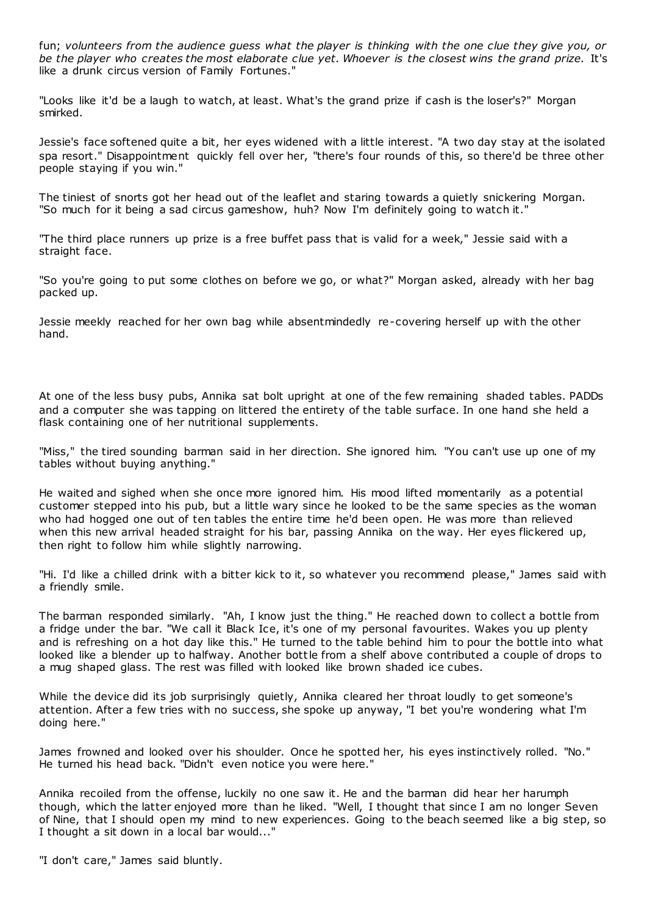fun; *volunteers from the audience guess what the player is thinking with the one clue they give you, or be the player who creates the most elaborate clue yet. Whoever is the closest wins the grand prize.* It's like a drunk circus version of Family Fortunes."

"Looks like it'd be a laugh to watch, at least. What's the grand prize if cash is the loser's?" Morgan smirked.

Jessie's face softened quite a bit, her eyes widened with a little interest. "A two day stay at the isolated spa resort." Disappointment quickly fell over her, "there's four rounds of this, so there'd be three other people staying if you win."

The tiniest of snorts got her head out of the leaflet and staring towards a quietly snickering Morgan. "So much for it being a sad circus gameshow, huh? Now I'm definitely going to watch it."

"The third place runners up prize is a free buffet pass that is valid for a week," Jessie said with a straight face.

"So you're going to put some clothes on before we go, or what?" Morgan asked, already with her bag packed up.

Jessie meekly reached for her own bag while absentmindedly re-covering herself up with the other hand.

At one of the less busy pubs, Annika sat bolt upright at one of the few remaining shaded tables. PADDs and a computer she was tapping on littered the entirety of the table surface. In one hand she held a flask containing one of her nutritional supplements.

"Miss," the tired sounding barman said in her direction. She ignored him. "You can't use up one of my tables without buying anything."

He waited and sighed when she once more ignored him. His mood lifted momentarily as a potential customer stepped into his pub, but a little wary since he looked to be the same species as the woman who had hogged one out of ten tables the entire time he'd been open. He was more than relieved when this new arrival headed straight for his bar, passing Annika on the way. Her eyes flickered up, then right to follow him while slightly narrowing.

"Hi. I'd like a chilled drink with a bitter kick to it, so whatever you recommend please," James said with a friendly smile.

The barman responded similarly. "Ah, I know just the thing." He reached down to collect a bottle from a fridge under the bar. "We call it Black Ice, it's one of my personal favourites. Wakes you up plenty and is refreshing on a hot day like this." He turned to the table behind him to pour the bottle into what looked like a blender up to halfway. Another bottle from a shelf above contributed a couple of drops to a mug shaped glass. The rest was filled with looked like brown shaded ice cubes.

While the device did its job surprisingly quietly, Annika cleared her throat loudly to get someone's attention. After a few tries with no success, she spoke up anyway, "I bet you're wondering what I'm doing here."

James frowned and looked over his shoulder. Once he spotted her, his eyes instinctively rolled. "No." He turned his head back. "Didn't even notice you were here."

Annika recoiled from the offense, luckily no one saw it. He and the barman did hear her harumph though, which the latter enjoyed more than he liked. "Well, I thought that since I am no longer Seven of Nine, that I should open my mind to new experiences. Going to the beach seemed like a big step, so I thought a sit down in a local bar would..."

"I don't care," James said bluntly.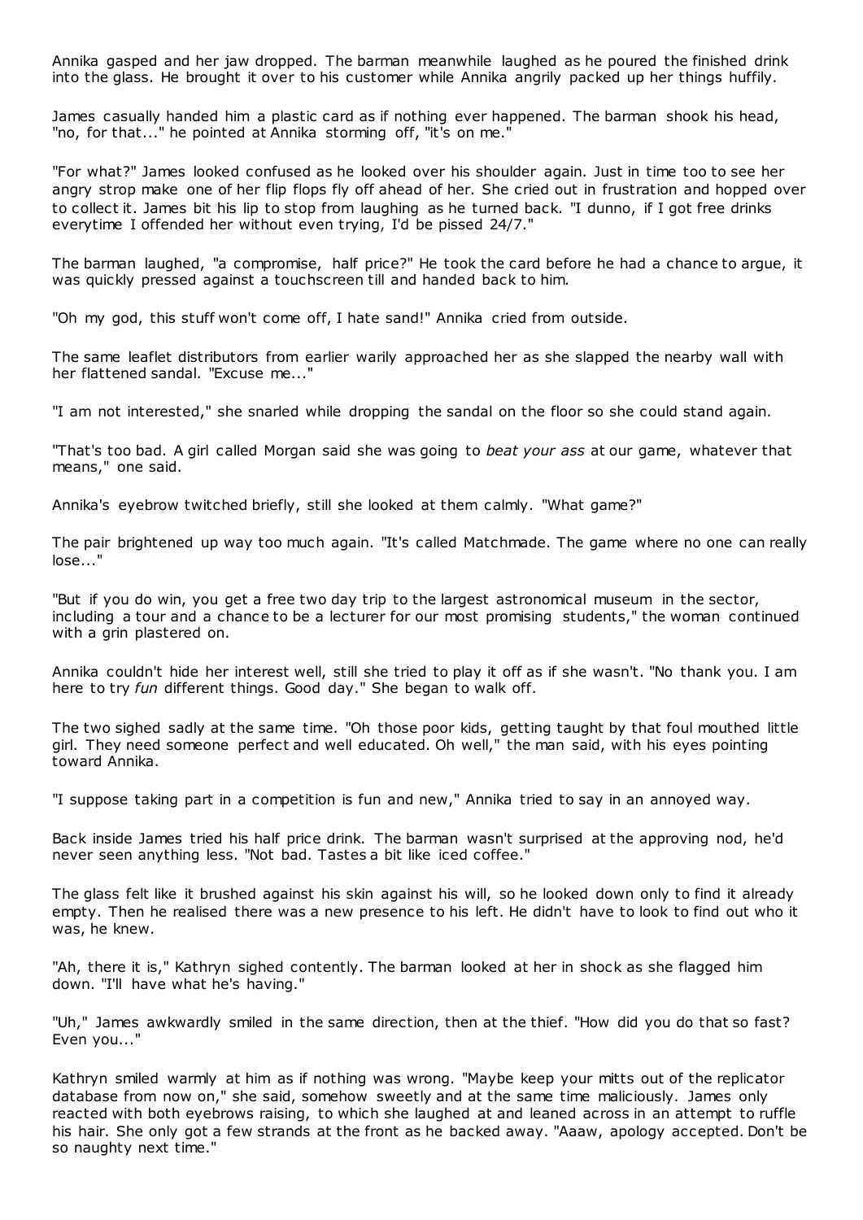Annika gasped and her jaw dropped. The barman meanwhile laughed as he poured the finished drink into the glass. He brought it over to his customer while Annika angrily packed up her things huffily.

James casually handed him a plastic card as if nothing ever happened. The barman shook his head, "no, for that..." he pointed at Annika storming off, "it's on me."

"For what?" James looked confused as he looked over his shoulder again. Just in time too to see her angry strop make one of her flip flops fly off ahead of her. She cried out in frustration and hopped over to collect it. James bit his lip to stop from laughing as he turned back. "I dunno, if I got free drinks everytime I offended her without even trying, I'd be pissed 24/7."

The barman laughed, "a compromise, half price?" He took the card before he had a chance to argue, it was quickly pressed against a touchscreen till and handed back to him.

"Oh my god, this stuff won't come off, I hate sand!" Annika cried from outside.

The same leaflet distributors from earlier warily approached her as she slapped the nearby wall with her flattened sandal. "Excuse me..."

"I am not interested," she snarled while dropping the sandal on the floor so she could stand again.

"That's too bad. A girl called Morgan said she was going to *beat your ass* at our game, whatever that means," one said.

Annika's eyebrow twitched briefly, still she looked at them calmly. "What game?"

The pair brightened up way too much again. "It's called Matchmade. The game where no one can really lose..."

"But if you do win, you get a free two day trip to the largest astronomical museum in the sector, including a tour and a chance to be a lecturer for our most promising students," the woman continued with a grin plastered on.

Annika couldn't hide her interest well, still she tried to play it off as if she wasn't. "No thank you. I am here to try *fun* different things. Good day." She began to walk off.

The two sighed sadly at the same time. "Oh those poor kids, getting taught by that foul mouthed little girl. They need someone perfect and well educated. Oh well," the man said, with his eyes pointing toward Annika.

"I suppose taking part in a competition is fun and new," Annika tried to say in an annoyed way.

Back inside James tried his half price drink. The barman wasn't surprised at the approving nod, he'd never seen anything less. "Not bad. Tastes a bit like iced coffee."

The glass felt like it brushed against his skin against his will, so he looked down only to find it already empty. Then he realised there was a new presence to his left. He didn't have to look to find out who it was, he knew.

"Ah, there it is," Kathryn sighed contently. The barman looked at her in shock as she flagged him down. "I'll have what he's having."

"Uh," James awkwardly smiled in the same direction, then at the thief. "How did you do that so fast? Even you..."

Kathryn smiled warmly at him as if nothing was wrong. "Maybe keep your mitts out of the replicator database from now on," she said, somehow sweetly and at the same time maliciously. James only reacted with both eyebrows raising, to which she laughed at and leaned across in an attempt to ruffle his hair. She only got a few strands at the front as he backed away. "Aaaw, apology accepted. Don't be so naughty next time."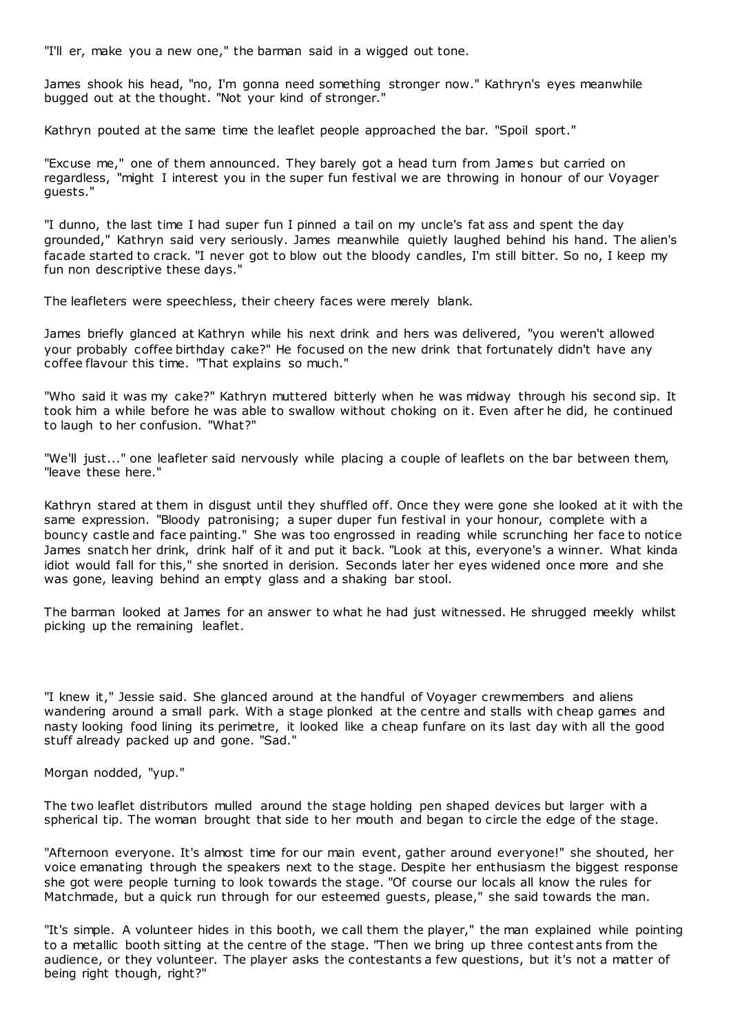"I'll er, make you a new one," the barman said in a wigged out tone.

James shook his head, "no, I'm gonna need something stronger now." Kathryn's eyes meanwhile bugged out at the thought. "Not your kind of stronger."

Kathryn pouted at the same time the leaflet people approached the bar. "Spoil sport."

"Excuse me," one of them announced. They barely got a head turn from James but carried on regardless, "might I interest you in the super fun festival we are throwing in honour of our Voyager guests."

"I dunno, the last time I had super fun I pinned a tail on my uncle's fat ass and spent the day grounded," Kathryn said very seriously. James meanwhile quietly laughed behind his hand. The alien's facade started to crack. "I never got to blow out the bloody candles, I'm still bitter. So no, I keep my fun non descriptive these days."

The leafleters were speechless, their cheery faces were merely blank.

James briefly glanced at Kathryn while his next drink and hers was delivered, "you weren't allowed your probably coffee birthday cake?" He focused on the new drink that fortunately didn't have any coffee flavour this time. "That explains so much."

"Who said it was my cake?" Kathryn muttered bitterly when he was midway through his second sip. It took him a while before he was able to swallow without choking on it. Even after he did, he continued to laugh to her confusion. "What?"

"We'll just..." one leafleter said nervously while placing a couple of leaflets on the bar between them, "leave these here."

Kathryn stared at them in disgust until they shuffled off. Once they were gone she looked at it with the same expression. "Bloody patronising; a super duper fun festival in your honour, complete with a bouncy castle and face painting." She was too engrossed in reading while scrunching her face to notice James snatch her drink, drink half of it and put it back. "Look at this, everyone's a winner. What kinda idiot would fall for this," she snorted in derision. Seconds later her eyes widened once more and she was gone, leaving behind an empty glass and a shaking bar stool.

The barman looked at James for an answer to what he had just witnessed. He shrugged meekly whilst picking up the remaining leaflet.

"I knew it," Jessie said. She glanced around at the handful of Voyager crewmembers and aliens wandering around a small park. With a stage plonked at the centre and stalls with cheap games and nasty looking food lining its perimetre, it looked like a cheap funfare on its last day with all the good stuff already packed up and gone. "Sad."

Morgan nodded, "yup."

The two leaflet distributors mulled around the stage holding pen shaped devices but larger with a spherical tip. The woman brought that side to her mouth and began to circle the edge of the stage.

"Afternoon everyone. It's almost time for our main event, gather around everyone!" she shouted, her voice emanating through the speakers next to the stage. Despite her enthusiasm the biggest response she got were people turning to look towards the stage. "Of course our locals all know the rules for Matchmade, but a quick run through for our esteemed guests, please," she said towards the man.

"It's simple. A volunteer hides in this booth, we call them the player," the man explained while pointing to a metallic booth sitting at the centre of the stage. "Then we bring up three contestants from the audience, or they volunteer. The player asks the contestants a few questions, but it's not a matter of being right though, right?"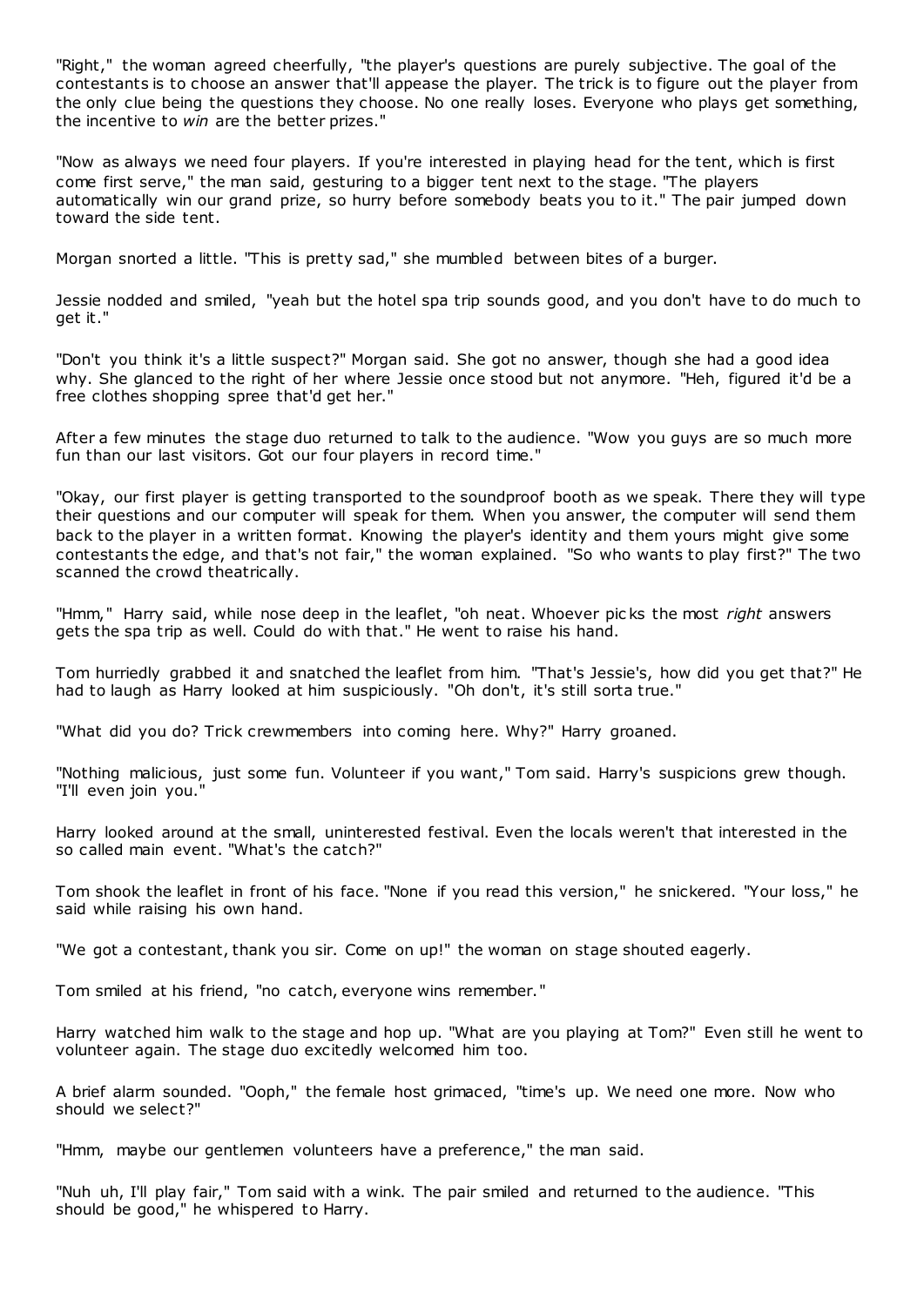"Right," the woman agreed cheerfully, "the player's questions are purely subjective. The goal of the contestants is to choose an answer that'll appease the player. The trick is to figure out the player from the only clue being the questions they choose. No one really loses. Everyone who plays get something, the incentive to *win* are the better prizes."

"Now as always we need four players. If you're interested in playing head for the tent, which is first come first serve," the man said, gesturing to a bigger tent next to the stage. "The players automatically win our grand prize, so hurry before somebody beats you to it." The pair jumped down toward the side tent.

Morgan snorted a little. "This is pretty sad," she mumbled between bites of a burger.

Jessie nodded and smiled, "yeah but the hotel spa trip sounds good, and you don't have to do much to get it."

"Don't you think it's a little suspect?" Morgan said. She got no answer, though she had a good idea why. She glanced to the right of her where Jessie once stood but not anymore. "Heh, figured it'd be a free clothes shopping spree that'd get her."

After a few minutes the stage duo returned to talk to the audience. "Wow you guys are so much more fun than our last visitors. Got our four players in record time."

"Okay, our first player is getting transported to the soundproof booth as we speak. There they will type their questions and our computer will speak for them. When you answer, the computer will send them back to the player in a written format. Knowing the player's identity and them yours might give some contestants the edge, and that's not fair," the woman explained. "So who wants to play first?" The two scanned the crowd theatrically.

"Hmm," Harry said, while nose deep in the leaflet, "oh neat. Whoever picks the most *right* answers gets the spa trip as well. Could do with that." He went to raise his hand.

Tom hurriedly grabbed it and snatched the leaflet from him. "That's Jessie's, how did you get that?" He had to laugh as Harry looked at him suspiciously. "Oh don't, it's still sorta true."

"What did you do? Trick crewmembers into coming here. Why?" Harry groaned.

"Nothing malicious, just some fun. Volunteer if you want," Tom said. Harry's suspicions grew though. "I'll even join you."

Harry looked around at the small, uninterested festival. Even the locals weren't that interested in the so called main event. "What's the catch?"

Tom shook the leaflet in front of his face. "None if you read this version," he snickered. "Your loss," he said while raising his own hand.

"We got a contestant, thank you sir. Come on up!" the woman on stage shouted eagerly.

Tom smiled at his friend, "no catch, everyone wins remember."

Harry watched him walk to the stage and hop up. "What are you playing at Tom?" Even still he went to volunteer again. The stage duo excitedly welcomed him too.

A brief alarm sounded. "Ooph," the female host grimaced, "time's up. We need one more. Now who should we select?"

"Hmm, maybe our gentlemen volunteers have a preference," the man said.

"Nuh uh, I'll play fair," Tom said with a wink. The pair smiled and returned to the audience. "This should be good," he whispered to Harry.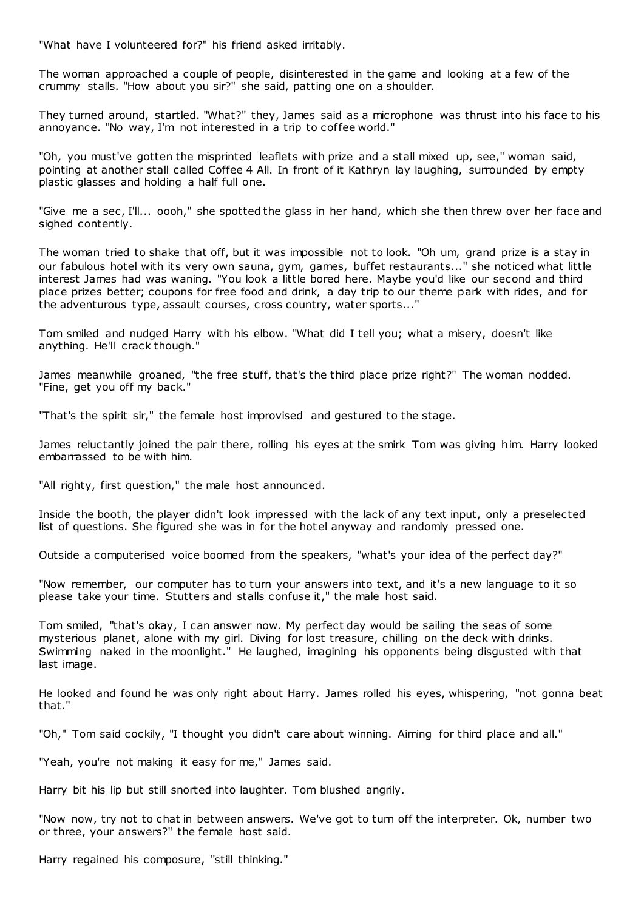"What have I volunteered for?" his friend asked irritably.

The woman approached a couple of people, disinterested in the game and looking at a few of the crummy stalls. "How about you sir?" she said, patting one on a shoulder.

They turned around, startled. "What?" they, James said as a microphone was thrust into his face to his annoyance. "No way, I'm not interested in a trip to coffee world."

"Oh, you must've gotten the misprinted leaflets with prize and a stall mixed up, see," woman said, pointing at another stall called Coffee 4 All. In front of it Kathryn lay laughing, surrounded by empty plastic glasses and holding a half full one.

"Give me a sec, I'll... oooh," she spotted the glass in her hand, which she then threw over her face and sighed contently.

The woman tried to shake that off, but it was impossible not to look. "Oh um, grand prize is a stay in our fabulous hotel with its very own sauna, gym, games, buffet restaurants..." she noticed what little interest James had was waning. "You look a little bored here. Maybe you'd like our second and third place prizes better; coupons for free food and drink, a day trip to our theme park with rides, and for the adventurous type, assault courses, cross country, water sports..."

Tom smiled and nudged Harry with his elbow. "What did I tell you; what a misery, doesn't like anything. He'll crack though."

James meanwhile groaned, "the free stuff, that's the third place prize right?" The woman nodded. "Fine, get you off my back."

"That's the spirit sir," the female host improvised and gestured to the stage.

James reluctantly joined the pair there, rolling his eyes at the smirk Tom was giving him. Harry looked embarrassed to be with him.

"All righty, first question," the male host announced.

Inside the booth, the player didn't look impressed with the lack of any text input, only a preselected list of questions. She figured she was in for the hotel anyway and randomly pressed one.

Outside a computerised voice boomed from the speakers, "what's your idea of the perfect day?"

"Now remember, our computer has to turn your answers into text, and it's a new language to it so please take your time. Stutters and stalls confuse it," the male host said.

Tom smiled, "that's okay, I can answer now. My perfect day would be sailing the seas of some mysterious planet, alone with my girl. Diving for lost treasure, chilling on the deck with drinks. Swimming naked in the moonlight." He laughed, imagining his opponents being disgusted with that last image.

He looked and found he was only right about Harry. James rolled his eyes, whispering, "not gonna beat that."

"Oh," Tom said cockily, "I thought you didn't care about winning. Aiming for third place and all."

"Yeah, you're not making it easy for me," James said.

Harry bit his lip but still snorted into laughter. Tom blushed angrily.

"Now now, try not to chat in between answers. We've got to turn off the interpreter. Ok, number two or three, your answers?" the female host said.

Harry regained his composure, "still thinking."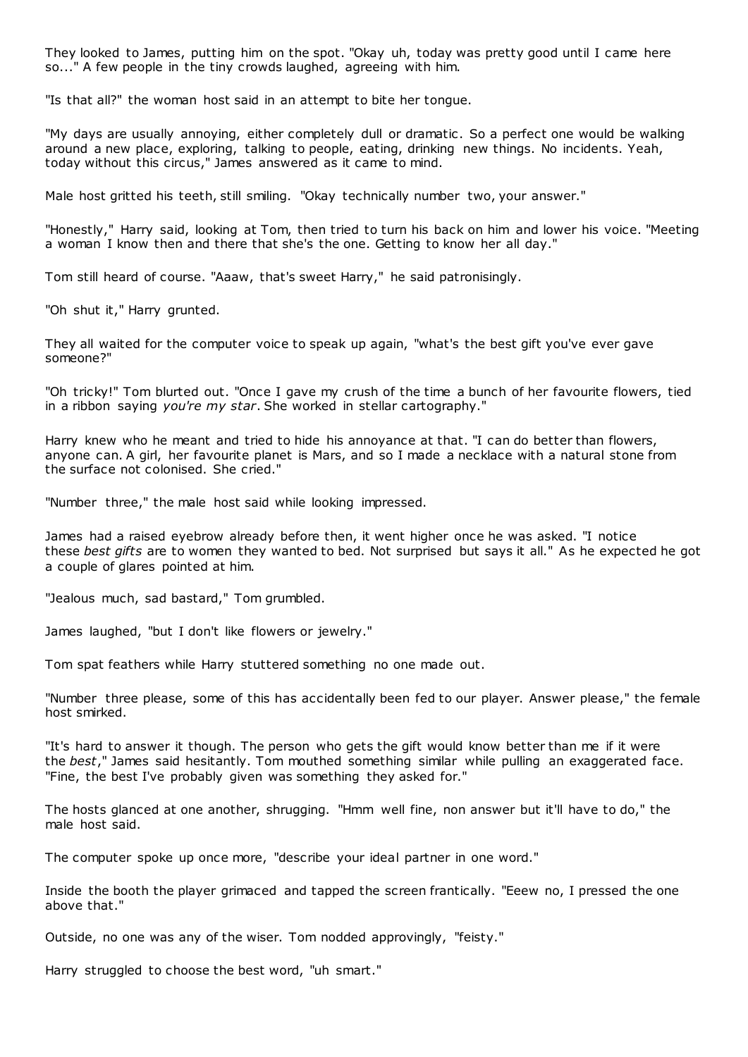They looked to James, putting him on the spot. "Okay uh, today was pretty good until I came here so..." A few people in the tiny crowds laughed, agreeing with him.

"Is that all?" the woman host said in an attempt to bite her tongue.

"My days are usually annoying, either completely dull or dramatic. So a perfect one would be walking around a new place, exploring, talking to people, eating, drinking new things. No incidents. Yeah, today without this circus," James answered as it came to mind.

Male host gritted his teeth, still smiling. "Okay technically number two, your answer."

"Honestly," Harry said, looking at Tom, then tried to turn his back on him and lower his voice. "Meeting a woman I know then and there that she's the one. Getting to know her all day."

Tom still heard of course. "Aaaw, that's sweet Harry," he said patronisingly.

"Oh shut it," Harry grunted.

They all waited for the computer voice to speak up again, "what's the best gift you've ever gave someone?"

"Oh tricky!" Tom blurted out. "Once I gave my crush of the time a bunch of her favourite flowers, tied in a ribbon saying *you're my star*. She worked in stellar cartography."

Harry knew who he meant and tried to hide his annoyance at that. "I can do better than flowers, anyone can. A girl, her favourite planet is Mars, and so I made a necklace with a natural stone from the surface not colonised. She cried."

"Number three," the male host said while looking impressed.

James had a raised eyebrow already before then, it went higher once he was asked. "I notice these *best gifts* are to women they wanted to bed. Not surprised but says it all." As he expected he got a couple of glares pointed at him.

"Jealous much, sad bastard," Tom grumbled.

James laughed, "but I don't like flowers or jewelry."

Tom spat feathers while Harry stuttered something no one made out.

"Number three please, some of this has accidentally been fed to our player. Answer please," the female host smirked.

"It's hard to answer it though. The person who gets the gift would know better than me if it were the *best*," James said hesitantly. Tom mouthed something similar while pulling an exaggerated face. "Fine, the best I've probably given was something they asked for."

The hosts glanced at one another, shrugging. "Hmm well fine, non answer but it'll have to do," the male host said.

The computer spoke up once more, "describe your ideal partner in one word."

Inside the booth the player grimaced and tapped the screen frantically. "Eeew no, I pressed the one above that."

Outside, no one was any of the wiser. Tom nodded approvingly, "feisty."

Harry struggled to choose the best word, "uh smart."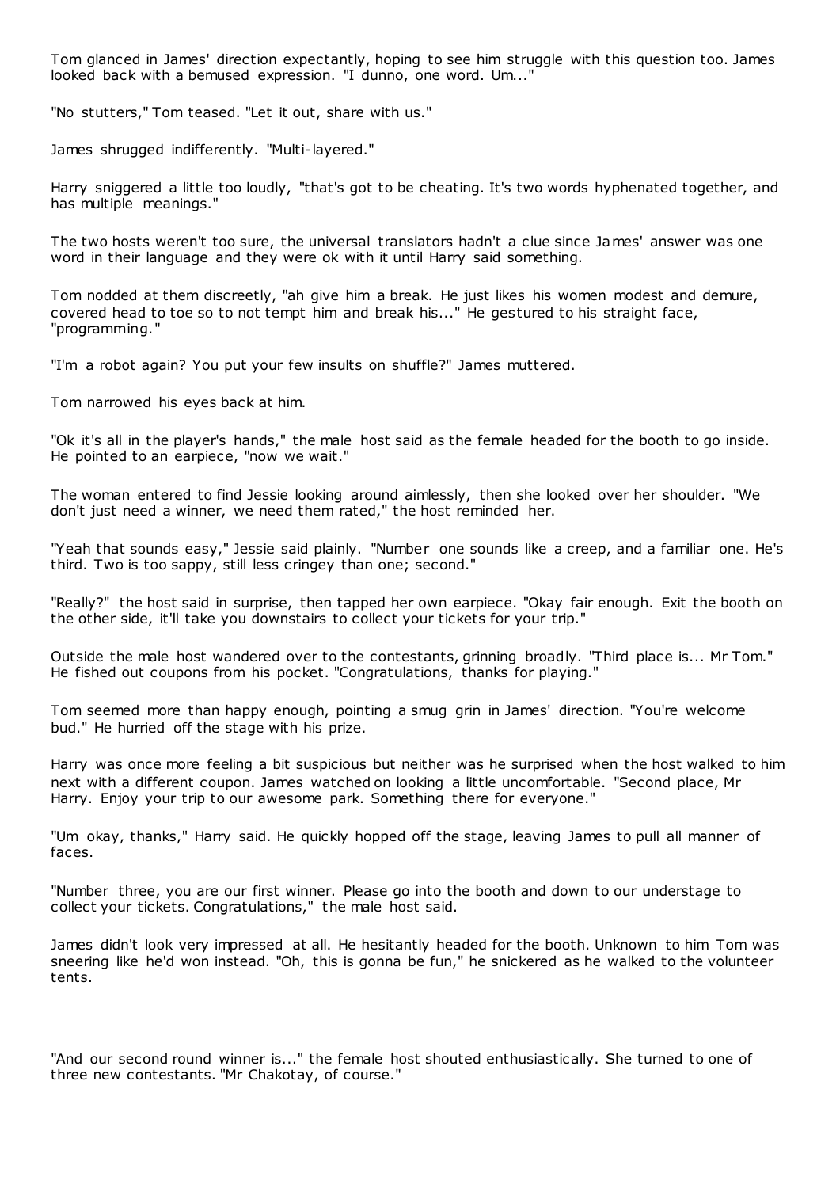Tom glanced in James' direction expectantly, hoping to see him struggle with this question too. James looked back with a bemused expression. "I dunno, one word. Um..."

"No stutters," Tom teased. "Let it out, share with us."

James shrugged indifferently. "Multi-layered."

Harry sniggered a little too loudly, "that's got to be cheating. It's two words hyphenated together, and has multiple meanings."

The two hosts weren't too sure, the universal translators hadn't a clue since James' answer was one word in their language and they were ok with it until Harry said something.

Tom nodded at them discreetly, "ah give him a break. He just likes his women modest and demure, covered head to toe so to not tempt him and break his..." He gestured to his straight face, "programming."

"I'm a robot again? You put your few insults on shuffle?" James muttered.

Tom narrowed his eyes back at him.

"Ok it's all in the player's hands," the male host said as the female headed for the booth to go inside. He pointed to an earpiece, "now we wait."

The woman entered to find Jessie looking around aimlessly, then she looked over her shoulder. "We don't just need a winner, we need them rated," the host reminded her.

"Yeah that sounds easy," Jessie said plainly. "Number one sounds like a creep, and a familiar one. He's third. Two is too sappy, still less cringey than one; second."

"Really?" the host said in surprise, then tapped her own earpiece. "Okay fair enough. Exit the booth on the other side, it'll take you downstairs to collect your tickets for your trip."

Outside the male host wandered over to the contestants, grinning broadly. "Third place is... Mr Tom." He fished out coupons from his pocket. "Congratulations, thanks for playing."

Tom seemed more than happy enough, pointing a smug grin in James' direction. "You're welcome bud." He hurried off the stage with his prize.

Harry was once more feeling a bit suspicious but neither was he surprised when the host walked to him next with a different coupon. James watched on looking a little uncomfortable. "Second place, Mr Harry. Enjoy your trip to our awesome park. Something there for everyone."

"Um okay, thanks," Harry said. He quickly hopped off the stage, leaving James to pull all manner of faces.

"Number three, you are our first winner. Please go into the booth and down to our understage to collect your tickets. Congratulations," the male host said.

James didn't look very impressed at all. He hesitantly headed for the booth. Unknown to him Tom was sneering like he'd won instead. "Oh, this is gonna be fun," he snickered as he walked to the volunteer tents.

"And our second round winner is..." the female host shouted enthusiastically. She turned to one of three new contestants. "Mr Chakotay, of course."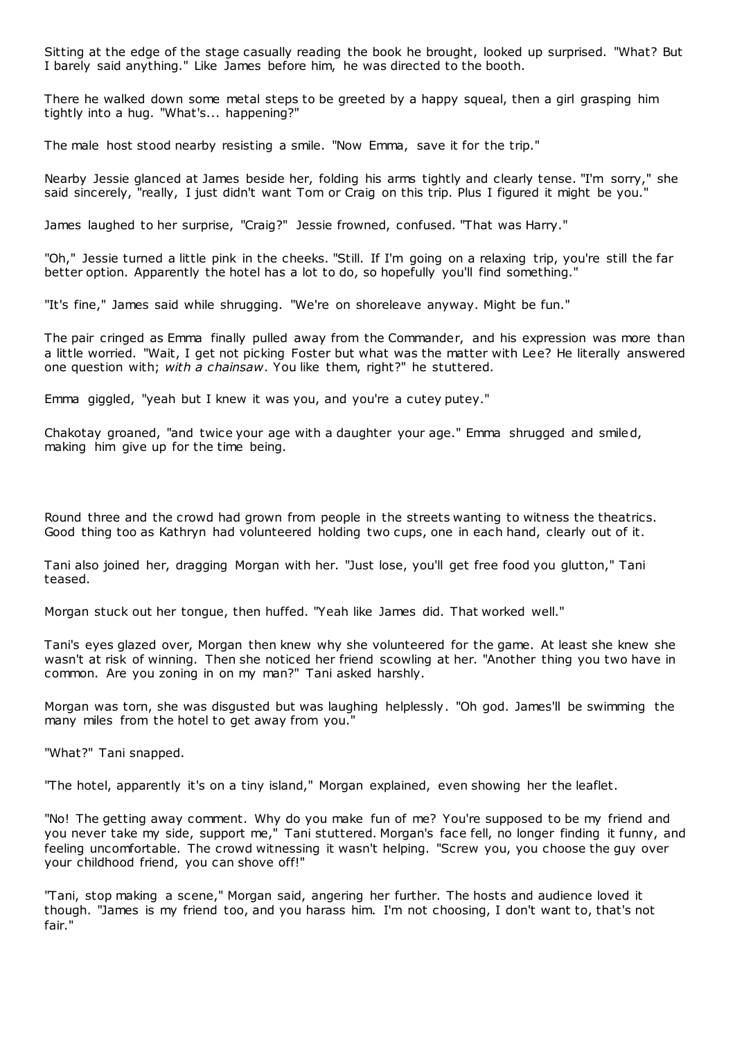Sitting at the edge of the stage casually reading the book he brought, looked up surprised. "What? But I barely said anything." Like James before him, he was directed to the booth.

There he walked down some metal steps to be greeted by a happy squeal, then a girl grasping him tightly into a hug. "What's... happening?"

The male host stood nearby resisting a smile. "Now Emma, save it for the trip."

Nearby Jessie glanced at James beside her, folding his arms tightly and clearly tense. "I'm sorry," she said sincerely, "really, I just didn't want Tom or Craig on this trip. Plus I figured it might be you."

James laughed to her surprise, "Craig?" Jessie frowned, confused. "That was Harry."

"Oh," Jessie turned a little pink in the cheeks. "Still. If I'm going on a relaxing trip, you're still the far better option. Apparently the hotel has a lot to do, so hopefully you'll find something."

"It's fine," James said while shrugging. "We're on shoreleave anyway. Might be fun."

The pair cringed as Emma finally pulled away from the Commander, and his expression was more than a little worried. "Wait, I get not picking Foster but what was the matter with Lee? He literally answered one question with; *with a chainsaw*. You like them, right?" he stuttered.

Emma giggled, "yeah but I knew it was you, and you're a cutey putey."

Chakotay groaned, "and twice your age with a daughter your age." Emma shrugged and smiled, making him give up for the time being.

Round three and the crowd had grown from people in the streets wanting to witness the theatrics. Good thing too as Kathryn had volunteered holding two cups, one in each hand, clearly out of it.

Tani also joined her, dragging Morgan with her. "Just lose, you'll get free food you glutton," Tani teased.

Morgan stuck out her tongue, then huffed. "Yeah like James did. That worked well."

Tani's eyes glazed over, Morgan then knew why she volunteered for the game. At least she knew she wasn't at risk of winning. Then she noticed her friend scowling at her. "Another thing you two have in common. Are you zoning in on my man?" Tani asked harshly.

Morgan was torn, she was disgusted but was laughing helplessly. "Oh god. James'll be swimming the many miles from the hotel to get away from you."

"What?" Tani snapped.

"The hotel, apparently it's on a tiny island," Morgan explained, even showing her the leaflet.

"No! The getting away comment. Why do you make fun of me? You're supposed to be my friend and you never take my side, support me," Tani stuttered. Morgan's face fell, no longer finding it funny, and feeling uncomfortable. The crowd witnessing it wasn't helping. "Screw you, you choose the guy over your childhood friend, you can shove off!"

"Tani, stop making a scene," Morgan said, angering her further. The hosts and audience loved it though. "James is my friend too, and you harass him. I'm not choosing, I don't want to, that's not fair."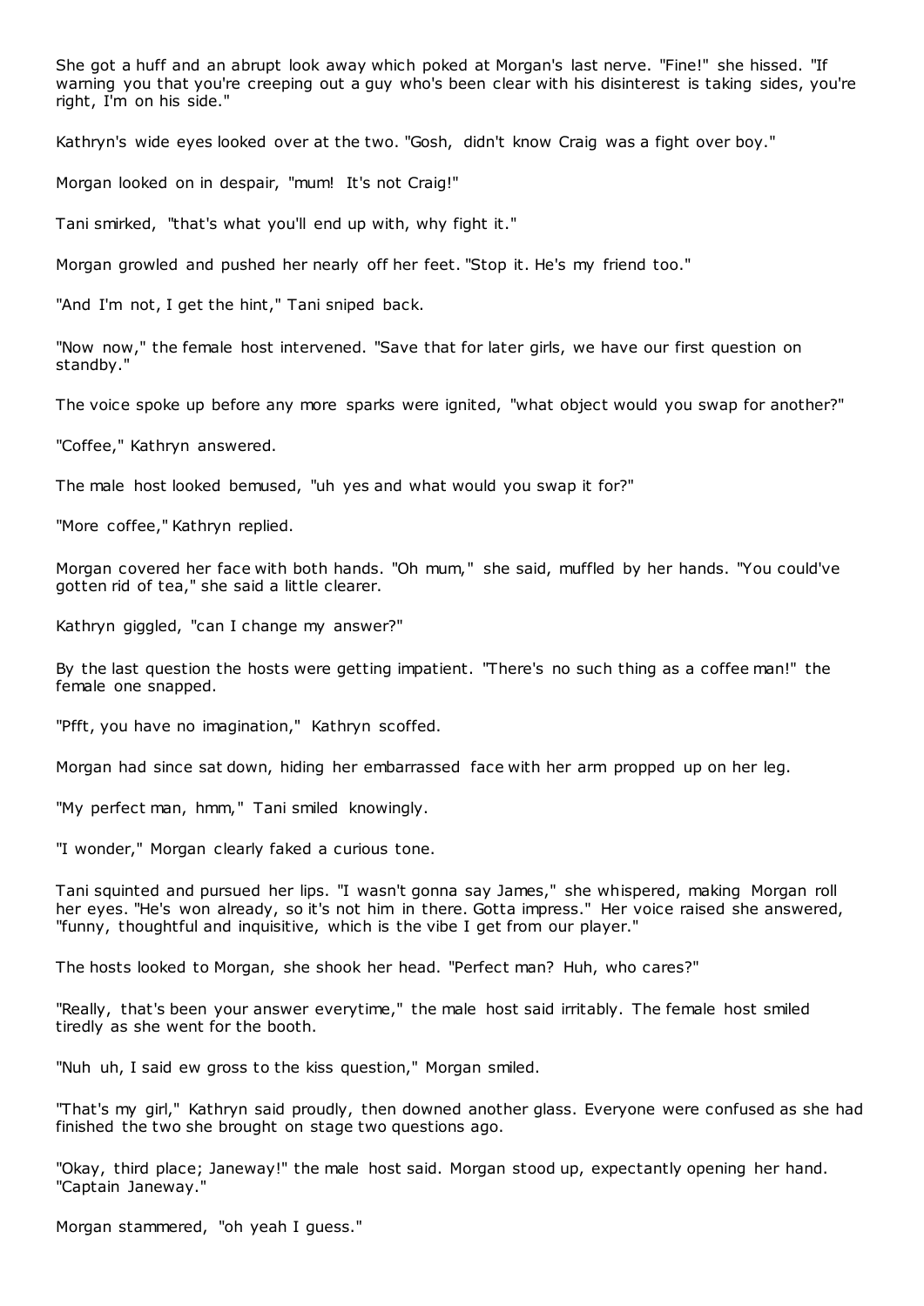She got a huff and an abrupt look away which poked at Morgan's last nerve. "Fine!" she hissed. "If warning you that you're creeping out a guy who's been clear with his disinterest is taking sides, you're right, I'm on his side."

Kathryn's wide eyes looked over at the two. "Gosh, didn't know Craig was a fight over boy."

Morgan looked on in despair, "mum! It's not Craig!"

Tani smirked, "that's what you'll end up with, why fight it."

Morgan growled and pushed her nearly off her feet. "Stop it. He's my friend too."

"And I'm not, I get the hint," Tani sniped back.

"Now now," the female host intervened. "Save that for later girls, we have our first question on standby."

The voice spoke up before any more sparks were ignited, "what object would you swap for another?"

"Coffee," Kathryn answered.

The male host looked bemused, "uh yes and what would you swap it for?"

"More coffee," Kathryn replied.

Morgan covered her face with both hands. "Oh mum," she said, muffled by her hands. "You could've gotten rid of tea," she said a little clearer.

Kathryn giggled, "can I change my answer?"

By the last question the hosts were getting impatient. "There's no such thing as a coffee man!" the female one snapped.

"Pfft, you have no imagination," Kathryn scoffed.

Morgan had since sat down, hiding her embarrassed face with her arm propped up on her leg.

"My perfect man, hmm," Tani smiled knowingly.

"I wonder," Morgan clearly faked a curious tone.

Tani squinted and pursued her lips. "I wasn't gonna say James," she whispered, making Morgan roll her eyes. "He's won already, so it's not him in there. Gotta impress." Her voice raised she answered, "funny, thoughtful and inquisitive, which is the vibe I get from our player."

The hosts looked to Morgan, she shook her head. "Perfect man? Huh, who cares?"

"Really, that's been your answer everytime," the male host said irritably. The female host smiled tiredly as she went for the booth.

"Nuh uh, I said ew gross to the kiss question," Morgan smiled.

"That's my girl," Kathryn said proudly, then downed another glass. Everyone were confused as she had finished the two she brought on stage two questions ago.

"Okay, third place; Janeway!" the male host said. Morgan stood up, expectantly opening her hand. "Captain Janeway."

Morgan stammered, "oh yeah I guess."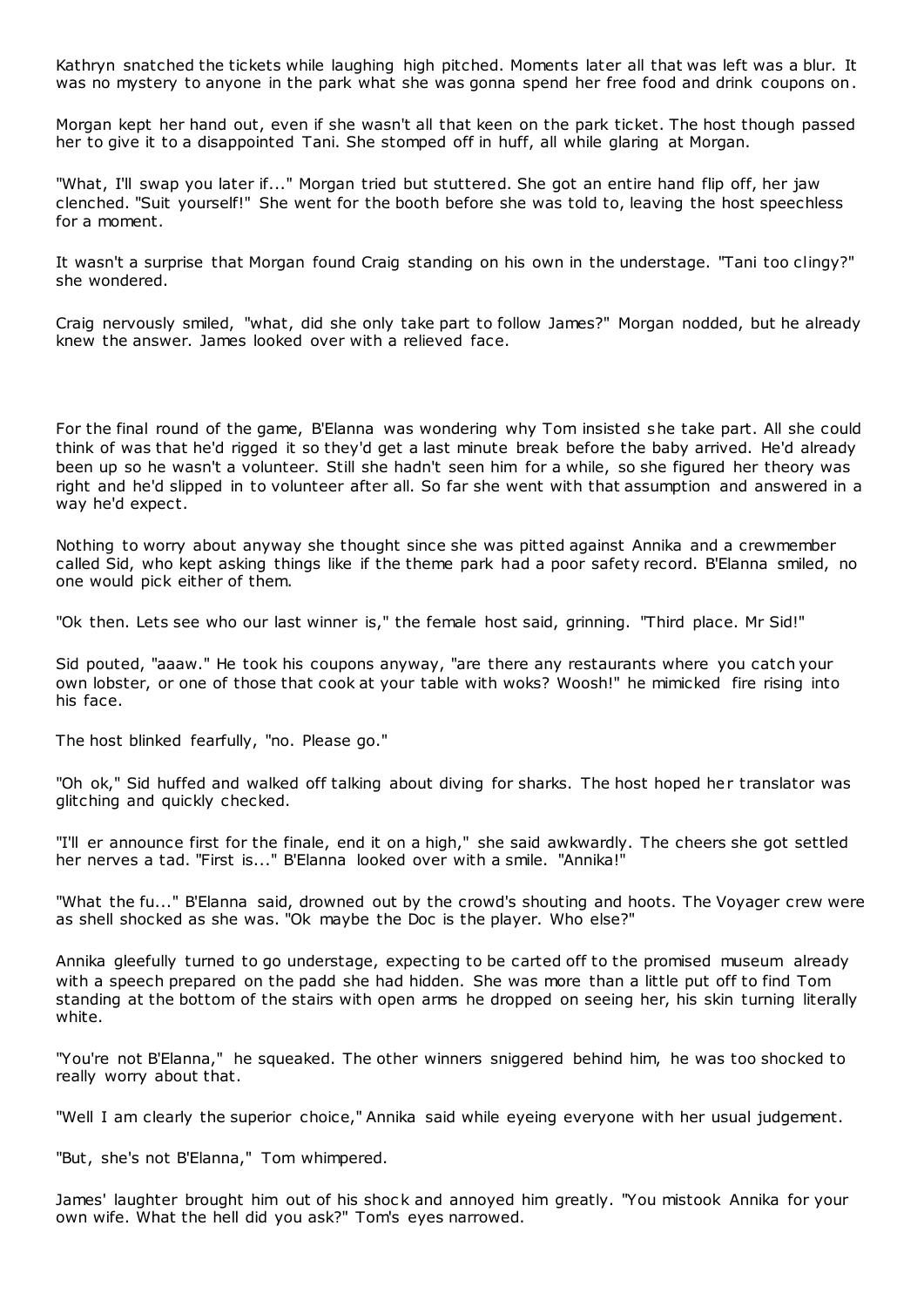Kathryn snatched the tickets while laughing high pitched. Moments later all that was left was a blur. It was no mystery to anyone in the park what she was gonna spend her free food and drink coupons on.

Morgan kept her hand out, even if she wasn't all that keen on the park ticket. The host though passed her to give it to a disappointed Tani. She stomped off in huff, all while glaring at Morgan.

"What, I'll swap you later if..." Morgan tried but stuttered. She got an entire hand flip off, her jaw clenched. "Suit yourself!" She went for the booth before she was told to, leaving the host speechless for a moment.

It wasn't a surprise that Morgan found Craig standing on his own in the understage. "Tani too clingy?" she wondered.

Craig nervously smiled, "what, did she only take part to follow James?" Morgan nodded, but he already knew the answer. James looked over with a relieved face.

For the final round of the game, B'Elanna was wondering why Tom insisted she take part. All she could think of was that he'd rigged it so they'd get a last minute break before the baby arrived. He'd already been up so he wasn't a volunteer. Still she hadn't seen him for a while, so she figured her theory was right and he'd slipped in to volunteer after all. So far she went with that assumption and answered in a way he'd expect.

Nothing to worry about anyway she thought since she was pitted against Annika and a crewmember called Sid, who kept asking things like if the theme park had a poor safety record. B'Elanna smiled, no one would pick either of them.

"Ok then. Lets see who our last winner is," the female host said, grinning. "Third place. Mr Sid!"

Sid pouted, "aaaw." He took his coupons anyway, "are there any restaurants where you catch your own lobster, or one of those that cook at your table with woks? Woosh!" he mimicked fire rising into his face.

The host blinked fearfully, "no. Please go."

"Oh ok," Sid huffed and walked off talking about diving for sharks. The host hoped her translator was glitching and quickly checked.

"I'll er announce first for the finale, end it on a high," she said awkwardly. The cheers she got settled her nerves a tad. "First is..." B'Elanna looked over with a smile. "Annika!"

"What the fu..." B'Elanna said, drowned out by the crowd's shouting and hoots. The Voyager crew were as shell shocked as she was. "Ok maybe the Doc is the player. Who else?"

Annika gleefully turned to go understage, expecting to be carted off to the promised museum already with a speech prepared on the padd she had hidden. She was more than a little put off to find Tom standing at the bottom of the stairs with open arms he dropped on seeing her, his skin turning literally white.

"You're not B'Elanna," he squeaked. The other winners sniggered behind him, he was too shocked to really worry about that.

"Well I am clearly the superior choice," Annika said while eyeing everyone with her usual judgement.

"But, she's not B'Elanna," Tom whimpered.

James' laughter brought him out of his shock and annoyed him greatly. "You mistook Annika for your own wife. What the hell did you ask?" Tom's eyes narrowed.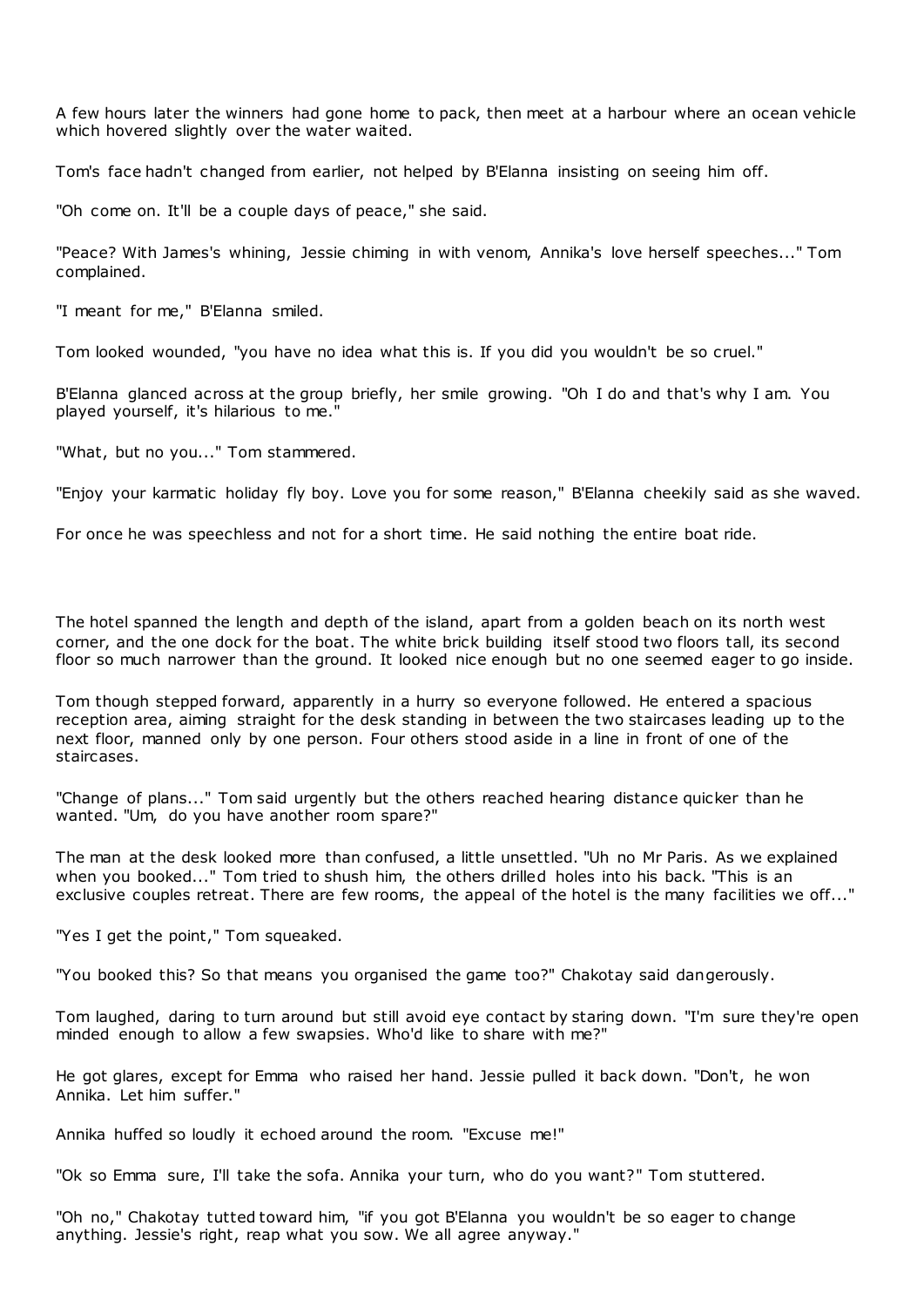A few hours later the winners had gone home to pack, then meet at a harbour where an ocean vehicle which hovered slightly over the water waited.

Tom's face hadn't changed from earlier, not helped by B'Elanna insisting on seeing him off.

"Oh come on. It'll be a couple days of peace," she said.

"Peace? With James's whining, Jessie chiming in with venom, Annika's love herself speeches..." Tom complained.

"I meant for me," B'Elanna smiled.

Tom looked wounded, "you have no idea what this is. If you did you wouldn't be so cruel."

B'Elanna glanced across at the group briefly, her smile growing. "Oh I do and that's why I am. You played yourself, it's hilarious to me."

"What, but no you..." Tom stammered.

"Enjoy your karmatic holiday fly boy. Love you for some reason," B'Elanna cheekily said as she waved.

For once he was speechless and not for a short time. He said nothing the entire boat ride.

The hotel spanned the length and depth of the island, apart from a golden beach on its north west corner, and the one dock for the boat. The white brick building itself stood two floors tall, its second floor so much narrower than the ground. It looked nice enough but no one seemed eager to go inside.

Tom though stepped forward, apparently in a hurry so everyone followed. He entered a spacious reception area, aiming straight for the desk standing in between the two staircases leading up to the next floor, manned only by one person. Four others stood aside in a line in front of one of the staircases.

"Change of plans..." Tom said urgently but the others reached hearing distance quicker than he wanted. "Um, do you have another room spare?"

The man at the desk looked more than confused, a little unsettled. "Uh no Mr Paris. As we explained when you booked..." Tom tried to shush him, the others drilled holes into his back. "This is an exclusive couples retreat. There are few rooms, the appeal of the hotel is the many facilities we off..."

"Yes I get the point," Tom squeaked.

"You booked this? So that means you organised the game too?" Chakotay said dangerously.

Tom laughed, daring to turn around but still avoid eye contact by staring down. "I'm sure they're open minded enough to allow a few swapsies. Who'd like to share with me?"

He got glares, except for Emma who raised her hand. Jessie pulled it back down. "Don't, he won Annika. Let him suffer."

Annika huffed so loudly it echoed around the room. "Excuse me!"

"Ok so Emma sure, I'll take the sofa. Annika your turn, who do you want?" Tom stuttered.

"Oh no," Chakotay tutted toward him, "if you got B'Elanna you wouldn't be so eager to change anything. Jessie's right, reap what you sow. We all agree anyway."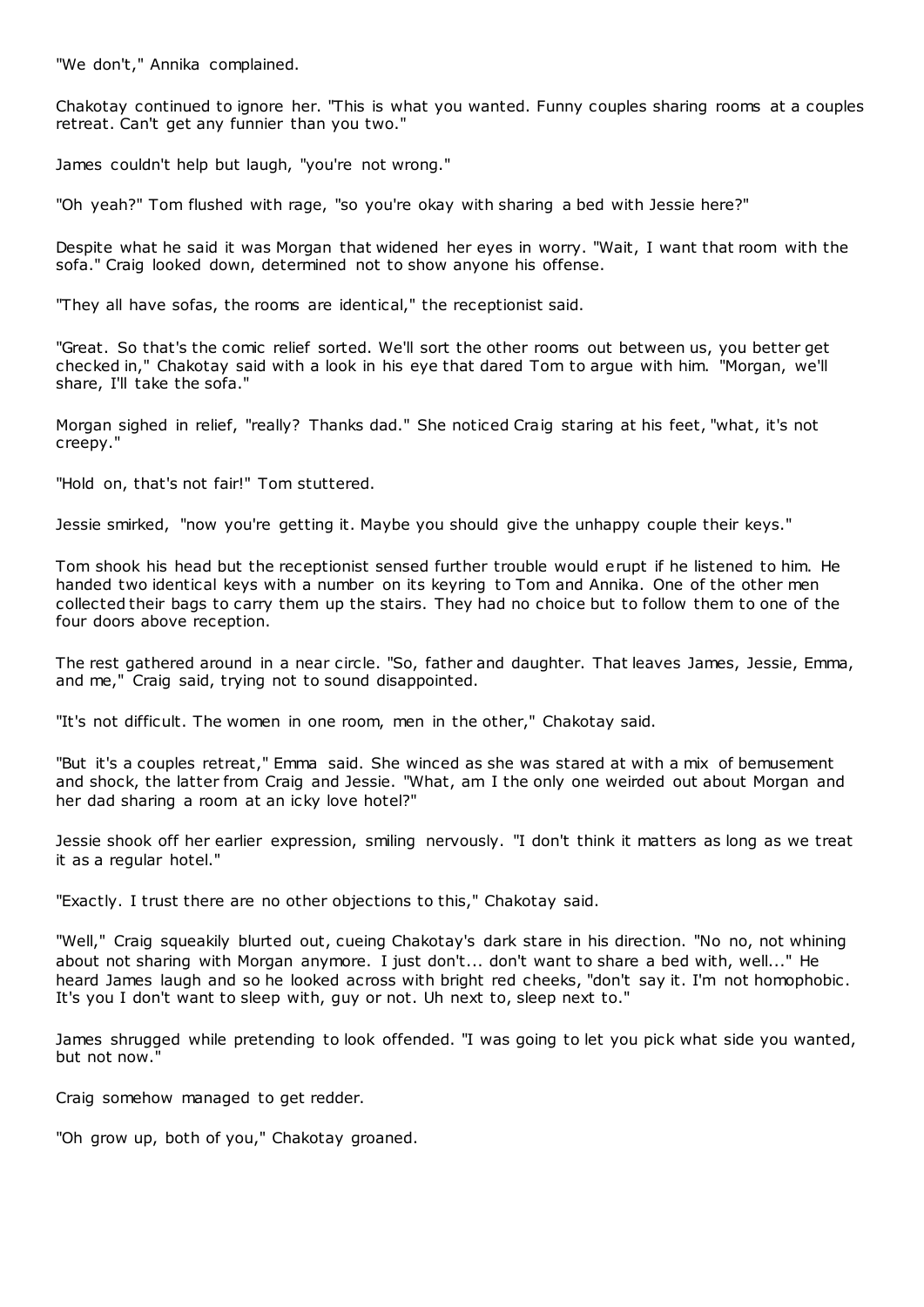"We don't," Annika complained.

Chakotay continued to ignore her. "This is what you wanted. Funny couples sharing rooms at a couples retreat. Can't get any funnier than you two."

James couldn't help but laugh, "you're not wrong."

"Oh yeah?" Tom flushed with rage, "so you're okay with sharing a bed with Jessie here?"

Despite what he said it was Morgan that widened her eyes in worry. "Wait, I want that room with the sofa." Craig looked down, determined not to show anyone his offense.

"They all have sofas, the rooms are identical," the receptionist said.

"Great. So that's the comic relief sorted. We'll sort the other rooms out between us, you better get checked in," Chakotay said with a look in his eye that dared Tom to argue with him. "Morgan, we'll share, I'll take the sofa."

Morgan sighed in relief, "really? Thanks dad." She noticed Craig staring at his feet, "what, it's not creepy."

"Hold on, that's not fair!" Tom stuttered.

Jessie smirked, "now you're getting it. Maybe you should give the unhappy couple their keys."

Tom shook his head but the receptionist sensed further trouble would erupt if he listened to him. He handed two identical keys with a number on its keyring to Tom and Annika. One of the other men collected their bags to carry them up the stairs. They had no choice but to follow them to one of the four doors above reception.

The rest gathered around in a near circle. "So, father and daughter. That leaves James, Jessie, Emma, and me," Craig said, trying not to sound disappointed.

"It's not difficult. The women in one room, men in the other," Chakotay said.

"But it's a couples retreat," Emma said. She winced as she was stared at with a mix of bemusement and shock, the latter from Craig and Jessie. "What, am I the only one weirded out about Morgan and her dad sharing a room at an icky love hotel?"

Jessie shook off her earlier expression, smiling nervously. "I don't think it matters as long as we treat it as a regular hotel."

"Exactly. I trust there are no other objections to this," Chakotay said.

"Well," Craig squeakily blurted out, cueing Chakotay's dark stare in his direction. "No no, not whining about not sharing with Morgan anymore. I just don't... don't want to share a bed with, well..." He heard James laugh and so he looked across with bright red cheeks, "don't say it. I'm not homophobic. It's you I don't want to sleep with, guy or not. Uh next to, sleep next to."

James shrugged while pretending to look offended. "I was going to let you pick what side you wanted, but not now."

Craig somehow managed to get redder.

"Oh grow up, both of you," Chakotay groaned.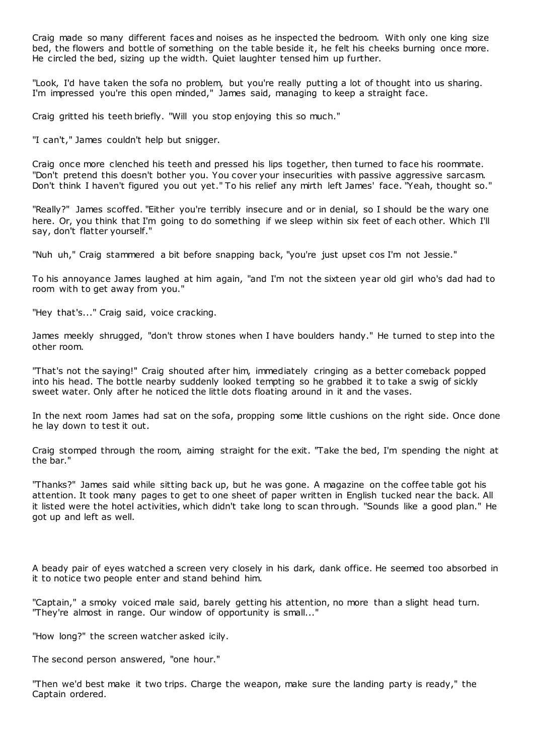Craig made so many different faces and noises as he inspected the bedroom. With only one king size bed, the flowers and bottle of something on the table beside it, he felt his cheeks burning once more. He circled the bed, sizing up the width. Quiet laughter tensed him up further.

"Look, I'd have taken the sofa no problem, but you're really putting a lot of thought into us sharing. I'm impressed you're this open minded," James said, managing to keep a straight face.

Craig gritted his teeth briefly. "Will you stop enjoying this so much."

"I can't," James couldn't help but snigger.

Craig once more clenched his teeth and pressed his lips together, then turned to face his roommate. "Don't pretend this doesn't bother you. You cover your insecurities with passive aggressive sarcasm. Don't think I haven't figured you out yet." To his relief any mirth left James' face. "Yeah, thought so."

"Really?" James scoffed. "Either you're terribly insecure and or in denial, so I should be the wary one here. Or, you think that I'm going to do something if we sleep within six feet of each other. Which I'll say, don't flatter yourself."

"Nuh uh," Craig stammered a bit before snapping back, "you're just upset cos I'm not Jessie."

To his annoyance James laughed at him again, "and I'm not the sixteen year old girl who's dad had to room with to get away from you."

"Hey that's..." Craig said, voice cracking.

James meekly shrugged, "don't throw stones when I have boulders handy." He turned to step into the other room.

"That's not the saying!" Craig shouted after him, immediately cringing as a better comeback popped into his head. The bottle nearby suddenly looked tempting so he grabbed it to take a swig of sickly sweet water. Only after he noticed the little dots floating around in it and the vases.

In the next room James had sat on the sofa, propping some little cushions on the right side. Once done he lay down to test it out.

Craig stomped through the room, aiming straight for the exit. "Take the bed, I'm spending the night at the bar."

"Thanks?" James said while sitting back up, but he was gone. A magazine on the coffee table got his attention. It took many pages to get to one sheet of paper written in English tucked near the back. All it listed were the hotel activities, which didn't take long to scan through. "Sounds like a good plan." He got up and left as well.

A beady pair of eyes watched a screen very closely in his dark, dank office. He seemed too absorbed in it to notice two people enter and stand behind him.

"Captain," a smoky voiced male said, barely getting his attention, no more than a slight head turn. "They're almost in range. Our window of opportunity is small..."

"How long?" the screen watcher asked icily.

The second person answered, "one hour."

"Then we'd best make it two trips. Charge the weapon, make sure the landing party is ready," the Captain ordered.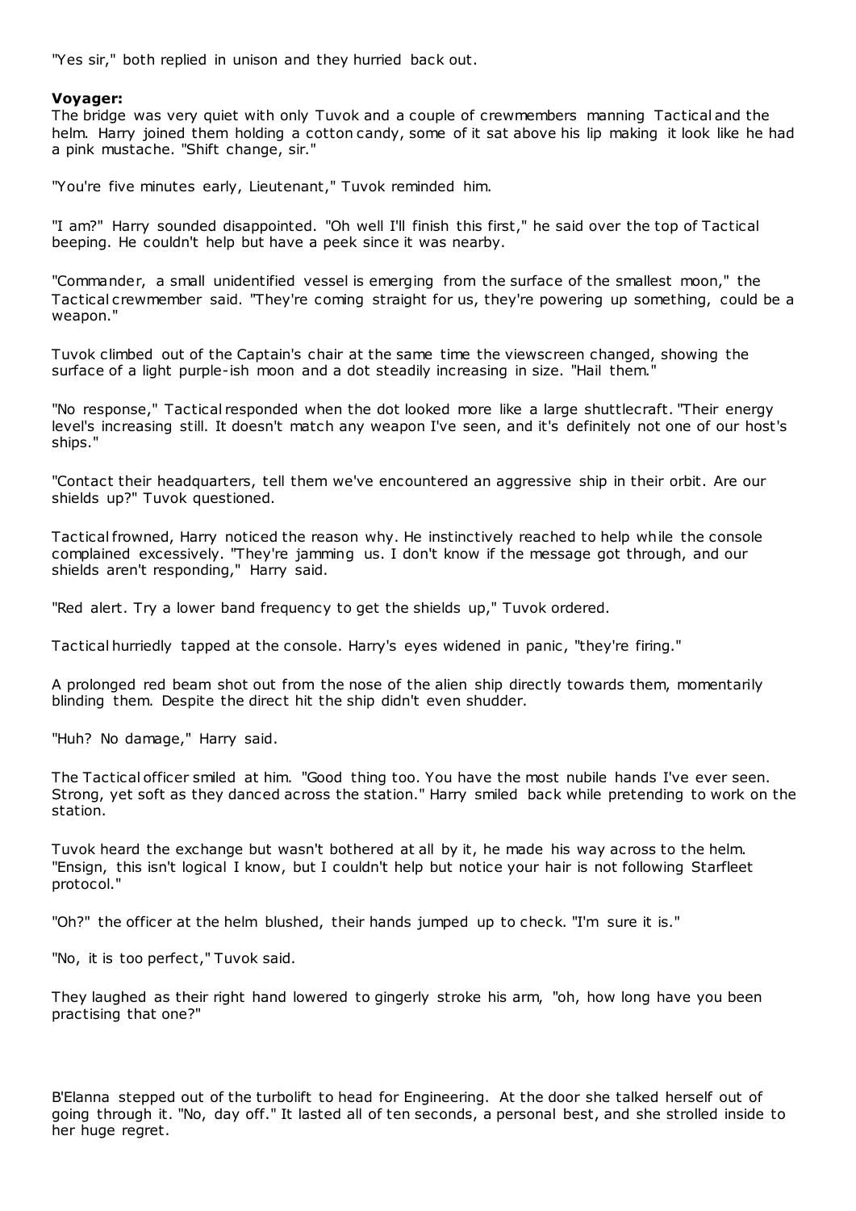"Yes sir," both replied in unison and they hurried back out.

**Voyager:**

The bridge was very quiet with only Tuvok and a couple of crewmembers manning Tactical and the helm. Harry joined them holding a cotton candy, some of it sat above his lip making it look like he had a pink mustache. "Shift change, sir."

"You're five minutes early, Lieutenant," Tuvok reminded him.

"I am?" Harry sounded disappointed. "Oh well I'll finish this first," he said over the top of Tactical beeping. He couldn't help but have a peek since it was nearby.

"Commander, a small unidentified vessel is emerging from the surface of the smallest moon," the Tactical crewmember said. "They're coming straight for us, they're powering up something, could be a weapon."

Tuvok climbed out of the Captain's chair at the same time the viewscreen changed, showing the surface of a light purple-ish moon and a dot steadily increasing in size. "Hail them."

"No response," Tactical responded when the dot looked more like a large shuttlecraft. "Their energy level's increasing still. It doesn't match any weapon I've seen, and it's definitely not one of our host's ships."

"Contact their headquarters, tell them we've encountered an aggressive ship in their orbit. Are our shields up?" Tuvok questioned.

Tactical frowned, Harry noticed the reason why. He instinctively reached to help while the console complained excessively. "They're jamming us. I don't know if the message got through, and our shields aren't responding," Harry said.

"Red alert. Try a lower band frequency to get the shields up," Tuvok ordered.

Tactical hurriedly tapped at the console. Harry's eyes widened in panic, "they're firing."

A prolonged red beam shot out from the nose of the alien ship directly towards them, momentarily blinding them. Despite the direct hit the ship didn't even shudder.

"Huh? No damage," Harry said.

The Tactical officer smiled at him. "Good thing too. You have the most nubile hands I've ever seen. Strong, yet soft as they danced across the station." Harry smiled back while pretending to work on the station.

Tuvok heard the exchange but wasn't bothered at all by it, he made his way across to the helm. "Ensign, this isn't logical I know, but I couldn't help but notice your hair is not following Starfleet protocol."

"Oh?" the officer at the helm blushed, their hands jumped up to check. "I'm sure it is."

"No, it is too perfect," Tuvok said.

They laughed as their right hand lowered to gingerly stroke his arm, "oh, how long have you been practising that one?"

B'Elanna stepped out of the turbolift to head for Engineering. At the door she talked herself out of going through it. "No, day off." It lasted all of ten seconds, a personal best, and she strolled inside to her huge regret.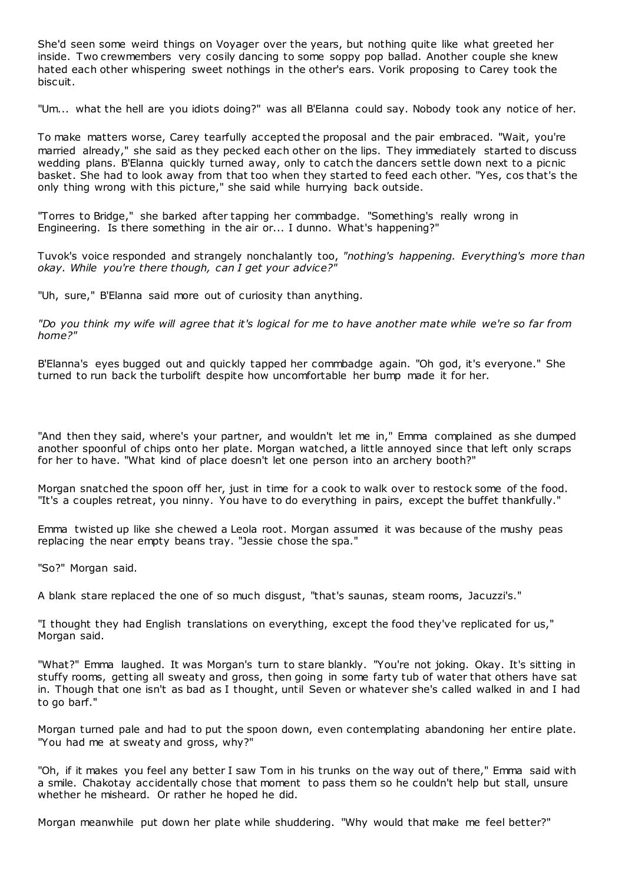She'd seen some weird things on Voyager over the years, but nothing quite like what greeted her inside. Two crewmembers very cosily dancing to some soppy pop ballad. Another couple she knew hated each other whispering sweet nothings in the other's ears. Vorik proposing to Carey took the biscuit.

"Um... what the hell are you idiots doing?" was all B'Elanna could say. Nobody took any notice of her.

To make matters worse, Carey tearfully accepted the proposal and the pair embraced. "Wait, you're married already," she said as they pecked each other on the lips. They immediately started to discuss wedding plans. B'Elanna quickly turned away, only to catch the dancers settle down next to a picnic basket. She had to look away from that too when they started to feed each other. "Yes, cos that's the only thing wrong with this picture," she said while hurrying back outside.

"Torres to Bridge," she barked after tapping her commbadge. "Something's really wrong in Engineering. Is there something in the air or... I dunno. What's happening?"

Tuvok's voice responded and strangely nonchalantly too, *"nothing's happening. Everything's more than okay. While you're there though, can I get your advice?"*

"Uh, sure," B'Elanna said more out of curiosity than anything.

*"Do you think my wife will agree that it's logical for me to have another mate while we're so far from home?"*

B'Elanna's eyes bugged out and quickly tapped her commbadge again. "Oh god, it's everyone." She turned to run back the turbolift despite how uncomfortable her bump made it for her.

"And then they said, where's your partner, and wouldn't let me in," Emma complained as she dumped another spoonful of chips onto her plate. Morgan watched, a little annoyed since that left only scraps for her to have. "What kind of place doesn't let one person into an archery booth?"

Morgan snatched the spoon off her, just in time for a cook to walk over to restock some of the food. "It's a couples retreat, you ninny. You have to do everything in pairs, except the buffet thankfully."

Emma twisted up like she chewed a Leola root. Morgan assumed it was because of the mushy peas replacing the near empty beans tray. "Jessie chose the spa."

"So?" Morgan said.

A blank stare replaced the one of so much disgust, "that's saunas, steam rooms, Jacuzzi's."

"I thought they had English translations on everything, except the food they've replicated for us," Morgan said.

"What?" Emma laughed. It was Morgan's turn to stare blankly. "You're not joking. Okay. It's sitting in stuffy rooms, getting all sweaty and gross, then going in some farty tub of water that others have sat in. Though that one isn't as bad as I thought, until Seven or whatever she's called walked in and I had to go barf."

Morgan turned pale and had to put the spoon down, even contemplating abandoning her entire plate. "You had me at sweaty and gross, why?"

"Oh, if it makes you feel any better I saw Tom in his trunks on the way out of there," Emma said with a smile. Chakotay accidentally chose that moment to pass them so he couldn't help but stall, unsure whether he misheard. Or rather he hoped he did.

Morgan meanwhile put down her plate while shuddering. "Why would that make me feel better?"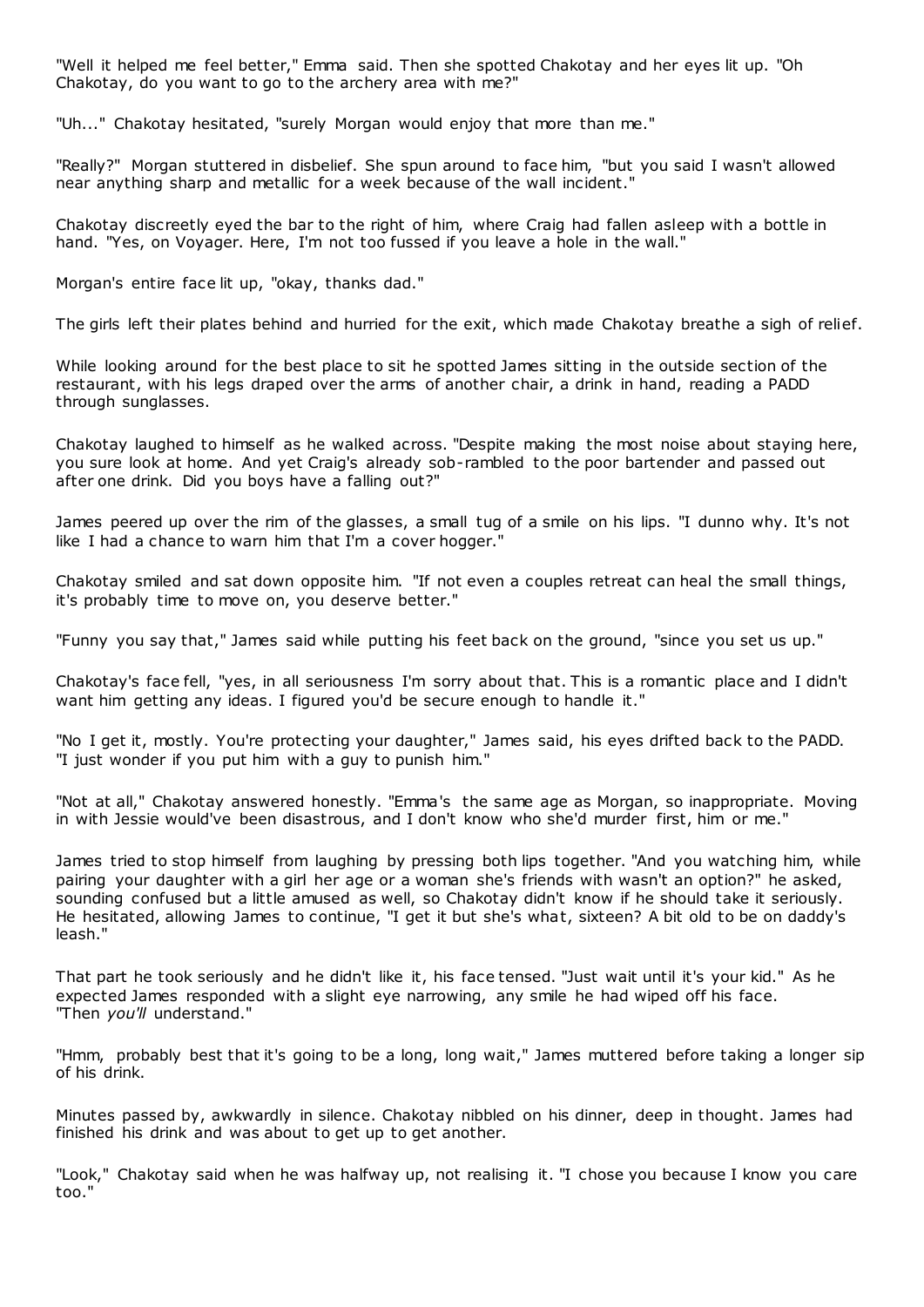"Well it helped me feel better," Emma said. Then she spotted Chakotay and her eyes lit up. "Oh Chakotay, do you want to go to the archery area with me?"

"Uh..." Chakotay hesitated, "surely Morgan would enjoy that more than me."

"Really?" Morgan stuttered in disbelief. She spun around to face him, "but you said I wasn't allowed near anything sharp and metallic for a week because of the wall incident."

Chakotay discreetly eyed the bar to the right of him, where Craig had fallen asleep with a bottle in hand. "Yes, on Voyager. Here, I'm not too fussed if you leave a hole in the wall."

Morgan's entire face lit up, "okay, thanks dad."

The girls left their plates behind and hurried for the exit, which made Chakotay breathe a sigh of relief.

While looking around for the best place to sit he spotted James sitting in the outside section of the restaurant, with his legs draped over the arms of another chair, a drink in hand, reading a PADD through sunglasses.

Chakotay laughed to himself as he walked across. "Despite making the most noise about staying here, you sure look at home. And yet Craig's already sob-rambled to the poor bartender and passed out after one drink. Did you boys have a falling out?"

James peered up over the rim of the glasses, a small tug of a smile on his lips. "I dunno why. It's not like I had a chance to warn him that I'm a cover hogger."

Chakotay smiled and sat down opposite him. "If not even a couples retreat can heal the small things, it's probably time to move on, you deserve better."

"Funny you say that," James said while putting his feet back on the ground, "since you set us up."

Chakotay's face fell, "yes, in all seriousness I'm sorry about that. This is a romantic place and I didn't want him getting any ideas. I figured you'd be secure enough to handle it."

"No I get it, mostly. You're protecting your daughter," James said, his eyes drifted back to the PADD. "I just wonder if you put him with a guy to punish him."

"Not at all," Chakotay answered honestly. "Emma's the same age as Morgan, so inappropriate. Moving in with Jessie would've been disastrous, and I don't know who she'd murder first, him or me."

James tried to stop himself from laughing by pressing both lips together. "And you watching him, while pairing your daughter with a girl her age or a woman she's friends with wasn't an option?" he asked, sounding confused but a little amused as well, so Chakotay didn't know if he should take it seriously. He hesitated, allowing James to continue, "I get it but she's what, sixteen? A bit old to be on daddy's leash."

That part he took seriously and he didn't like it, his face tensed. "Just wait until it's your kid." As he expected James responded with a slight eye narrowing, any smile he had wiped off his face. "Then *you'll* understand."

"Hmm, probably best that it's going to be a long, long wait," James muttered before taking a longer sip of his drink.

Minutes passed by, awkwardly in silence. Chakotay nibbled on his dinner, deep in thought. James had finished his drink and was about to get up to get another.

"Look," Chakotay said when he was halfway up, not realising it. "I chose you because I know you care too."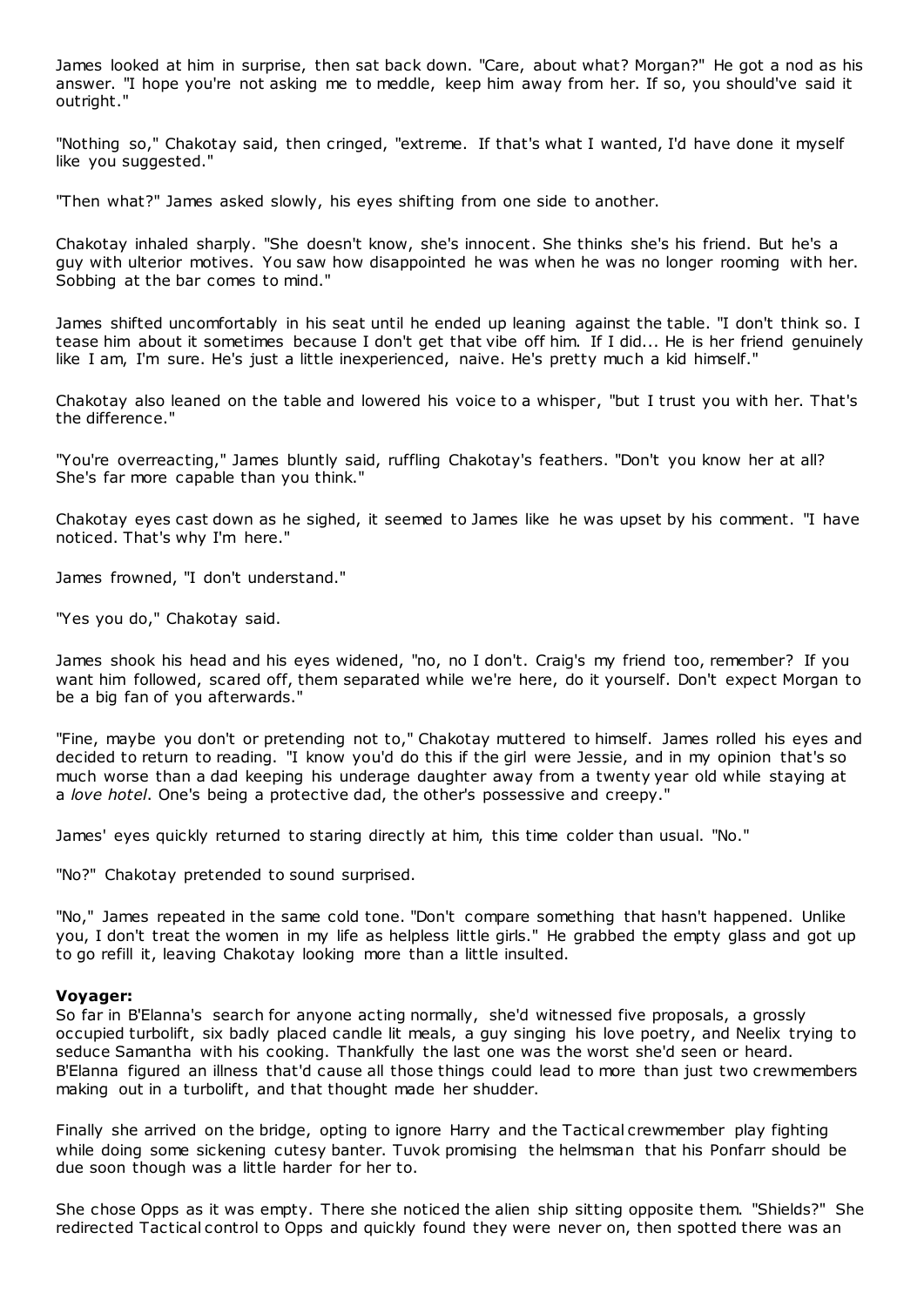James looked at him in surprise, then sat back down. "Care, about what? Morgan?" He got a nod as his answer. "I hope you're not asking me to meddle, keep him away from her. If so, you should've said it outright."

"Nothing so," Chakotay said, then cringed, "extreme. If that's what I wanted, I'd have done it myself like you suggested."

"Then what?" James asked slowly, his eyes shifting from one side to another.

Chakotay inhaled sharply. "She doesn't know, she's innocent. She thinks she's his friend. But he's a guy with ulterior motives. You saw how disappointed he was when he was no longer rooming with her. Sobbing at the bar comes to mind."

James shifted uncomfortably in his seat until he ended up leaning against the table. "I don't think so. I tease him about it sometimes because I don't get that vibe off him. If I did... He is her friend genuinely like I am, I'm sure. He's just a little inexperienced, naive. He's pretty much a kid himself."

Chakotay also leaned on the table and lowered his voice to a whisper, "but I trust you with her. That's the difference."

"You're overreacting," James bluntly said, ruffling Chakotay's feathers. "Don't you know her at all? She's far more capable than you think."

Chakotay eyes cast down as he sighed, it seemed to James like he was upset by his comment. "I have noticed. That's why I'm here."

James frowned, "I don't understand."

"Yes you do," Chakotay said.

James shook his head and his eyes widened, "no, no I don't. Craig's my friend too, remember? If you want him followed, scared off, them separated while we're here, do it yourself. Don't expect Morgan to be a big fan of you afterwards."

"Fine, maybe you don't or pretending not to," Chakotay muttered to himself. James rolled his eyes and decided to return to reading. "I know you'd do this if the girl were Jessie, and in my opinion that's so much worse than a dad keeping his underage daughter away from a twenty year old while staying at a *love hotel*. One's being a protective dad, the other's possessive and creepy."

James' eyes quickly returned to staring directly at him, this time colder than usual. "No."

"No?" Chakotay pretended to sound surprised.

"No," James repeated in the same cold tone. "Don't compare something that hasn't happened. Unlike you, I don't treat the women in my life as helpless little girls." He grabbed the empty glass and got up to go refill it, leaving Chakotay looking more than a little insulted.

**Voyager:**

So far in B'Elanna's search for anyone acting normally, she'd witnessed five proposals, a grossly occupied turbolift, six badly placed candle lit meals, a guy singing his love poetry, and Neelix trying to seduce Samantha with his cooking. Thankfully the last one was the worst she'd seen or heard. B'Elanna figured an illness that'd cause all those things could lead to more than just two crewmembers making out in a turbolift, and that thought made her shudder.

Finally she arrived on the bridge, opting to ignore Harry and the Tactical crewmember play fighting while doing some sickening cutesy banter. Tuvok promising the helmsman that his Ponfarr should be due soon though was a little harder for her to.

She chose Opps as it was empty. There she noticed the alien ship sitting opposite them. "Shields?" She redirected Tactical control to Opps and quickly found they were never on, then spotted there was an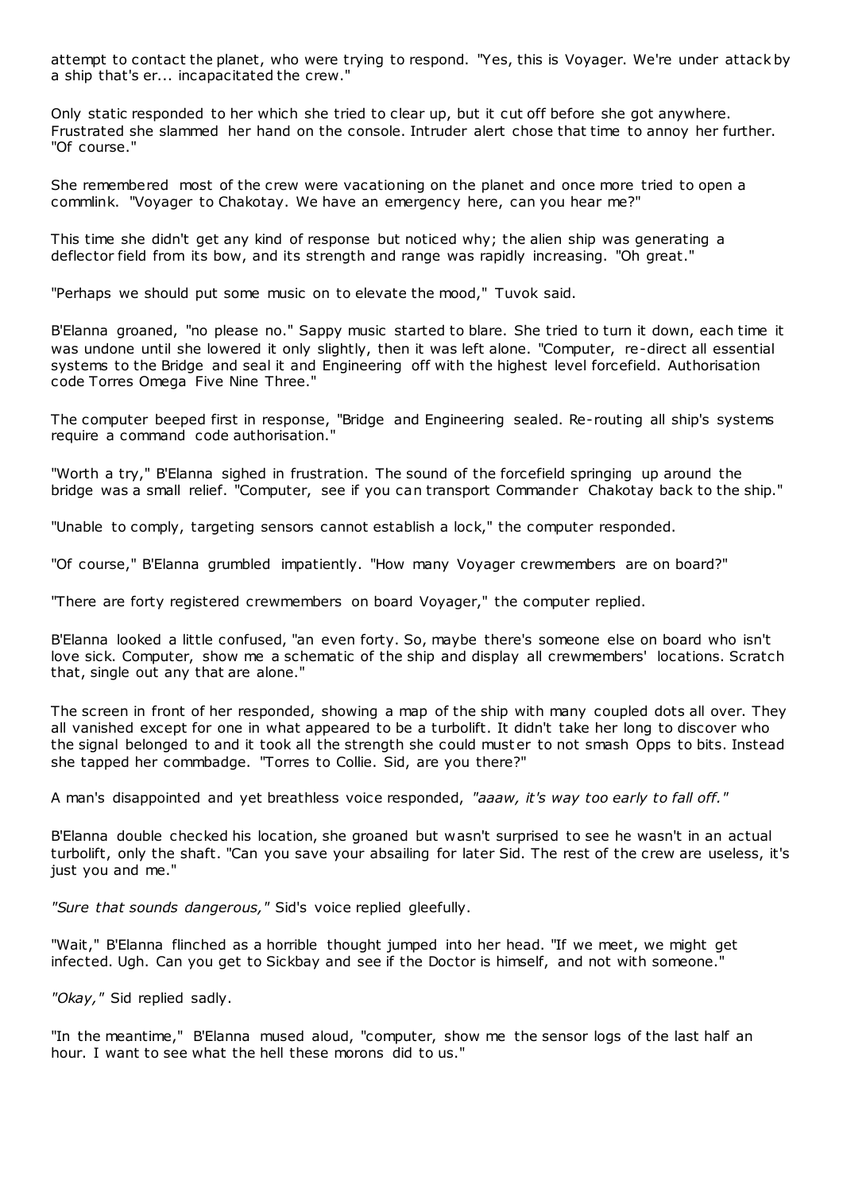attempt to contact the planet, who were trying to respond. "Yes, this is Voyager. We're under attack by a ship that's er... incapacitated the crew."

Only static responded to her which she tried to clear up, but it cut off before she got anywhere. Frustrated she slammed her hand on the console. Intruder alert chose that time to annoy her further. "Of course."

She remembered most of the crew were vacationing on the planet and once more tried to open a commlink. "Voyager to Chakotay. We have an emergency here, can you hear me?"

This time she didn't get any kind of response but noticed why; the alien ship was generating a deflector field from its bow, and its strength and range was rapidly increasing. "Oh great."

"Perhaps we should put some music on to elevate the mood," Tuvok said.

B'Elanna groaned, "no please no." Sappy music started to blare. She tried to turn it down, each time it was undone until she lowered it only slightly, then it was left alone. "Computer, re-direct all essential systems to the Bridge and seal it and Engineering off with the highest level forcefield. Authorisation code Torres Omega Five Nine Three."

The computer beeped first in response, "Bridge and Engineering sealed. Re-routing all ship's systems require a command code authorisation."

"Worth a try," B'Elanna sighed in frustration. The sound of the forcefield springing up around the bridge was a small relief. "Computer, see if you can transport Commander Chakotay back to the ship."

"Unable to comply, targeting sensors cannot establish a lock," the computer responded.

"Of course," B'Elanna grumbled impatiently. "How many Voyager crewmembers are on board?"

"There are forty registered crewmembers on board Voyager," the computer replied.

B'Elanna looked a little confused, "an even forty. So, maybe there's someone else on board who isn't love sick. Computer, show me a schematic of the ship and display all crewmembers' locations. Scratch that, single out any that are alone."

The screen in front of her responded, showing a map of the ship with many coupled dots all over. They all vanished except for one in what appeared to be a turbolift. It didn't take her long to discover who the signal belonged to and it took all the strength she could muster to not smash Opps to bits. Instead she tapped her commbadge. "Torres to Collie. Sid, are you there?"

A man's disappointed and yet breathless voice responded, *"aaaw, it's way too early to fall off."*

B'Elanna double checked his location, she groaned but wasn't surprised to see he wasn't in an actual turbolift, only the shaft. "Can you save your absailing for later Sid. The rest of the crew are useless, it's just you and me."

*"Sure that sounds dangerous,"* Sid's voice replied gleefully.

"Wait," B'Elanna flinched as a horrible thought jumped into her head. "If we meet, we might get infected. Ugh. Can you get to Sickbay and see if the Doctor is himself, and not with someone."

*"Okay,"* Sid replied sadly.

"In the meantime," B'Elanna mused aloud, "computer, show me the sensor logs of the last half an hour. I want to see what the hell these morons did to us."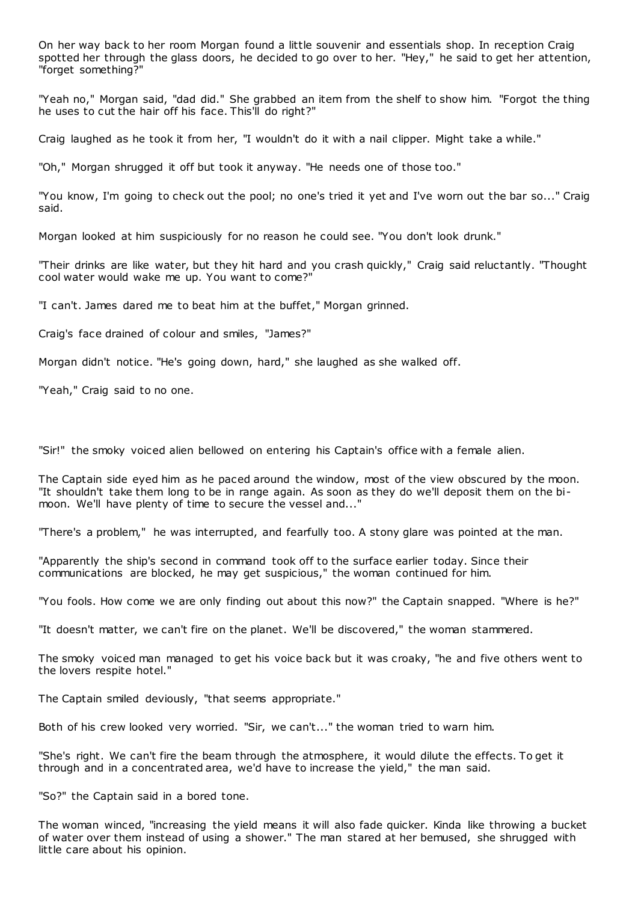On her way back to her room Morgan found a little souvenir and essentials shop. In reception Craig spotted her through the glass doors, he decided to go over to her. "Hey," he said to get her attention, "forget something?"

"Yeah no," Morgan said, "dad did." She grabbed an item from the shelf to show him. "Forgot the thing he uses to cut the hair off his face. This'll do right?"

Craig laughed as he took it from her, "I wouldn't do it with a nail clipper. Might take a while."

"Oh," Morgan shrugged it off but took it anyway. "He needs one of those too."

"You know, I'm going to check out the pool; no one's tried it yet and I've worn out the bar so..." Craig said.

Morgan looked at him suspiciously for no reason he could see. "You don't look drunk."

"Their drinks are like water, but they hit hard and you crash quickly," Craig said reluctantly. "Thought cool water would wake me up. You want to come?"

"I can't. James dared me to beat him at the buffet," Morgan grinned.

Craig's face drained of colour and smiles, "James?"

Morgan didn't notice. "He's going down, hard," she laughed as she walked off.

"Yeah," Craig said to no one.

"Sir!" the smoky voiced alien bellowed on entering his Captain's office with a female alien.

The Captain side eyed him as he paced around the window, most of the view obscured by the moon. "It shouldn't take them long to be in range again. As soon as they do we'll deposit them on the bi-moon. We'll have plenty of time to secure the vessel and..."

"There's a problem," he was interrupted, and fearfully too. A stony glare was pointed at the man.

"Apparently the ship's second in command took off to the surface earlier today. Since their communications are blocked, he may get suspicious," the woman continued for him.

"You fools. How come we are only finding out about this now?" the Captain snapped. "Where is he?"

"It doesn't matter, we can't fire on the planet. We'll be discovered," the woman stammered.

The smoky voiced man managed to get his voice back but it was croaky, "he and five others went to the lovers respite hotel."

The Captain smiled deviously, "that seems appropriate."

Both of his crew looked very worried. "Sir, we can't..." the woman tried to warn him.

"She's right. We can't fire the beam through the atmosphere, it would dilute the effects. To get it through and in a concentrated area, we'd have to increase the yield," the man said.

"So?" the Captain said in a bored tone.

The woman winced, "increasing the yield means it will also fade quicker. Kinda like throwing a bucket of water over them instead of using a shower." The man stared at her bemused, she shrugged with little care about his opinion.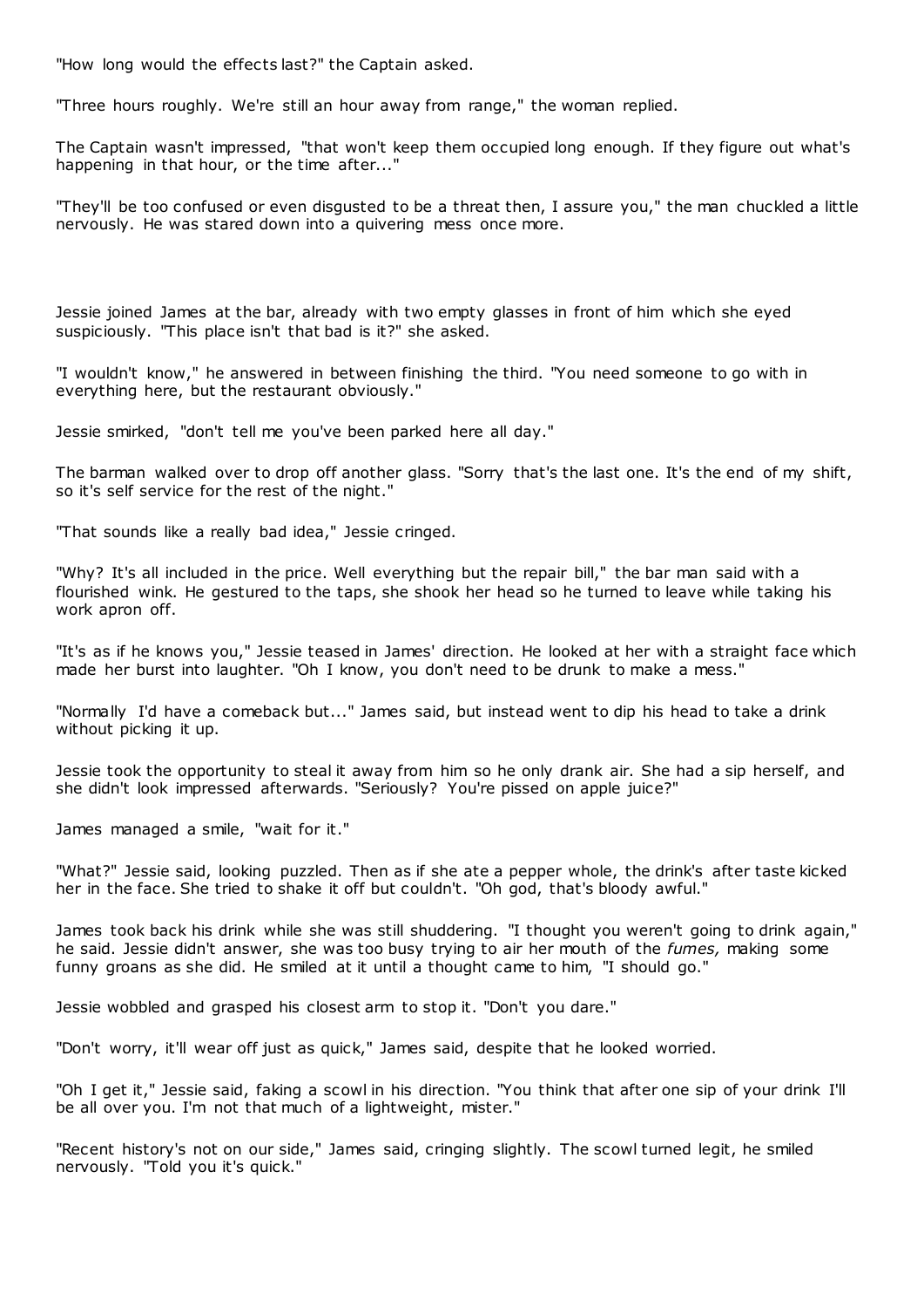"How long would the effects last?" the Captain asked.

"Three hours roughly. We're still an hour away from range," the woman replied.

The Captain wasn't impressed, "that won't keep them occupied long enough. If they figure out what's happening in that hour, or the time after..."

"They'll be too confused or even disgusted to be a threat then, I assure you," the man chuckled a little nervously. He was stared down into a quivering mess once more.

Jessie joined James at the bar, already with two empty glasses in front of him which she eyed suspiciously. "This place isn't that bad is it?" she asked.

"I wouldn't know," he answered in between finishing the third. "You need someone to go with in everything here, but the restaurant obviously."

Jessie smirked, "don't tell me you've been parked here all day."

The barman walked over to drop off another glass. "Sorry that's the last one. It's the end of my shift, so it's self service for the rest of the night."

"That sounds like a really bad idea," Jessie cringed.

"Why? It's all included in the price. Well everything but the repair bill," the bar man said with a flourished wink. He gestured to the taps, she shook her head so he turned to leave while taking his work apron off.

"It's as if he knows you," Jessie teased in James' direction. He looked at her with a straight face which made her burst into laughter. "Oh I know, you don't need to be drunk to make a mess."

"Normally I'd have a comeback but..." James said, but instead went to dip his head to take a drink without picking it up.

Jessie took the opportunity to steal it away from him so he only drank air. She had a sip herself, and she didn't look impressed afterwards. "Seriously? You're pissed on apple juice?"

James managed a smile, "wait for it."

"What?" Jessie said, looking puzzled. Then as if she ate a pepper whole, the drink's after taste kicked her in the face. She tried to shake it off but couldn't. "Oh god, that's bloody awful."

James took back his drink while she was still shuddering. "I thought you weren't going to drink again," he said. Jessie didn't answer, she was too busy trying to air her mouth of the *fumes,* making some funny groans as she did. He smiled at it until a thought came to him, "I should go."

Jessie wobbled and grasped his closest arm to stop it. "Don't you dare."

"Don't worry, it'll wear off just as quick," James said, despite that he looked worried.

"Oh I get it," Jessie said, faking a scowl in his direction. "You think that after one sip of your drink I'll be all over you. I'm not that much of a lightweight, mister."

"Recent history's not on our side," James said, cringing slightly. The scowl turned legit, he smiled nervously. "Told you it's quick."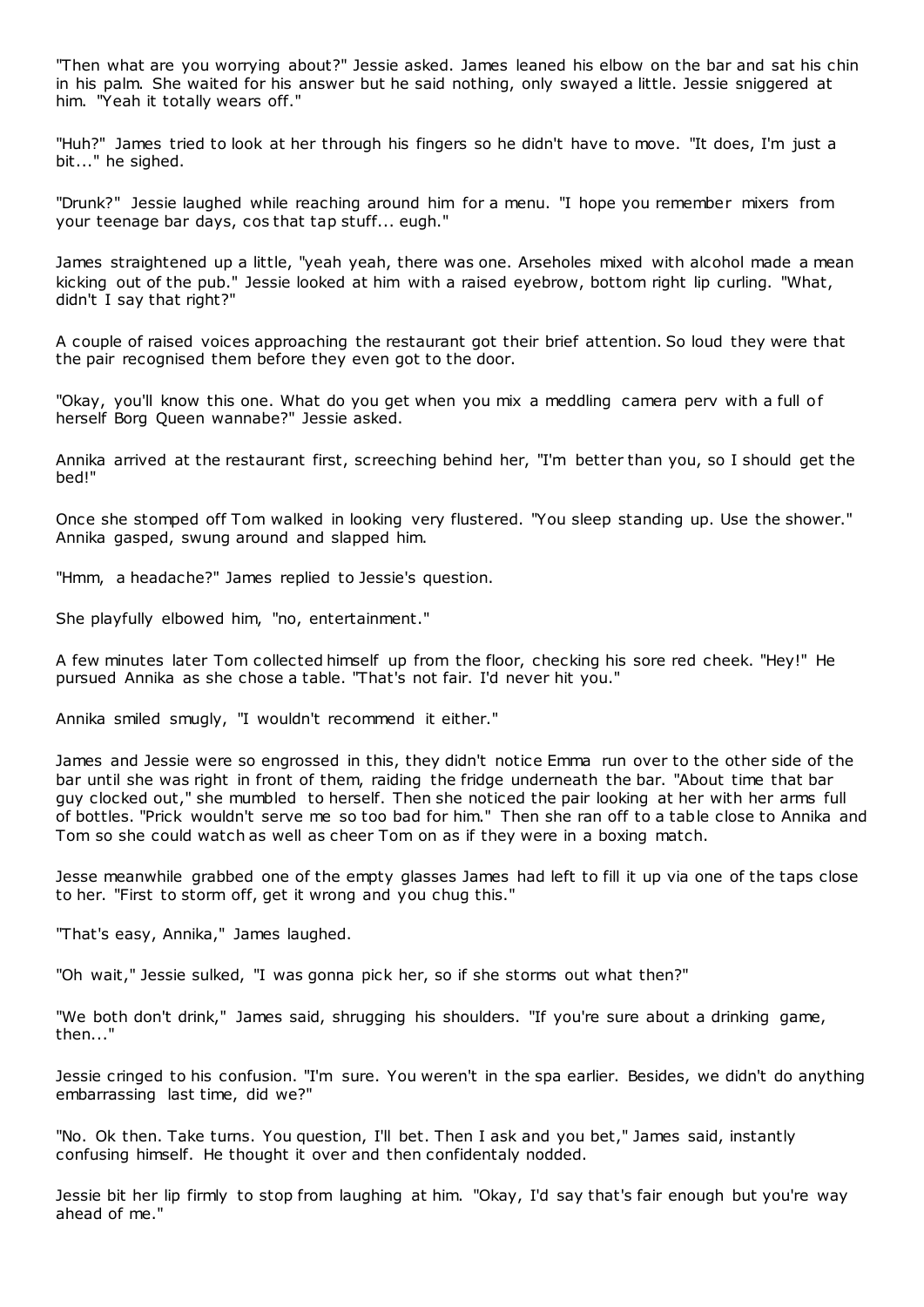"Then what are you worrying about?" Jessie asked. James leaned his elbow on the bar and sat his chin in his palm. She waited for his answer but he said nothing, only swayed a little. Jessie sniggered at him. "Yeah it totally wears off."

"Huh?" James tried to look at her through his fingers so he didn't have to move. "It does, I'm just a bit..." he sighed.

"Drunk?" Jessie laughed while reaching around him for a menu. "I hope you remember mixers from your teenage bar days, cos that tap stuff... eugh."

James straightened up a little, "yeah yeah, there was one. Arseholes mixed with alcohol made a mean kicking out of the pub." Jessie looked at him with a raised eyebrow, bottom right lip curling. "What, didn't I say that right?"

A couple of raised voices approaching the restaurant got their brief attention. So loud they were that the pair recognised them before they even got to the door.

"Okay, you'll know this one. What do you get when you mix a meddling camera perv with a full of herself Borg Queen wannabe?" Jessie asked.

Annika arrived at the restaurant first, screeching behind her, "I'm better than you, so I should get the bed!"

Once she stomped off Tom walked in looking very flustered. "You sleep standing up. Use the shower." Annika gasped, swung around and slapped him.

"Hmm, a headache?" James replied to Jessie's question.

She playfully elbowed him, "no, entertainment."

A few minutes later Tom collected himself up from the floor, checking his sore red cheek. "Hey!" He pursued Annika as she chose a table. "That's not fair. I'd never hit you."

Annika smiled smugly, "I wouldn't recommend it either."

James and Jessie were so engrossed in this, they didn't notice Emma run over to the other side of the bar until she was right in front of them, raiding the fridge underneath the bar. "About time that bar guy clocked out," she mumbled to herself. Then she noticed the pair looking at her with her arms full of bottles. "Prick wouldn't serve me so too bad for him." Then she ran off to a table close to Annika and Tom so she could watch as well as cheer Tom on as if they were in a boxing match.

Jesse meanwhile grabbed one of the empty glasses James had left to fill it up via one of the taps close to her. "First to storm off, get it wrong and you chug this."

"That's easy, Annika," James laughed.

"Oh wait," Jessie sulked, "I was gonna pick her, so if she storms out what then?"

"We both don't drink," James said, shrugging his shoulders. "If you're sure about a drinking game, then..."

Jessie cringed to his confusion. "I'm sure. You weren't in the spa earlier. Besides, we didn't do anything embarrassing last time, did we?"

"No. Ok then. Take turns. You question, I'll bet. Then I ask and you bet," James said, instantly confusing himself. He thought it over and then confidentaly nodded.

Jessie bit her lip firmly to stop from laughing at him. "Okay, I'd say that's fair enough but you're way ahead of me."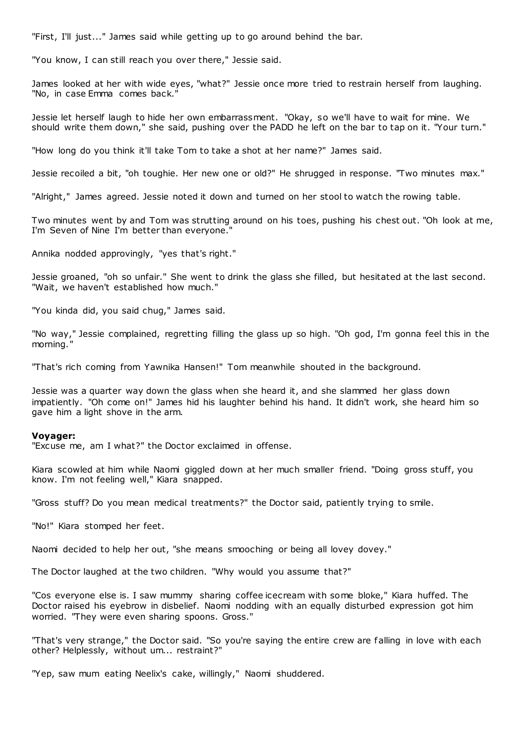"First, I'll just..." James said while getting up to go around behind the bar.

"You know, I can still reach you over there," Jessie said.

James looked at her with wide eyes, "what?" Jessie once more tried to restrain herself from laughing. "No, in case Emma comes back."

Jessie let herself laugh to hide her own embarrassment. "Okay, so we'll have to wait for mine. We should write them down," she said, pushing over the PADD he left on the bar to tap on it. "Your turn."

"How long do you think it'll take Tom to take a shot at her name?" James said.

Jessie recoiled a bit, "oh toughie. Her new one or old?" He shrugged in response. "Two minutes max."

"Alright," James agreed. Jessie noted it down and turned on her stool to watch the rowing table.

Two minutes went by and Tom was strutting around on his toes, pushing his chest out. "Oh look at me, I'm Seven of Nine I'm better than everyone."

Annika nodded approvingly, "yes that's right."

Jessie groaned, "oh so unfair." She went to drink the glass she filled, but hesitated at the last second. "Wait, we haven't established how much."

"You kinda did, you said chug," James said.

"No way," Jessie complained, regretting filling the glass up so high. "Oh god, I'm gonna feel this in the morning."

"That's rich coming from Yawnika Hansen!" Tom meanwhile shouted in the background.

Jessie was a quarter way down the glass when she heard it, and she slammed her glass down impatiently. "Oh come on!" James hid his laughter behind his hand. It didn't work, she heard him so gave him a light shove in the arm.

**Voyager:**
"Excuse me, am I what?" the Doctor exclaimed in offense.

Kiara scowled at him while Naomi giggled down at her much smaller friend. "Doing gross stuff, you know. I'm not feeling well," Kiara snapped.

"Gross stuff? Do you mean medical treatments?" the Doctor said, patiently trying to smile.

"No!" Kiara stomped her feet.

Naomi decided to help her out, "she means smooching or being all lovey dovey."

The Doctor laughed at the two children. "Why would you assume that?"

"Cos everyone else is. I saw mummy sharing coffee icecream with some bloke," Kiara huffed. The Doctor raised his eyebrow in disbelief. Naomi nodding with an equally disturbed expression got him worried. "They were even sharing spoons. Gross."

"That's very strange," the Doctor said. "So you're saying the entire crew are falling in love with each other? Helplessly, without um... restraint?"

"Yep, saw mum eating Neelix's cake, willingly," Naomi shuddered.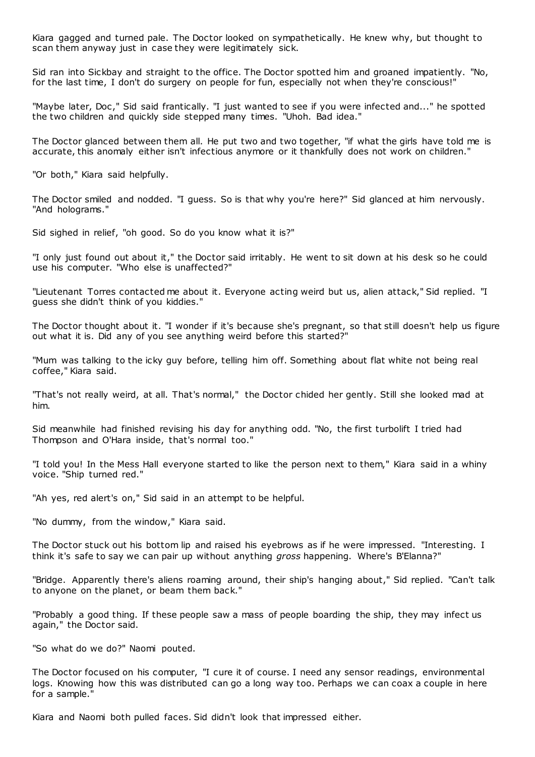Kiara gagged and turned pale. The Doctor looked on sympathetically. He knew why, but thought to scan them anyway just in case they were legitimately sick.

Sid ran into Sickbay and straight to the office. The Doctor spotted him and groaned impatiently. "No, for the last time, I don't do surgery on people for fun, especially not when they're conscious!"

"Maybe later, Doc," Sid said frantically. "I just wanted to see if you were infected and..." he spotted the two children and quickly side stepped many times. "Uhoh. Bad idea."

The Doctor glanced between them all. He put two and two together, "if what the girls have told me is accurate, this anomaly either isn't infectious anymore or it thankfully does not work on children."

"Or both," Kiara said helpfully.

The Doctor smiled and nodded. "I guess. So is that why you're here?" Sid glanced at him nervously. "And holograms."

Sid sighed in relief, "oh good. So do you know what it is?"

"I only just found out about it," the Doctor said irritably. He went to sit down at his desk so he could use his computer. "Who else is unaffected?"

"Lieutenant Torres contacted me about it. Everyone acting weird but us, alien attack," Sid replied. "I guess she didn't think of you kiddies."

The Doctor thought about it. "I wonder if it's because she's pregnant, so that still doesn't help us figure out what it is. Did any of you see anything weird before this started?"

"Mum was talking to the icky guy before, telling him off. Something about flat white not being real coffee," Kiara said.

"That's not really weird, at all. That's normal," the Doctor chided her gently. Still she looked mad at him.

Sid meanwhile had finished revising his day for anything odd. "No, the first turbolift I tried had Thompson and O'Hara inside, that's normal too."

"I told you! In the Mess Hall everyone started to like the person next to them," Kiara said in a whiny voice. "Ship turned red."

"Ah yes, red alert's on," Sid said in an attempt to be helpful.

"No dummy, from the window," Kiara said.

The Doctor stuck out his bottom lip and raised his eyebrows as if he were impressed. "Interesting. I think it's safe to say we can pair up without anything *gross* happening. Where's B'Elanna?"

"Bridge. Apparently there's aliens roaming around, their ship's hanging about," Sid replied. "Can't talk to anyone on the planet, or beam them back."

"Probably a good thing. If these people saw a mass of people boarding the ship, they may infect us again," the Doctor said.

"So what do we do?" Naomi pouted.

The Doctor focused on his computer, "I cure it of course. I need any sensor readings, environmental logs. Knowing how this was distributed can go a long way too. Perhaps we can coax a couple in here for a sample."

Kiara and Naomi both pulled faces. Sid didn't look that impressed either.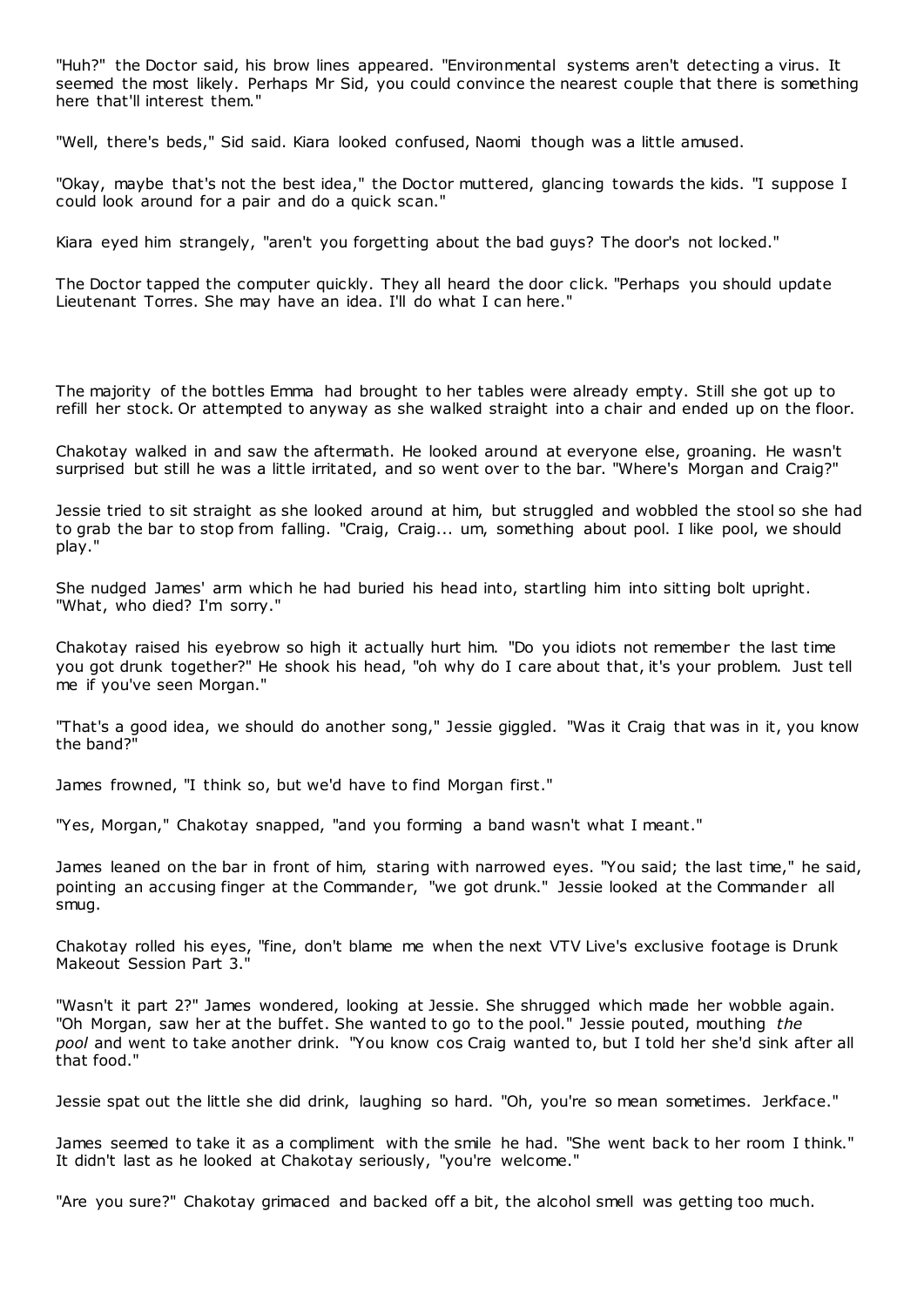"Huh?" the Doctor said, his brow lines appeared. "Environmental systems aren't detecting a virus. It seemed the most likely. Perhaps Mr Sid, you could convince the nearest couple that there is something here that'll interest them."

"Well, there's beds," Sid said. Kiara looked confused, Naomi though was a little amused.

"Okay, maybe that's not the best idea," the Doctor muttered, glancing towards the kids. "I suppose I could look around for a pair and do a quick scan."

Kiara eyed him strangely, "aren't you forgetting about the bad guys? The door's not locked."

The Doctor tapped the computer quickly. They all heard the door click. "Perhaps you should update Lieutenant Torres. She may have an idea. I'll do what I can here."

The majority of the bottles Emma had brought to her tables were already empty. Still she got up to refill her stock. Or attempted to anyway as she walked straight into a chair and ended up on the floor.

Chakotay walked in and saw the aftermath. He looked around at everyone else, groaning. He wasn't surprised but still he was a little irritated, and so went over to the bar. "Where's Morgan and Craig?"

Jessie tried to sit straight as she looked around at him, but struggled and wobbled the stool so she had to grab the bar to stop from falling. "Craig, Craig... um, something about pool. I like pool, we should play."

She nudged James' arm which he had buried his head into, startling him into sitting bolt upright. "What, who died? I'm sorry."

Chakotay raised his eyebrow so high it actually hurt him. "Do you idiots not remember the last time you got drunk together?" He shook his head, "oh why do I care about that, it's your problem. Just tell me if you've seen Morgan."

"That's a good idea, we should do another song," Jessie giggled. "Was it Craig that was in it, you know the band?"

James frowned, "I think so, but we'd have to find Morgan first."

"Yes, Morgan," Chakotay snapped, "and you forming a band wasn't what I meant."

James leaned on the bar in front of him, staring with narrowed eyes. "You said; the last time," he said, pointing an accusing finger at the Commander, "we got drunk." Jessie looked at the Commander all smug.

Chakotay rolled his eyes, "fine, don't blame me when the next VTV Live's exclusive footage is Drunk Makeout Session Part 3."

"Wasn't it part 2?" James wondered, looking at Jessie. She shrugged which made her wobble again. "Oh Morgan, saw her at the buffet. She wanted to go to the pool." Jessie pouted, mouthing *the pool* and went to take another drink. "You know cos Craig wanted to, but I told her she'd sink after all that food."

Jessie spat out the little she did drink, laughing so hard. "Oh, you're so mean sometimes. Jerkface."

James seemed to take it as a compliment with the smile he had. "She went back to her room I think." It didn't last as he looked at Chakotay seriously, "you're welcome."

"Are you sure?" Chakotay grimaced and backed off a bit, the alcohol smell was getting too much.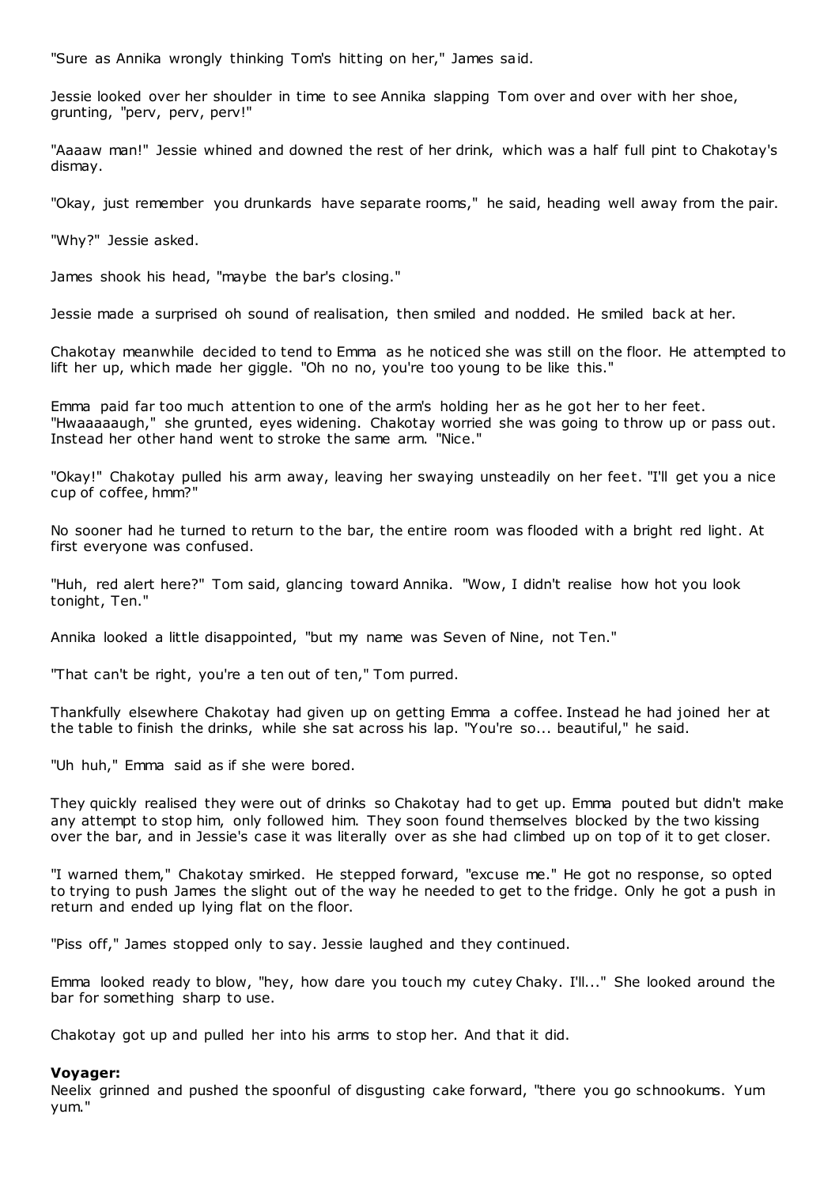"Sure as Annika wrongly thinking Tom's hitting on her," James said.

Jessie looked over her shoulder in time to see Annika slapping Tom over and over with her shoe, grunting, "perv, perv, perv!"

"Aaaaw man!" Jessie whined and downed the rest of her drink, which was a half full pint to Chakotay's dismay.

"Okay, just remember you drunkards have separate rooms," he said, heading well away from the pair.

"Why?" Jessie asked.

James shook his head, "maybe the bar's closing."

Jessie made a surprised oh sound of realisation, then smiled and nodded. He smiled back at her.

Chakotay meanwhile decided to tend to Emma as he noticed she was still on the floor. He attempted to lift her up, which made her giggle. "Oh no no, you're too young to be like this."

Emma paid far too much attention to one of the arm's holding her as he got her to her feet. "Hwaaaaaugh," she grunted, eyes widening. Chakotay worried she was going to throw up or pass out. Instead her other hand went to stroke the same arm. "Nice."

"Okay!" Chakotay pulled his arm away, leaving her swaying unsteadily on her feet. "I'll get you a nice cup of coffee, hmm?"

No sooner had he turned to return to the bar, the entire room was flooded with a bright red light. At first everyone was confused.

"Huh, red alert here?" Tom said, glancing toward Annika. "Wow, I didn't realise how hot you look tonight, Ten."

Annika looked a little disappointed, "but my name was Seven of Nine, not Ten."

"That can't be right, you're a ten out of ten," Tom purred.

Thankfully elsewhere Chakotay had given up on getting Emma a coffee. Instead he had joined her at the table to finish the drinks, while she sat across his lap. "You're so... beautiful," he said.

"Uh huh," Emma said as if she were bored.

They quickly realised they were out of drinks so Chakotay had to get up. Emma pouted but didn't make any attempt to stop him, only followed him. They soon found themselves blocked by the two kissing over the bar, and in Jessie's case it was literally over as she had climbed up on top of it to get closer.

"I warned them," Chakotay smirked. He stepped forward, "excuse me." He got no response, so opted to trying to push James the slight out of the way he needed to get to the fridge. Only he got a push in return and ended up lying flat on the floor.

"Piss off," James stopped only to say. Jessie laughed and they continued.

Emma looked ready to blow, "hey, how dare you touch my cutey Chaky. I'll..." She looked around the bar for something sharp to use.

Chakotay got up and pulled her into his arms to stop her. And that it did.

**Voyager:**
Neelix grinned and pushed the spoonful of disgusting cake forward, "there you go schnookums. Yum yum."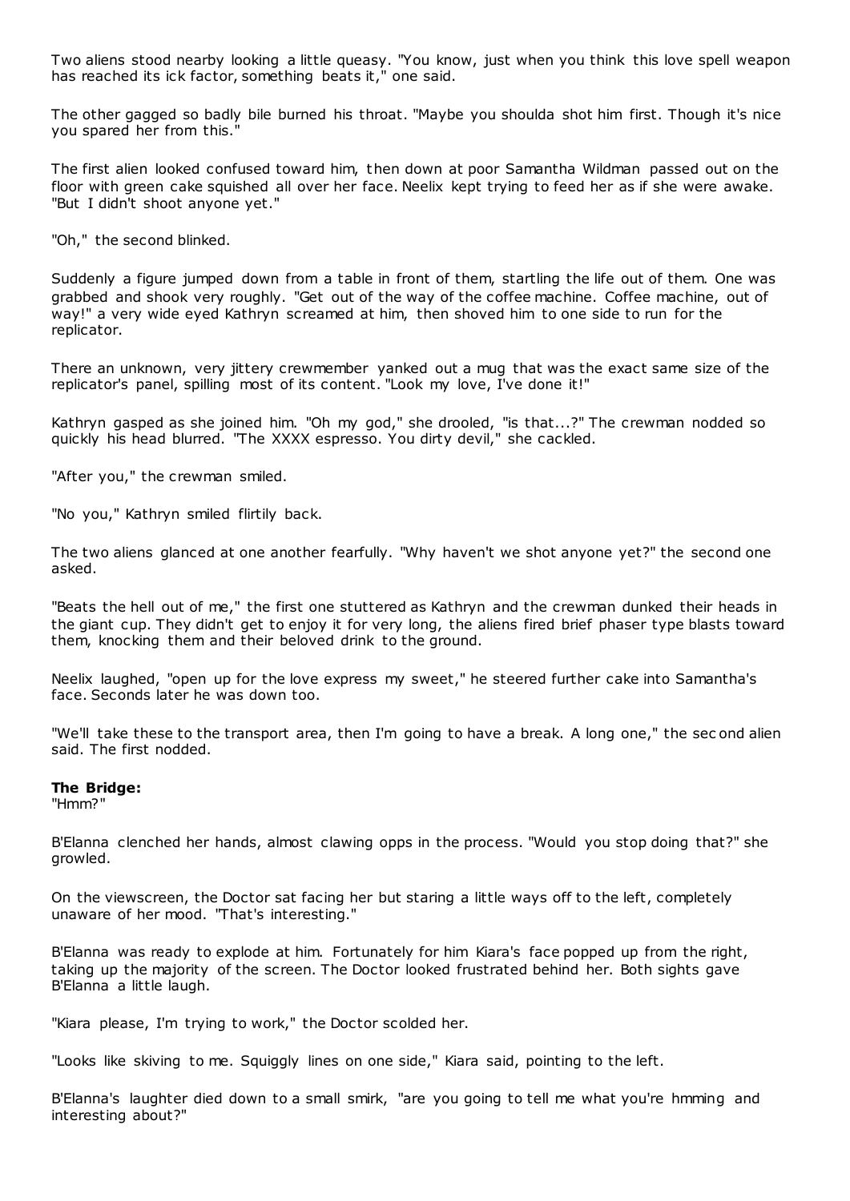Two aliens stood nearby looking a little queasy. "You know, just when you think this love spell weapon has reached its ick factor, something beats it," one said.

The other gagged so badly bile burned his throat. "Maybe you shoulda shot him first. Though it's nice you spared her from this."

The first alien looked confused toward him, then down at poor Samantha Wildman passed out on the floor with green cake squished all over her face. Neelix kept trying to feed her as if she were awake. "But I didn't shoot anyone yet."

"Oh," the second blinked.

Suddenly a figure jumped down from a table in front of them, startling the life out of them. One was grabbed and shook very roughly. "Get out of the way of the coffee machine. Coffee machine, out of way!" a very wide eyed Kathryn screamed at him, then shoved him to one side to run for the replicator.

There an unknown, very jittery crewmember yanked out a mug that was the exact same size of the replicator's panel, spilling most of its content. "Look my love, I've done it!"

Kathryn gasped as she joined him. "Oh my god," she drooled, "is that...?" The crewman nodded so quickly his head blurred. "The XXXX espresso. You dirty devil," she cackled.

"After you," the crewman smiled.

"No you," Kathryn smiled flirtily back.

The two aliens glanced at one another fearfully. "Why haven't we shot anyone yet?" the second one asked.

"Beats the hell out of me," the first one stuttered as Kathryn and the crewman dunked their heads in the giant cup. They didn't get to enjoy it for very long, the aliens fired brief phaser type blasts toward them, knocking them and their beloved drink to the ground.

Neelix laughed, "open up for the love express my sweet," he steered further cake into Samantha's face. Seconds later he was down too.

"We'll take these to the transport area, then I'm going to have a break. A long one," the second alien said. The first nodded.

**The Bridge:**
"Hmm?"

B'Elanna clenched her hands, almost clawing opps in the process. "Would you stop doing that?" she growled.

On the viewscreen, the Doctor sat facing her but staring a little ways off to the left, completely unaware of her mood. "That's interesting."

B'Elanna was ready to explode at him. Fortunately for him Kiara's face popped up from the right, taking up the majority of the screen. The Doctor looked frustrated behind her. Both sights gave B'Elanna a little laugh.

"Kiara please, I'm trying to work," the Doctor scolded her.

"Looks like skiving to me. Squiggly lines on one side," Kiara said, pointing to the left.

B'Elanna's laughter died down to a small smirk, "are you going to tell me what you're hmming and interesting about?"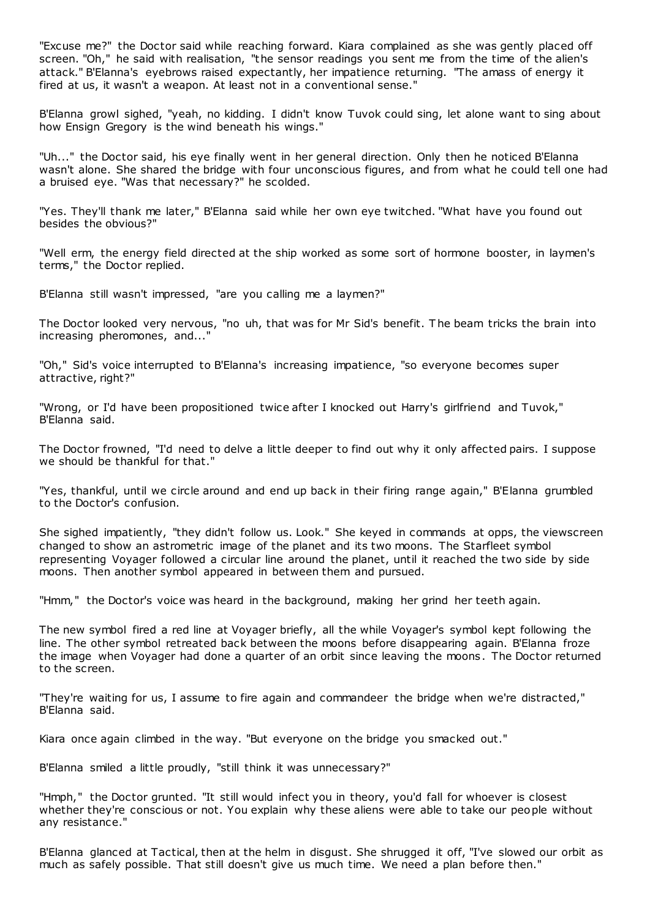"Excuse me?" the Doctor said while reaching forward. Kiara complained as she was gently placed off screen. "Oh," he said with realisation, "the sensor readings you sent me from the time of the alien's attack." B'Elanna's eyebrows raised expectantly, her impatience returning. "The amass of energy it fired at us, it wasn't a weapon. At least not in a conventional sense."

B'Elanna growl sighed, "yeah, no kidding. I didn't know Tuvok could sing, let alone want to sing about how Ensign Gregory is the wind beneath his wings."

"Uh..." the Doctor said, his eye finally went in her general direction. Only then he noticed B'Elanna wasn't alone. She shared the bridge with four unconscious figures, and from what he could tell one had a bruised eye. "Was that necessary?" he scolded.

"Yes. They'll thank me later," B'Elanna said while her own eye twitched. "What have you found out besides the obvious?"

"Well erm, the energy field directed at the ship worked as some sort of hormone booster, in laymen's terms," the Doctor replied.

B'Elanna still wasn't impressed, "are you calling me a laymen?"

The Doctor looked very nervous, "no uh, that was for Mr Sid's benefit. The beam tricks the brain into increasing pheromones, and..."

"Oh," Sid's voice interrupted to B'Elanna's increasing impatience, "so everyone becomes super attractive, right?"

"Wrong, or I'd have been propositioned twice after I knocked out Harry's girlfriend and Tuvok," B'Elanna said.

The Doctor frowned, "I'd need to delve a little deeper to find out why it only affected pairs. I suppose we should be thankful for that."

"Yes, thankful, until we circle around and end up back in their firing range again," B'Elanna grumbled to the Doctor's confusion.

She sighed impatiently, "they didn't follow us. Look." She keyed in commands at opps, the viewscreen changed to show an astrometric image of the planet and its two moons. The Starfleet symbol representing Voyager followed a circular line around the planet, until it reached the two side by side moons. Then another symbol appeared in between them and pursued.

"Hmm," the Doctor's voice was heard in the background, making her grind her teeth again.

The new symbol fired a red line at Voyager briefly, all the while Voyager's symbol kept following the line. The other symbol retreated back between the moons before disappearing again. B'Elanna froze the image when Voyager had done a quarter of an orbit since leaving the moons. The Doctor returned to the screen.

"They're waiting for us, I assume to fire again and commandeer the bridge when we're distracted," B'Elanna said.

Kiara once again climbed in the way. "But everyone on the bridge you smacked out."

B'Elanna smiled a little proudly, "still think it was unnecessary?"

"Hmph," the Doctor grunted. "It still would infect you in theory, you'd fall for whoever is closest whether they're conscious or not. You explain why these aliens were able to take our people without any resistance."

B'Elanna glanced at Tactical, then at the helm in disgust. She shrugged it off, "I've slowed our orbit as much as safely possible. That still doesn't give us much time. We need a plan before then."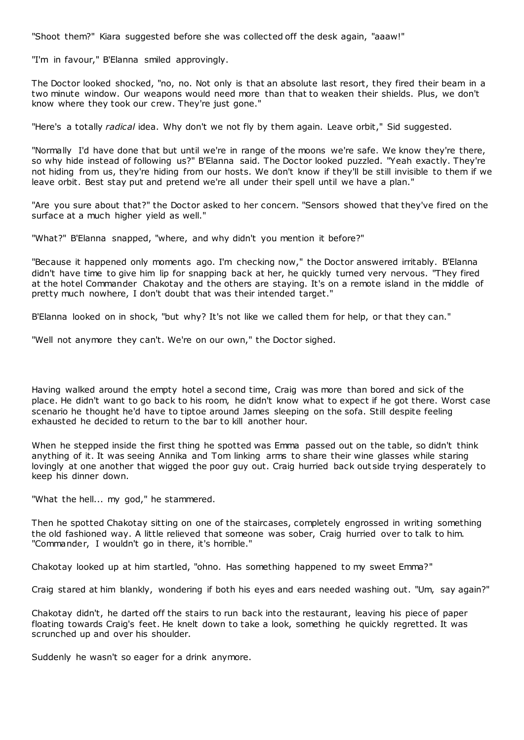"Shoot them?" Kiara suggested before she was collected off the desk again, "aaaw!"

"I'm in favour," B'Elanna smiled approvingly.

The Doctor looked shocked, "no, no. Not only is that an absolute last resort, they fired their beam in a two minute window. Our weapons would need more than that to weaken their shields. Plus, we don't know where they took our crew. They're just gone."

"Here's a totally *radical* idea. Why don't we not fly by them again. Leave orbit," Sid suggested.

"Normally I'd have done that but until we're in range of the moons we're safe. We know they're there, so why hide instead of following us?" B'Elanna said. The Doctor looked puzzled. "Yeah exactly. They're not hiding from us, they're hiding from our hosts. We don't know if they'll be still invisible to them if we leave orbit. Best stay put and pretend we're all under their spell until we have a plan."

"Are you sure about that?" the Doctor asked to her concern. "Sensors showed that they've fired on the surface at a much higher yield as well."

"What?" B'Elanna snapped, "where, and why didn't you mention it before?"

"Because it happened only moments ago. I'm checking now," the Doctor answered irritably. B'Elanna didn't have time to give him lip for snapping back at her, he quickly turned very nervous. "They fired at the hotel Commander Chakotay and the others are staying. It's on a remote island in the middle of pretty much nowhere, I don't doubt that was their intended target."

B'Elanna looked on in shock, "but why? It's not like we called them for help, or that they can."

"Well not anymore they can't. We're on our own," the Doctor sighed.

Having walked around the empty hotel a second time, Craig was more than bored and sick of the place. He didn't want to go back to his room, he didn't know what to expect if he got there. Worst case scenario he thought he'd have to tiptoe around James sleeping on the sofa. Still despite feeling exhausted he decided to return to the bar to kill another hour.

When he stepped inside the first thing he spotted was Emma passed out on the table, so didn't think anything of it. It was seeing Annika and Tom linking arms to share their wine glasses while staring lovingly at one another that wigged the poor guy out. Craig hurried back outside trying desperately to keep his dinner down.

"What the hell... my god," he stammered.

Then he spotted Chakotay sitting on one of the staircases, completely engrossed in writing something the old fashioned way. A little relieved that someone was sober, Craig hurried over to talk to him. "Commander, I wouldn't go in there, it's horrible."

Chakotay looked up at him startled, "ohno. Has something happened to my sweet Emma?"

Craig stared at him blankly, wondering if both his eyes and ears needed washing out. "Um, say again?"

Chakotay didn't, he darted off the stairs to run back into the restaurant, leaving his piece of paper floating towards Craig's feet. He knelt down to take a look, something he quickly regretted. It was scrunched up and over his shoulder.

Suddenly he wasn't so eager for a drink anymore.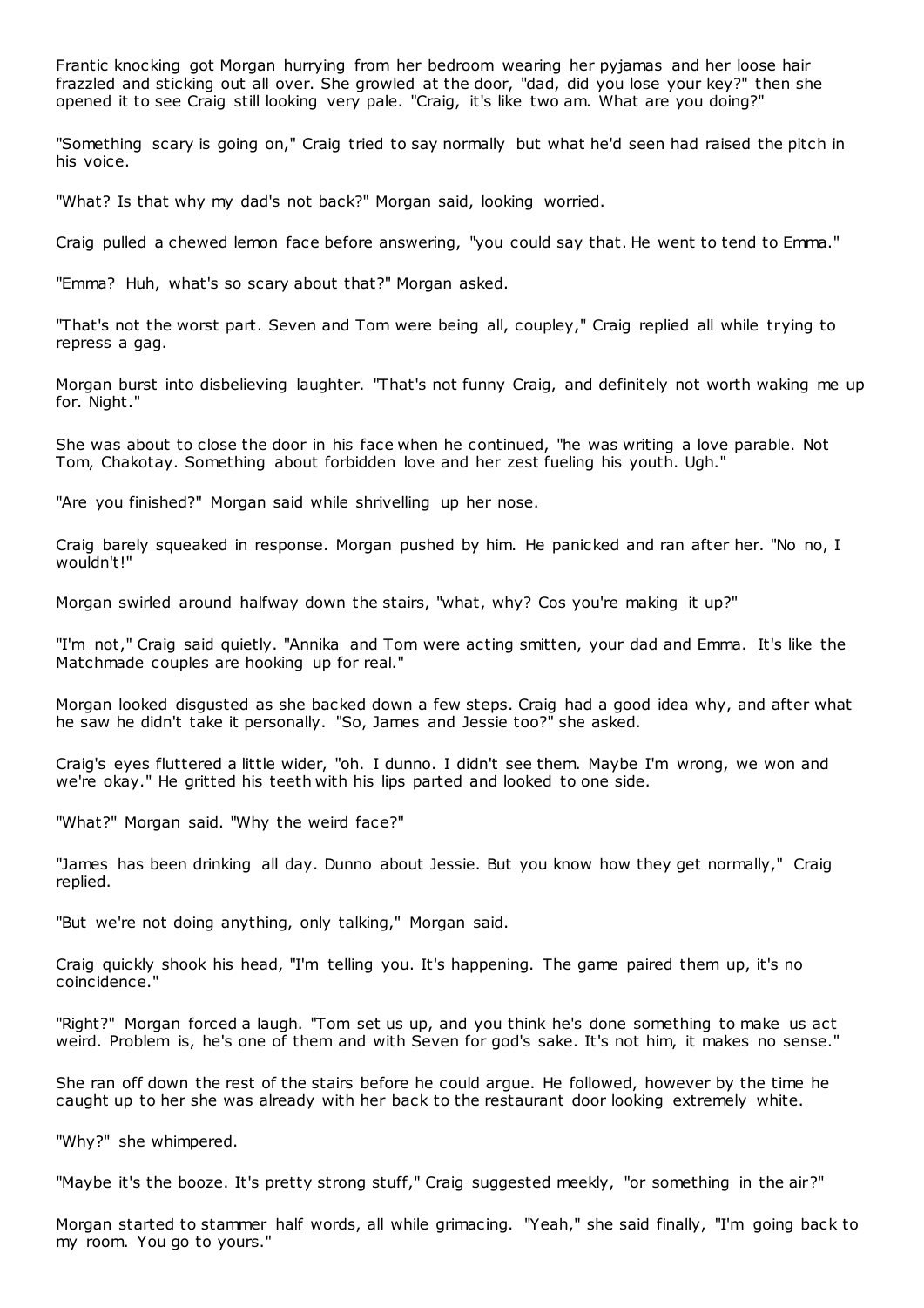Frantic knocking got Morgan hurrying from her bedroom wearing her pyjamas and her loose hair frazzled and sticking out all over. She growled at the door, "dad, did you lose your key?" then she opened it to see Craig still looking very pale. "Craig, it's like two am. What are you doing?"

"Something scary is going on," Craig tried to say normally but what he'd seen had raised the pitch in his voice.

"What? Is that why my dad's not back?" Morgan said, looking worried.

Craig pulled a chewed lemon face before answering, "you could say that. He went to tend to Emma."

"Emma? Huh, what's so scary about that?" Morgan asked.

"That's not the worst part. Seven and Tom were being all, coupley," Craig replied all while trying to repress a gag.

Morgan burst into disbelieving laughter. "That's not funny Craig, and definitely not worth waking me up for. Night."

She was about to close the door in his face when he continued, "he was writing a love parable. Not Tom, Chakotay. Something about forbidden love and her zest fueling his youth. Ugh."

"Are you finished?" Morgan said while shrivelling up her nose.

Craig barely squeaked in response. Morgan pushed by him. He panicked and ran after her. "No no, I wouldn't!"

Morgan swirled around halfway down the stairs, "what, why? Cos you're making it up?"

"I'm not," Craig said quietly. "Annika and Tom were acting smitten, your dad and Emma. It's like the Matchmade couples are hooking up for real."

Morgan looked disgusted as she backed down a few steps. Craig had a good idea why, and after what he saw he didn't take it personally. "So, James and Jessie too?" she asked.

Craig's eyes fluttered a little wider, "oh. I dunno. I didn't see them. Maybe I'm wrong, we won and we're okay." He gritted his teeth with his lips parted and looked to one side.

"What?" Morgan said. "Why the weird face?"

"James has been drinking all day. Dunno about Jessie. But you know how they get normally," Craig replied.

"But we're not doing anything, only talking," Morgan said.

Craig quickly shook his head, "I'm telling you. It's happening. The game paired them up, it's no coincidence."

"Right?" Morgan forced a laugh. "Tom set us up, and you think he's done something to make us act weird. Problem is, he's one of them and with Seven for god's sake. It's not him, it makes no sense."

She ran off down the rest of the stairs before he could argue. He followed, however by the time he caught up to her she was already with her back to the restaurant door looking extremely white.

"Why?" she whimpered.

"Maybe it's the booze. It's pretty strong stuff," Craig suggested meekly, "or something in the air?"

Morgan started to stammer half words, all while grimacing. "Yeah," she said finally, "I'm going back to my room. You go to yours."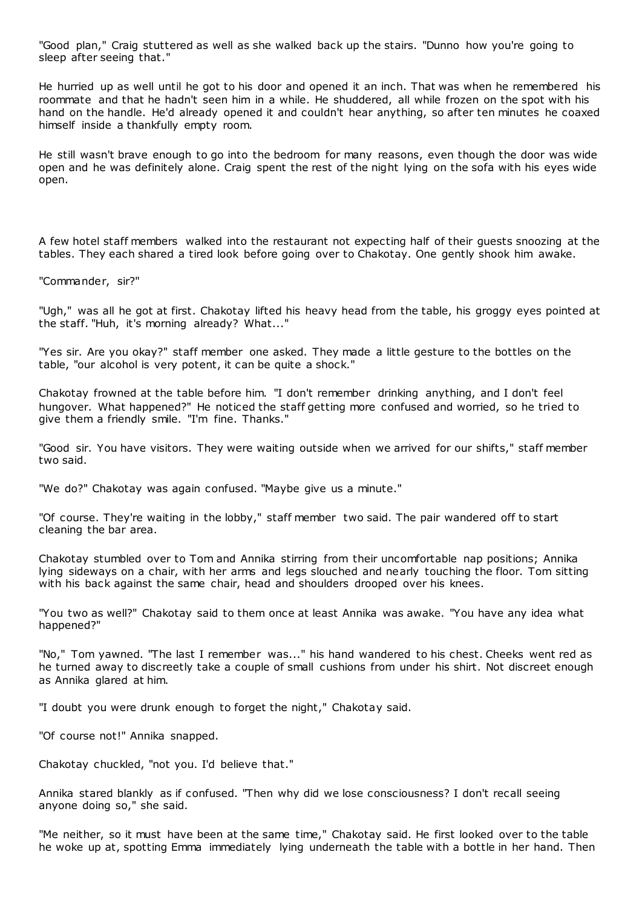"Good plan," Craig stuttered as well as she walked back up the stairs. "Dunno how you're going to sleep after seeing that."

He hurried up as well until he got to his door and opened it an inch. That was when he remembered his roommate and that he hadn't seen him in a while. He shuddered, all while frozen on the spot with his hand on the handle. He'd already opened it and couldn't hear anything, so after ten minutes he coaxed himself inside a thankfully empty room.

He still wasn't brave enough to go into the bedroom for many reasons, even though the door was wide open and he was definitely alone. Craig spent the rest of the night lying on the sofa with his eyes wide open.

A few hotel staff members walked into the restaurant not expecting half of their guests snoozing at the tables. They each shared a tired look before going over to Chakotay. One gently shook him awake.

"Commander, sir?"

"Ugh," was all he got at first. Chakotay lifted his heavy head from the table, his groggy eyes pointed at the staff. "Huh, it's morning already? What..."

"Yes sir. Are you okay?" staff member one asked. They made a little gesture to the bottles on the table, "our alcohol is very potent, it can be quite a shock."

Chakotay frowned at the table before him. "I don't remember drinking anything, and I don't feel hungover. What happened?" He noticed the staff getting more confused and worried, so he tried to give them a friendly smile. "I'm fine. Thanks."

"Good sir. You have visitors. They were waiting outside when we arrived for our shifts," staff member two said.

"We do?" Chakotay was again confused. "Maybe give us a minute."

"Of course. They're waiting in the lobby," staff member two said. The pair wandered off to start cleaning the bar area.

Chakotay stumbled over to Tom and Annika stirring from their uncomfortable nap positions; Annika lying sideways on a chair, with her arms and legs slouched and nearly touching the floor. Tom sitting with his back against the same chair, head and shoulders drooped over his knees.

"You two as well?" Chakotay said to them once at least Annika was awake. "You have any idea what happened?"

"No," Tom yawned. "The last I remember was..." his hand wandered to his chest. Cheeks went red as he turned away to discreetly take a couple of small cushions from under his shirt. Not discreet enough as Annika glared at him.

"I doubt you were drunk enough to forget the night," Chakotay said.

"Of course not!" Annika snapped.

Chakotay chuckled, "not you. I'd believe that."

Annika stared blankly as if confused. "Then why did we lose consciousness? I don't recall seeing anyone doing so," she said.

"Me neither, so it must have been at the same time," Chakotay said. He first looked over to the table he woke up at, spotting Emma immediately lying underneath the table with a bottle in her hand. Then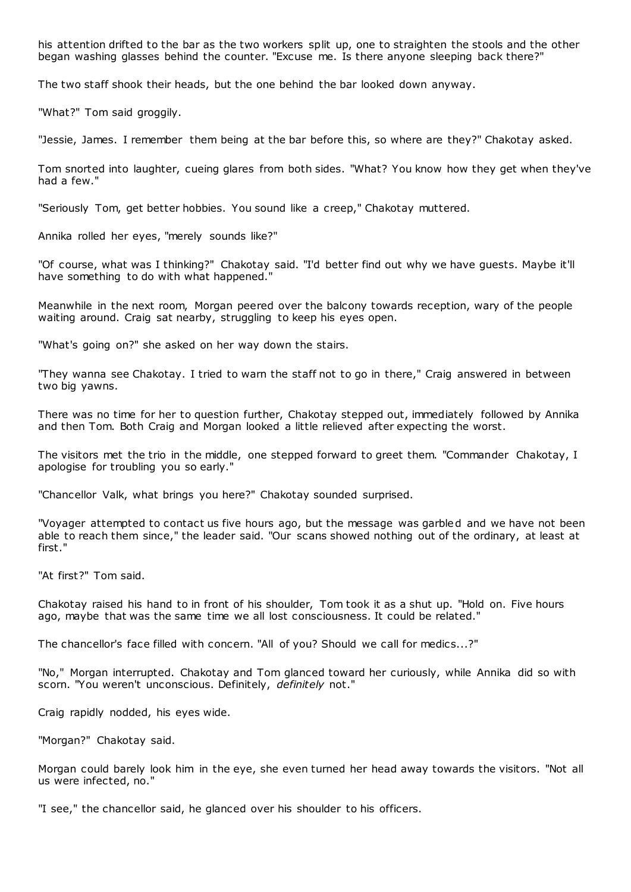his attention drifted to the bar as the two workers split up, one to straighten the stools and the other began washing glasses behind the counter. "Excuse me. Is there anyone sleeping back there?"

The two staff shook their heads, but the one behind the bar looked down anyway.

"What?" Tom said groggily.

"Jessie, James. I remember them being at the bar before this, so where are they?" Chakotay asked.

Tom snorted into laughter, cueing glares from both sides. "What? You know how they get when they've had a few."

"Seriously Tom, get better hobbies. You sound like a creep," Chakotay muttered.

Annika rolled her eyes, "merely sounds like?"

"Of course, what was I thinking?" Chakotay said. "I'd better find out why we have guests. Maybe it'll have something to do with what happened."

Meanwhile in the next room, Morgan peered over the balcony towards reception, wary of the people waiting around. Craig sat nearby, struggling to keep his eyes open.

"What's going on?" she asked on her way down the stairs.

"They wanna see Chakotay. I tried to warn the staff not to go in there," Craig answered in between two big yawns.

There was no time for her to question further, Chakotay stepped out, immediately followed by Annika and then Tom. Both Craig and Morgan looked a little relieved after expecting the worst.

The visitors met the trio in the middle, one stepped forward to greet them. "Commander Chakotay, I apologise for troubling you so early."

"Chancellor Valk, what brings you here?" Chakotay sounded surprised.

"Voyager attempted to contact us five hours ago, but the message was garbled and we have not been able to reach them since," the leader said. "Our scans showed nothing out of the ordinary, at least at first."

"At first?" Tom said.

Chakotay raised his hand to in front of his shoulder, Tom took it as a shut up. "Hold on. Five hours ago, maybe that was the same time we all lost consciousness. It could be related."

The chancellor's face filled with concern. "All of you? Should we call for medics...?"

"No," Morgan interrupted. Chakotay and Tom glanced toward her curiously, while Annika did so with scorn. "You weren't unconscious. Definitely, *definitely* not."

Craig rapidly nodded, his eyes wide.

"Morgan?" Chakotay said.

Morgan could barely look him in the eye, she even turned her head away towards the visitors. "Not all us were infected, no."

"I see," the chancellor said, he glanced over his shoulder to his officers.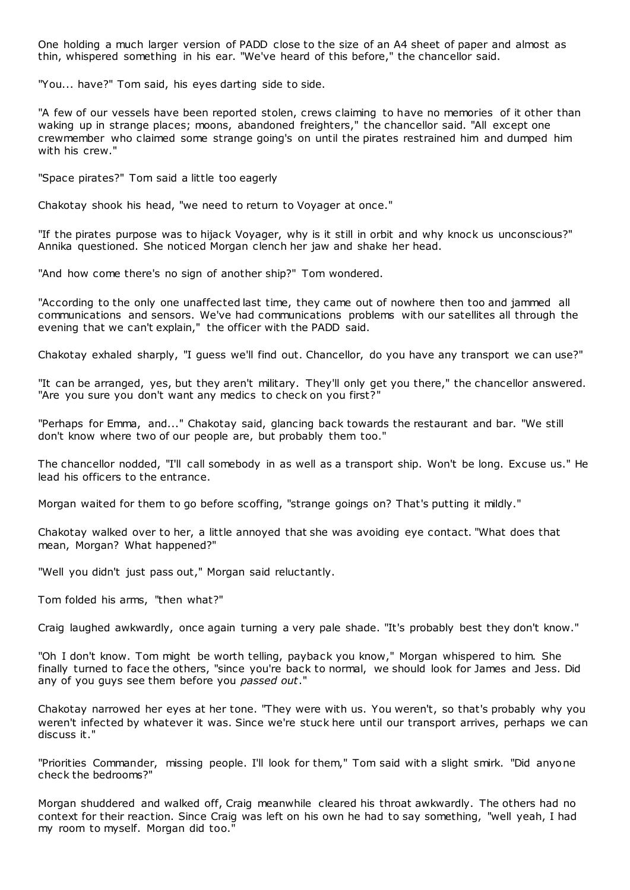One holding a much larger version of PADD close to the size of an A4 sheet of paper and almost as thin, whispered something in his ear. "We've heard of this before," the chancellor said.

"You... have?" Tom said, his eyes darting side to side.

"A few of our vessels have been reported stolen, crews claiming to have no memories of it other than waking up in strange places; moons, abandoned freighters," the chancellor said. "All except one crewmember who claimed some strange going's on until the pirates restrained him and dumped him with his crew."

"Space pirates?" Tom said a little too eagerly

Chakotay shook his head, "we need to return to Voyager at once."

"If the pirates purpose was to hijack Voyager, why is it still in orbit and why knock us unconscious?" Annika questioned. She noticed Morgan clench her jaw and shake her head.

"And how come there's no sign of another ship?" Tom wondered.

"According to the only one unaffected last time, they came out of nowhere then too and jammed all communications and sensors. We've had communications problems with our satellites all through the evening that we can't explain," the officer with the PADD said.

Chakotay exhaled sharply, "I guess we'll find out. Chancellor, do you have any transport we can use?"

"It can be arranged, yes, but they aren't military. They'll only get you there," the chancellor answered. "Are you sure you don't want any medics to check on you first?"

"Perhaps for Emma, and..." Chakotay said, glancing back towards the restaurant and bar. "We still don't know where two of our people are, but probably them too."

The chancellor nodded, "I'll call somebody in as well as a transport ship. Won't be long. Excuse us." He lead his officers to the entrance.

Morgan waited for them to go before scoffing, "strange goings on? That's putting it mildly."

Chakotay walked over to her, a little annoyed that she was avoiding eye contact. "What does that mean, Morgan? What happened?"

"Well you didn't just pass out," Morgan said reluctantly.

Tom folded his arms, "then what?"

Craig laughed awkwardly, once again turning a very pale shade. "It's probably best they don't know."

"Oh I don't know. Tom might be worth telling, payback you know," Morgan whispered to him. She finally turned to face the others, "since you're back to normal, we should look for James and Jess. Did any of you guys see them before you *passed out*."

Chakotay narrowed her eyes at her tone. "They were with us. You weren't, so that's probably why you weren't infected by whatever it was. Since we're stuck here until our transport arrives, perhaps we can discuss it."

"Priorities Commander, missing people. I'll look for them," Tom said with a slight smirk. "Did anyone check the bedrooms?"

Morgan shuddered and walked off, Craig meanwhile cleared his throat awkwardly. The others had no context for their reaction. Since Craig was left on his own he had to say something, "well yeah, I had my room to myself. Morgan did too."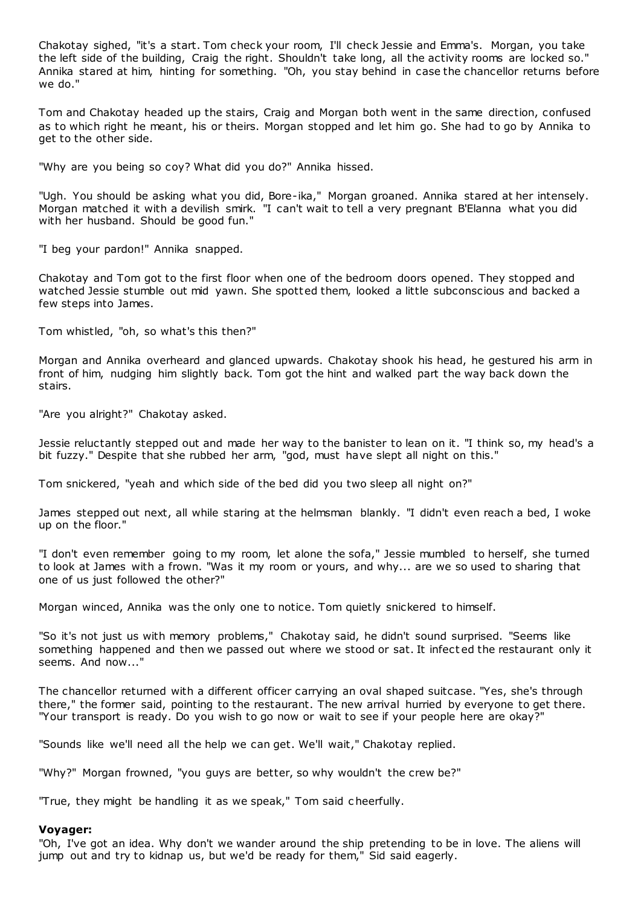Chakotay sighed, "it's a start. Tom check your room, I'll check Jessie and Emma's. Morgan, you take the left side of the building, Craig the right. Shouldn't take long, all the activity rooms are locked so." Annika stared at him, hinting for something. "Oh, you stay behind in case the chancellor returns before we do."

Tom and Chakotay headed up the stairs, Craig and Morgan both went in the same direction, confused as to which right he meant, his or theirs. Morgan stopped and let him go. She had to go by Annika to get to the other side.

"Why are you being so coy? What did you do?" Annika hissed.

"Ugh. You should be asking what you did, Bore-ika," Morgan groaned. Annika stared at her intensely. Morgan matched it with a devilish smirk. "I can't wait to tell a very pregnant B'Elanna what you did with her husband. Should be good fun."

"I beg your pardon!" Annika snapped.

Chakotay and Tom got to the first floor when one of the bedroom doors opened. They stopped and watched Jessie stumble out mid yawn. She spotted them, looked a little subconscious and backed a few steps into James.

Tom whistled, "oh, so what's this then?"

Morgan and Annika overheard and glanced upwards. Chakotay shook his head, he gestured his arm in front of him, nudging him slightly back. Tom got the hint and walked part the way back down the stairs.

"Are you alright?" Chakotay asked.

Jessie reluctantly stepped out and made her way to the banister to lean on it. "I think so, my head's a bit fuzzy." Despite that she rubbed her arm, "god, must have slept all night on this."

Tom snickered, "yeah and which side of the bed did you two sleep all night on?"

James stepped out next, all while staring at the helmsman blankly. "I didn't even reach a bed, I woke up on the floor."

"I don't even remember going to my room, let alone the sofa," Jessie mumbled to herself, she turned to look at James with a frown. "Was it my room or yours, and why... are we so used to sharing that one of us just followed the other?"

Morgan winced, Annika was the only one to notice. Tom quietly snickered to himself.

"So it's not just us with memory problems," Chakotay said, he didn't sound surprised. "Seems like something happened and then we passed out where we stood or sat. It infected the restaurant only it seems. And now..."

The chancellor returned with a different officer carrying an oval shaped suitcase. "Yes, she's through there," the former said, pointing to the restaurant. The new arrival hurried by everyone to get there. "Your transport is ready. Do you wish to go now or wait to see if your people here are okay?"

"Sounds like we'll need all the help we can get. We'll wait," Chakotay replied.

"Why?" Morgan frowned, "you guys are better, so why wouldn't the crew be?"

"True, they might be handling it as we speak," Tom said cheerfully.

**Voyager:**

"Oh, I've got an idea. Why don't we wander around the ship pretending to be in love. The aliens will jump out and try to kidnap us, but we'd be ready for them," Sid said eagerly.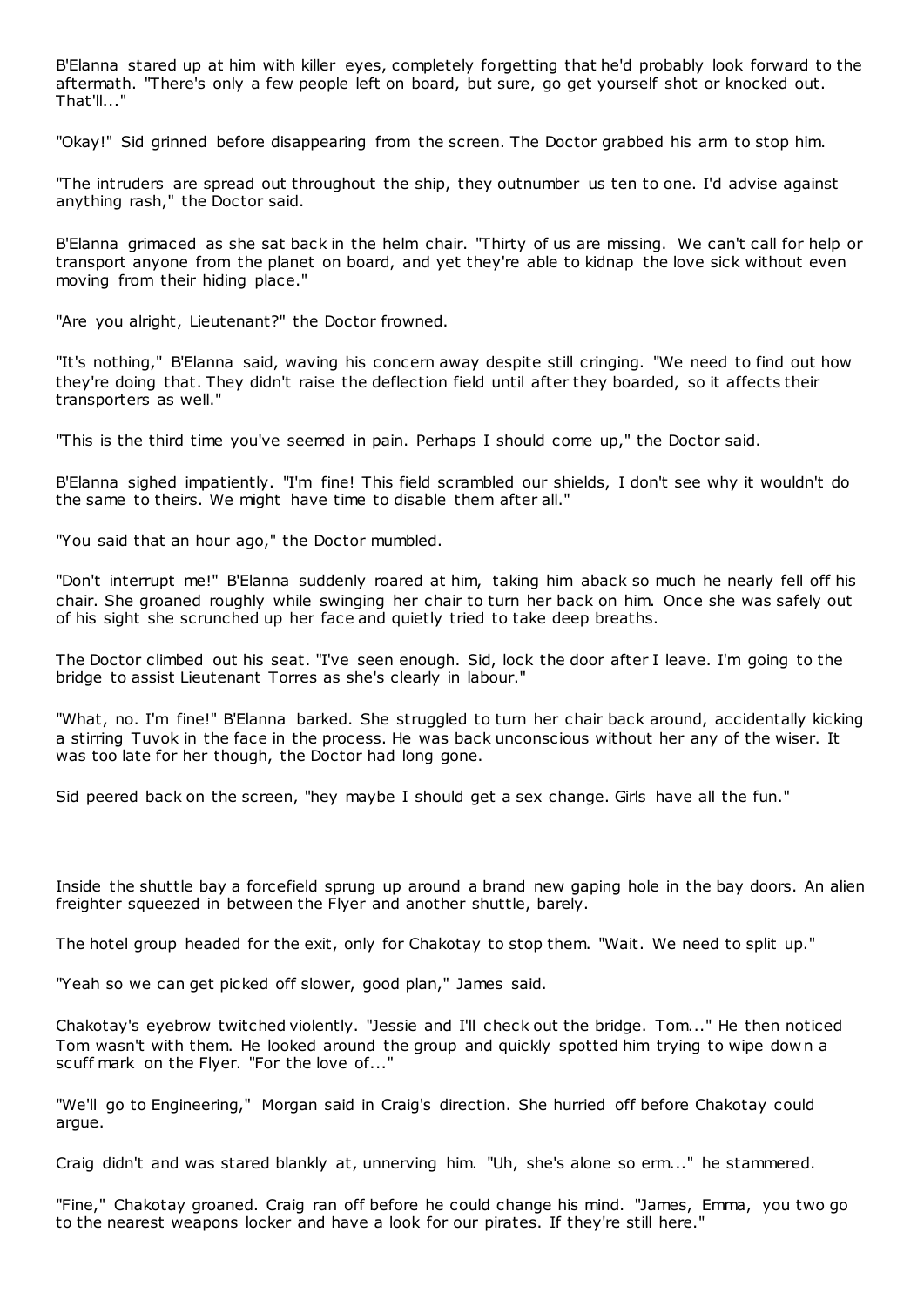B'Elanna stared up at him with killer eyes, completely forgetting that he'd probably look forward to the aftermath. "There's only a few people left on board, but sure, go get yourself shot or knocked out. That'll..."

"Okay!" Sid grinned before disappearing from the screen. The Doctor grabbed his arm to stop him.

"The intruders are spread out throughout the ship, they outnumber us ten to one. I'd advise against anything rash," the Doctor said.

B'Elanna grimaced as she sat back in the helm chair. "Thirty of us are missing. We can't call for help or transport anyone from the planet on board, and yet they're able to kidnap the love sick without even moving from their hiding place."

"Are you alright, Lieutenant?" the Doctor frowned.

"It's nothing," B'Elanna said, waving his concern away despite still cringing. "We need to find out how they're doing that. They didn't raise the deflection field until after they boarded, so it affects their transporters as well."

"This is the third time you've seemed in pain. Perhaps I should come up," the Doctor said.

B'Elanna sighed impatiently. "I'm fine! This field scrambled our shields, I don't see why it wouldn't do the same to theirs. We might have time to disable them after all."

"You said that an hour ago," the Doctor mumbled.

"Don't interrupt me!" B'Elanna suddenly roared at him, taking him aback so much he nearly fell off his chair. She groaned roughly while swinging her chair to turn her back on him. Once she was safely out of his sight she scrunched up her face and quietly tried to take deep breaths.

The Doctor climbed out his seat. "I've seen enough. Sid, lock the door after I leave. I'm going to the bridge to assist Lieutenant Torres as she's clearly in labour."

"What, no. I'm fine!" B'Elanna barked. She struggled to turn her chair back around, accidentally kicking a stirring Tuvok in the face in the process. He was back unconscious without her any of the wiser. It was too late for her though, the Doctor had long gone.

Sid peered back on the screen, "hey maybe I should get a sex change. Girls have all the fun."

Inside the shuttle bay a forcefield sprung up around a brand new gaping hole in the bay doors. An alien freighter squeezed in between the Flyer and another shuttle, barely.

The hotel group headed for the exit, only for Chakotay to stop them. "Wait. We need to split up."

"Yeah so we can get picked off slower, good plan," James said.

Chakotay's eyebrow twitched violently. "Jessie and I'll check out the bridge. Tom..." He then noticed Tom wasn't with them. He looked around the group and quickly spotted him trying to wipe down a scuff mark on the Flyer. "For the love of..."

"We'll go to Engineering," Morgan said in Craig's direction. She hurried off before Chakotay could argue.

Craig didn't and was stared blankly at, unnerving him. "Uh, she's alone so erm..." he stammered.

"Fine," Chakotay groaned. Craig ran off before he could change his mind. "James, Emma, you two go to the nearest weapons locker and have a look for our pirates. If they're still here."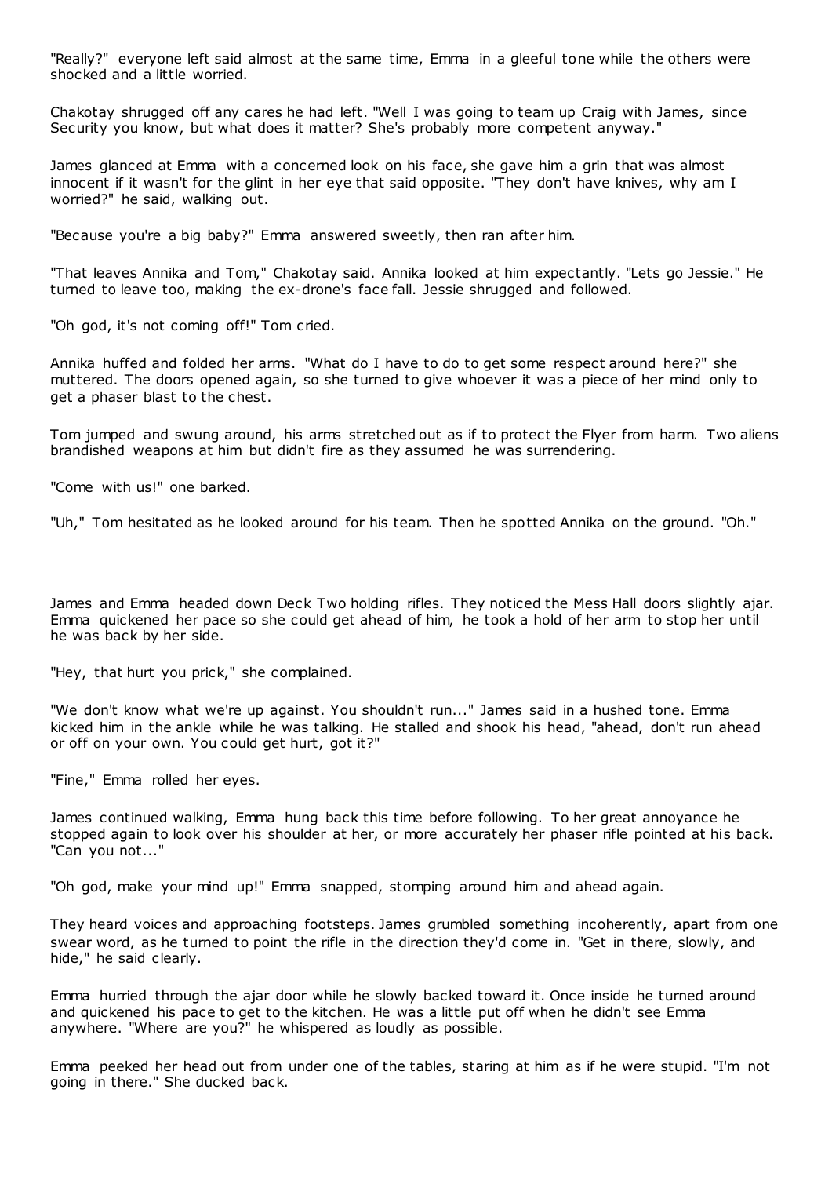"Really?" everyone left said almost at the same time, Emma in a gleeful tone while the others were shocked and a little worried.

Chakotay shrugged off any cares he had left. "Well I was going to team up Craig with James, since Security you know, but what does it matter? She's probably more competent anyway."

James glanced at Emma with a concerned look on his face, she gave him a grin that was almost innocent if it wasn't for the glint in her eye that said opposite. "They don't have knives, why am I worried?" he said, walking out.

"Because you're a big baby?" Emma answered sweetly, then ran after him.

"That leaves Annika and Tom," Chakotay said. Annika looked at him expectantly. "Lets go Jessie." He turned to leave too, making the ex-drone's face fall. Jessie shrugged and followed.

"Oh god, it's not coming off!" Tom cried.

Annika huffed and folded her arms. "What do I have to do to get some respect around here?" she muttered. The doors opened again, so she turned to give whoever it was a piece of her mind only to get a phaser blast to the chest.

Tom jumped and swung around, his arms stretched out as if to protect the Flyer from harm. Two aliens brandished weapons at him but didn't fire as they assumed he was surrendering.

"Come with us!" one barked.

"Uh," Tom hesitated as he looked around for his team. Then he spotted Annika on the ground. "Oh."

James and Emma headed down Deck Two holding rifles. They noticed the Mess Hall doors slightly ajar. Emma quickened her pace so she could get ahead of him, he took a hold of her arm to stop her until he was back by her side.

"Hey, that hurt you prick," she complained.

"We don't know what we're up against. You shouldn't run..." James said in a hushed tone. Emma kicked him in the ankle while he was talking. He stalled and shook his head, "ahead, don't run ahead or off on your own. You could get hurt, got it?"

"Fine," Emma rolled her eyes.

James continued walking, Emma hung back this time before following. To her great annoyance he stopped again to look over his shoulder at her, or more accurately her phaser rifle pointed at his back. "Can you not..."

"Oh god, make your mind up!" Emma snapped, stomping around him and ahead again.

They heard voices and approaching footsteps. James grumbled something incoherently, apart from one swear word, as he turned to point the rifle in the direction they'd come in. "Get in there, slowly, and hide," he said clearly.

Emma hurried through the ajar door while he slowly backed toward it. Once inside he turned around and quickened his pace to get to the kitchen. He was a little put off when he didn't see Emma anywhere. "Where are you?" he whispered as loudly as possible.

Emma peeked her head out from under one of the tables, staring at him as if he were stupid. "I'm not going in there." She ducked back.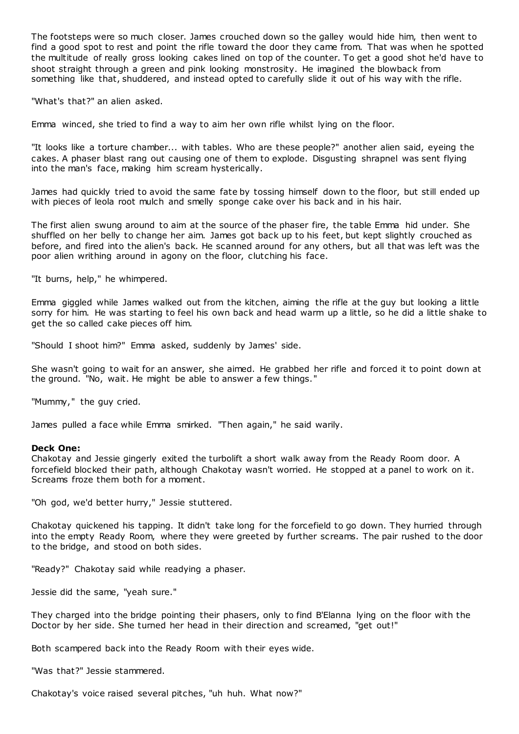The footsteps were so much closer. James crouched down so the galley would hide him, then went to find a good spot to rest and point the rifle toward the door they came from. That was when he spotted the multitude of really gross looking cakes lined on top of the counter. To get a good shot he'd have to shoot straight through a green and pink looking monstrosity. He imagined the blowback from something like that, shuddered, and instead opted to carefully slide it out of his way with the rifle.

"What's that?" an alien asked.

Emma winced, she tried to find a way to aim her own rifle whilst lying on the floor.

"It looks like a torture chamber... with tables. Who are these people?" another alien said, eyeing the cakes. A phaser blast rang out causing one of them to explode. Disgusting shrapnel was sent flying into the man's face, making him scream hysterically.

James had quickly tried to avoid the same fate by tossing himself down to the floor, but still ended up with pieces of leola root mulch and smelly sponge cake over his back and in his hair.

The first alien swung around to aim at the source of the phaser fire, the table Emma hid under. She shuffled on her belly to change her aim. James got back up to his feet, but kept slightly crouched as before, and fired into the alien's back. He scanned around for any others, but all that was left was the poor alien writhing around in agony on the floor, clutching his face.

"It burns, help," he whimpered.

Emma giggled while James walked out from the kitchen, aiming the rifle at the guy but looking a little sorry for him. He was starting to feel his own back and head warm up a little, so he did a little shake to get the so called cake pieces off him.

"Should I shoot him?" Emma asked, suddenly by James' side.

She wasn't going to wait for an answer, she aimed. He grabbed her rifle and forced it to point down at the ground. "No, wait. He might be able to answer a few things."

"Mummy," the guy cried.

James pulled a face while Emma smirked. "Then again," he said warily.

**Deck One:**
Chakotay and Jessie gingerly exited the turbolift a short walk away from the Ready Room door. A forcefield blocked their path, although Chakotay wasn't worried. He stopped at a panel to work on it. Screams froze them both for a moment.

"Oh god, we'd better hurry," Jessie stuttered.

Chakotay quickened his tapping. It didn't take long for the forcefield to go down. They hurried through into the empty Ready Room, where they were greeted by further screams. The pair rushed to the door to the bridge, and stood on both sides.

"Ready?" Chakotay said while readying a phaser.

Jessie did the same, "yeah sure."

They charged into the bridge pointing their phasers, only to find B'Elanna lying on the floor with the Doctor by her side. She turned her head in their direction and screamed, "get out!"

Both scampered back into the Ready Room with their eyes wide.

"Was that?" Jessie stammered.

Chakotay's voice raised several pitches, "uh huh. What now?"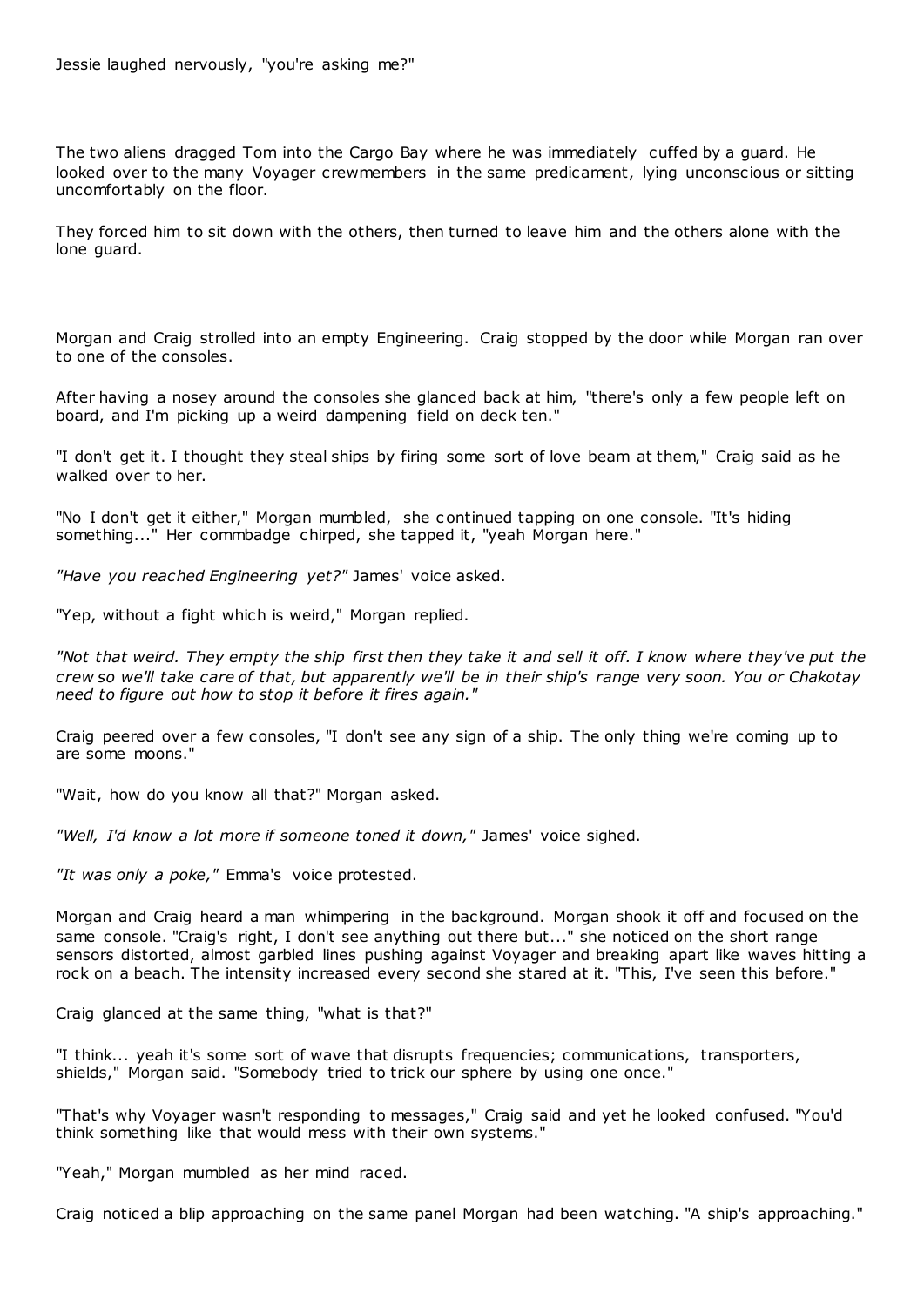Jessie laughed nervously, "you're asking me?"

The two aliens dragged Tom into the Cargo Bay where he was immediately cuffed by a guard. He looked over to the many Voyager crewmembers in the same predicament, lying unconscious or sitting uncomfortably on the floor.

They forced him to sit down with the others, then turned to leave him and the others alone with the lone guard.

Morgan and Craig strolled into an empty Engineering. Craig stopped by the door while Morgan ran over to one of the consoles.

After having a nosey around the consoles she glanced back at him, "there's only a few people left on board, and I'm picking up a weird dampening field on deck ten."

"I don't get it. I thought they steal ships by firing some sort of love beam at them," Craig said as he walked over to her.

"No I don't get it either," Morgan mumbled, she continued tapping on one console. "It's hiding something..." Her commbadge chirped, she tapped it, "yeah Morgan here."

*"Have you reached Engineering yet?"* James' voice asked.

"Yep, without a fight which is weird," Morgan replied.

*"Not that weird. They empty the ship first then they take it and sell it off. I know where they've put the crew so we'll take care of that, but apparently we'll be in their ship's range very soon. You or Chakotay need to figure out how to stop it before it fires again."*

Craig peered over a few consoles, "I don't see any sign of a ship. The only thing we're coming up to are some moons."

"Wait, how do you know all that?" Morgan asked.

*"Well, I'd know a lot more if someone toned it down,"* James' voice sighed.

*"It was only a poke,"* Emma's voice protested.

Morgan and Craig heard a man whimpering in the background. Morgan shook it off and focused on the same console. "Craig's right, I don't see anything out there but..." she noticed on the short range sensors distorted, almost garbled lines pushing against Voyager and breaking apart like waves hitting a rock on a beach. The intensity increased every second she stared at it. "This, I've seen this before."

Craig glanced at the same thing, "what is that?"

"I think... yeah it's some sort of wave that disrupts frequencies; communications, transporters, shields," Morgan said. "Somebody tried to trick our sphere by using one once."

"That's why Voyager wasn't responding to messages," Craig said and yet he looked confused. "You'd think something like that would mess with their own systems."

"Yeah," Morgan mumbled as her mind raced.

Craig noticed a blip approaching on the same panel Morgan had been watching. "A ship's approaching."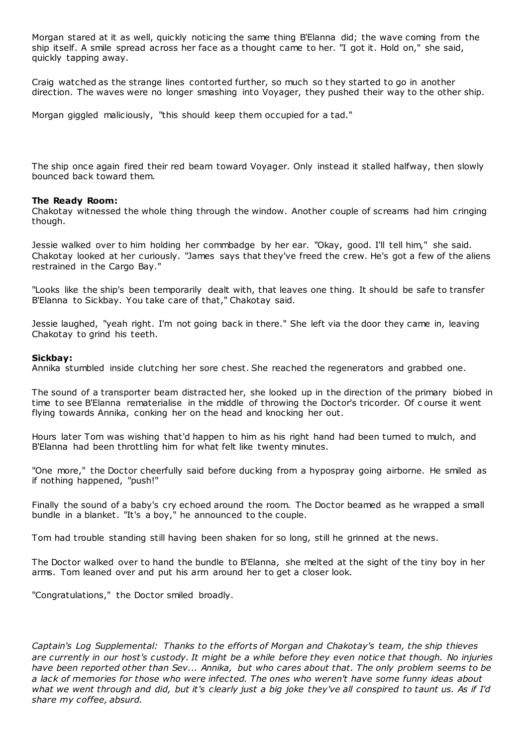Morgan stared at it as well, quickly noticing the same thing B'Elanna did; the wave coming from the ship itself. A smile spread across her face as a thought came to her. "I got it. Hold on," she said, quickly tapping away.

Craig watched as the strange lines contorted further, so much so they started to go in another direction. The waves were no longer smashing into Voyager, they pushed their way to the other ship.

Morgan giggled maliciously, "this should keep them occupied for a tad."

The ship once again fired their red beam toward Voyager. Only instead it stalled halfway, then slowly bounced back toward them.

**The Ready Room:**
Chakotay witnessed the whole thing through the window. Another couple of screams had him cringing though.

Jessie walked over to him holding her commbadge by her ear. "Okay, good. I'll tell him," she said. Chakotay looked at her curiously. "James says that they've freed the crew. He's got a few of the aliens restrained in the Cargo Bay."

"Looks like the ship's been temporarily dealt with, that leaves one thing. It should be safe to transfer B'Elanna to Sickbay. You take care of that," Chakotay said.

Jessie laughed, "yeah right. I'm not going back in there." She left via the door they came in, leaving Chakotay to grind his teeth.

**Sickbay:**
Annika stumbled inside clutching her sore chest. She reached the regenerators and grabbed one.

The sound of a transporter beam distracted her, she looked up in the direction of the primary biobed in time to see B'Elanna rematerialise in the middle of throwing the Doctor's tricorder. Of course it went flying towards Annika, conking her on the head and knocking her out.

Hours later Tom was wishing that'd happen to him as his right hand had been turned to mulch, and B'Elanna had been throttling him for what felt like twenty minutes.

"One more," the Doctor cheerfully said before ducking from a hypospray going airborne. He smiled as if nothing happened, "push!"

Finally the sound of a baby's cry echoed around the room. The Doctor beamed as he wrapped a small bundle in a blanket. "It's a boy," he announced to the couple.

Tom had trouble standing still having been shaken for so long, still he grinned at the news.

The Doctor walked over to hand the bundle to B'Elanna, she melted at the sight of the tiny boy in her arms. Tom leaned over and put his arm around her to get a closer look.

"Congratulations," the Doctor smiled broadly.

*Captain's Log Supplemental: Thanks to the efforts of Morgan and Chakotay's team, the ship thieves are currently in our host's custody. It might be a while before they even notice that though. No injuries have been reported other than Sev... Annika, but who cares about that. The only problem seems to be a lack of memories for those who were infected. The ones who weren't have some funny ideas about what we went through and did, but it's clearly just a big joke they've all conspired to taunt us. As if I'd share my coffee, absurd.*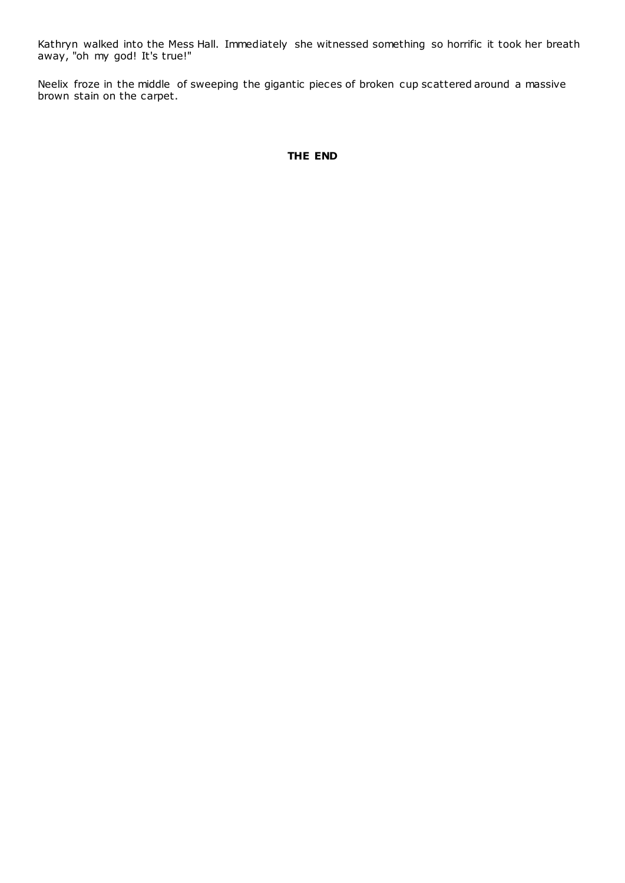Kathryn walked into the Mess Hall. Immediately she witnessed something so horrific it took her breath away, "oh my god! It's true!"

Neelix froze in the middle of sweeping the gigantic pieces of broken cup scattered around a massive brown stain on the carpet.

**THE END**